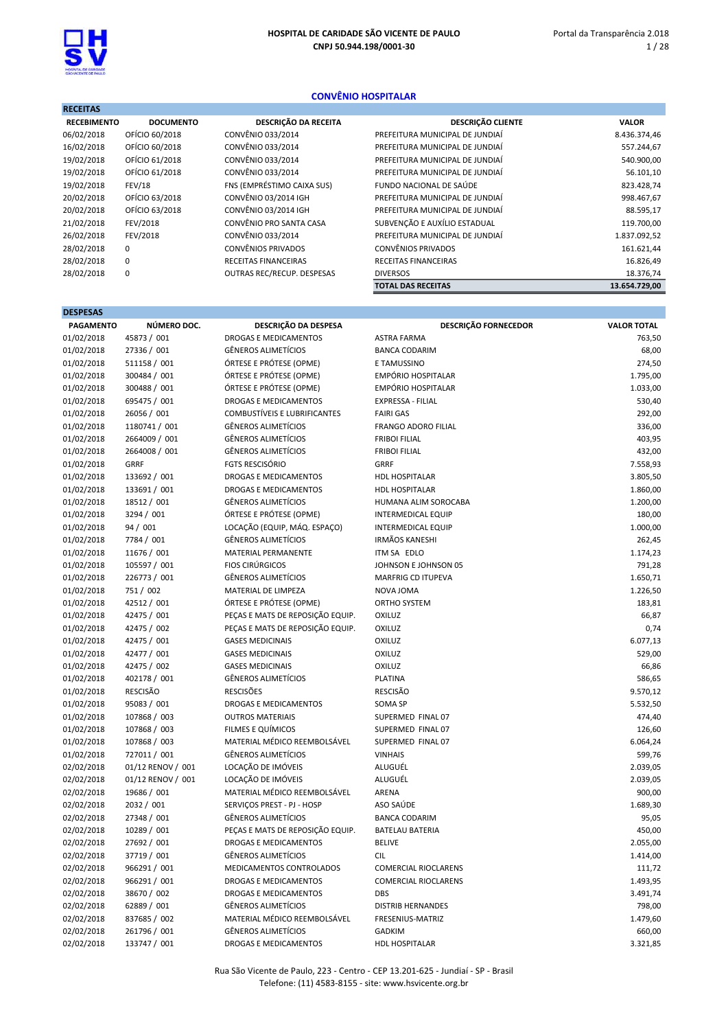HOSPITAL DE CARIDADE SÃO VICENTE DE PAULO
CNPJ 50.944.198/0001-30

Portal da Transparência 2.018

## CONVÊNIO HOSPITALAR

### RECEITAS

| RECEBIMENTO | DOCUMENTO | DESCRIÇÃO DA RECEITA | DESCRIÇÃO CLIENTE | VALOR |
|---|---|---|---|---|
| 06/02/2018 | OFÍCIO 60/2018 | CONVÊNIO 033/2014 | PREFEITURA MUNICIPAL DE JUNDIAÍ | 8.436.374,46 |
| 16/02/2018 | OFÍCIO 60/2018 | CONVÊNIO 033/2014 | PREFEITURA MUNICIPAL DE JUNDIAÍ | 557.244,67 |
| 19/02/2018 | OFÍCIO 61/2018 | CONVÊNIO 033/2014 | PREFEITURA MUNICIPAL DE JUNDIAÍ | 540.900,00 |
| 19/02/2018 | OFÍCIO 61/2018 | CONVÊNIO 033/2014 | PREFEITURA MUNICIPAL DE JUNDIAÍ | 56.101,10 |
| 19/02/2018 | FEV/18 | FNS (EMPRÉSTIMO CAIXA SUS) | FUNDO NACIONAL DE SAÚDE | 823.428,74 |
| 20/02/2018 | OFÍCIO 63/2018 | CONVÊNIO 03/2014 IGH | PREFEITURA MUNICIPAL DE JUNDIAÍ | 998.467,67 |
| 20/02/2018 | OFÍCIO 63/2018 | CONVÊNIO 03/2014 IGH | PREFEITURA MUNICIPAL DE JUNDIAÍ | 88.595,17 |
| 21/02/2018 | FEV/2018 | CONVÊNIO PRO SANTA CASA | SUBVENÇÃO E AUXÍLIO ESTADUAL | 119.700,00 |
| 26/02/2018 | FEV/2018 | CONVÊNIO 033/2014 | PREFEITURA MUNICIPAL DE JUNDIAÍ | 1.837.092,52 |
| 28/02/2018 | 0 | CONVÊNIOS PRIVADOS | CONVÊNIOS PRIVADOS | 161.621,44 |
| 28/02/2018 | 0 | RECEITAS FINANCEIRAS | RECEITAS FINANCEIRAS | 16.826,49 |
| 28/02/2018 | 0 | OUTRAS REC/RECUP. DESPESAS | DIVERSOS | 18.376,74 |
| | | | **TOTAL DAS RECEITAS** | **13.654.729,00** |

### DESPESAS

| PAGAMENTO | NÚMERO DOC. | DESCRIÇÃO DA DESPESA | DESCRIÇÃO FORNECEDOR | VALOR TOTAL |
|---|---|---|---|---|
| 01/02/2018 | 45873 / 001 | DROGAS E MEDICAMENTOS | ASTRA FARMA | 763,50 |
| 01/02/2018 | 27336 / 001 | GÊNEROS ALIMENTÍCIOS | BANCA CODARIM | 68,00 |
| 01/02/2018 | 511158 / 001 | ÓRTESE E PRÓTESE (OPME) | E TAMUSSINO | 274,50 |
| 01/02/2018 | 300484 / 001 | ÓRTESE E PRÓTESE (OPME) | EMPÓRIO HOSPITALAR | 1.795,00 |
| 01/02/2018 | 300488 / 001 | ÓRTESE E PRÓTESE (OPME) | EMPÓRIO HOSPITALAR | 1.033,00 |
| 01/02/2018 | 695475 / 001 | DROGAS E MEDICAMENTOS | EXPRESSA - FILIAL | 530,40 |
| 01/02/2018 | 26056 / 001 | COMBUSTÍVEIS E LUBRIFICANTES | FAIRI GAS | 292,00 |
| 01/02/2018 | 1180741 / 001 | GÊNEROS ALIMENTÍCIOS | FRANGO ADORO FILIAL | 336,00 |
| 01/02/2018 | 2664009 / 001 | GÊNEROS ALIMENTÍCIOS | FRIBOI FILIAL | 403,95 |
| 01/02/2018 | 2664008 / 001 | GÊNEROS ALIMENTÍCIOS | FRIBOI FILIAL | 432,00 |
| 01/02/2018 | GRRF | FGTS RESCISÓRIO | GRRF | 7.558,93 |
| 01/02/2018 | 133692 / 001 | DROGAS E MEDICAMENTOS | HDL HOSPITALAR | 3.805,50 |
| 01/02/2018 | 133691 / 001 | DROGAS E MEDICAMENTOS | HDL HOSPITALAR | 1.860,00 |
| 01/02/2018 | 18512 / 001 | GÊNEROS ALIMENTÍCIOS | HUMANA ALIM SOROCABA | 1.200,00 |
| 01/02/2018 | 3294 / 001 | ÓRTESE E PRÓTESE (OPME) | INTERMEDICAL EQUIP | 180,00 |
| 01/02/2018 | 94 / 001 | LOCAÇÃO (EQUIP, MÁQ. ESPAÇO) | INTERMEDICAL EQUIP | 1.000,00 |
| 01/02/2018 | 7784 / 001 | GÊNEROS ALIMENTÍCIOS | IRMÃOS KANESHI | 262,45 |
| 01/02/2018 | 11676 / 001 | MATERIAL PERMANENTE | ITM SA EDLO | 1.174,23 |
| 01/02/2018 | 105597 / 001 | FIOS CIRÚRGICOS | JOHNSON E JOHNSON 05 | 791,28 |
| 01/02/2018 | 226773 / 001 | GÊNEROS ALIMENTÍCIOS | MARFRIG CD ITUPEVA | 1.650,71 |
| 01/02/2018 | 751 / 002 | MATERIAL DE LIMPEZA | NOVA JOMA | 1.226,50 |
| 01/02/2018 | 42512 / 001 | ÓRTESE E PRÓTESE (OPME) | ORTHO SYSTEM | 183,81 |
| 01/02/2018 | 42475 / 001 | PEÇAS E MATS DE REPOSIÇÃO EQUIP. | OXILUZ | 66,87 |
| 01/02/2018 | 42475 / 002 | PEÇAS E MATS DE REPOSIÇÃO EQUIP. | OXILUZ | 0,74 |
| 01/02/2018 | 42475 / 001 | GASES MEDICINAIS | OXILUZ | 6.077,13 |
| 01/02/2018 | 42477 / 001 | GASES MEDICINAIS | OXILUZ | 529,00 |
| 01/02/2018 | 42475 / 002 | GASES MEDICINAIS | OXILUZ | 66,86 |
| 01/02/2018 | 402178 / 001 | GÊNEROS ALIMENTÍCIOS | PLATINA | 586,65 |
| 01/02/2018 | RESCISÃO | RESCISÕES | RESCISÃO | 9.570,12 |
| 01/02/2018 | 95083 / 001 | DROGAS E MEDICAMENTOS | SOMA SP | 5.532,50 |
| 01/02/2018 | 107868 / 003 | OUTROS MATERIAIS | SUPERMED FINAL 07 | 474,40 |
| 01/02/2018 | 107868 / 003 | FILMES E QUÍMICOS | SUPERMED FINAL 07 | 126,60 |
| 01/02/2018 | 107868 / 003 | MATERIAL MÉDICO REEMBOLSÁVEL | SUPERMED FINAL 07 | 6.064,24 |
| 01/02/2018 | 727011 / 001 | GÊNEROS ALIMENTÍCIOS | VINHAIS | 599,76 |
| 02/02/2018 | 01/12 RENOV / 001 | LOCAÇÃO DE IMÓVEIS | ALUGUÉL | 2.039,05 |
| 02/02/2018 | 01/12 RENOV / 001 | LOCAÇÃO DE IMÓVEIS | ALUGUÉL | 2.039,05 |
| 02/02/2018 | 19686 / 001 | MATERIAL MÉDICO REEMBOLSÁVEL | ARENA | 900,00 |
| 02/02/2018 | 2032 / 001 | SERVIÇOS PREST - PJ - HOSP | ASO SAÚDE | 1.689,30 |
| 02/02/2018 | 27348 / 001 | GÊNEROS ALIMENTÍCIOS | BANCA CODARIM | 95,05 |
| 02/02/2018 | 10289 / 001 | PEÇAS E MATS DE REPOSIÇÃO EQUIP. | BATELAU BATERIA | 450,00 |
| 02/02/2018 | 27692 / 001 | DROGAS E MEDICAMENTOS | BELIVE | 2.055,00 |
| 02/02/2018 | 37719 / 001 | GÊNEROS ALIMENTÍCIOS | CIL | 1.414,00 |
| 02/02/2018 | 966291 / 001 | MEDICAMENTOS CONTROLADOS | COMERCIAL RIOCLARENS | 111,72 |
| 02/02/2018 | 966291 / 001 | DROGAS E MEDICAMENTOS | COMERCIAL RIOCLARENS | 1.493,95 |
| 02/02/2018 | 38670 / 002 | DROGAS E MEDICAMENTOS | DBS | 3.491,74 |
| 02/02/2018 | 62889 / 001 | GÊNEROS ALIMENTÍCIOS | DISTRIB HERNANDES | 798,00 |
| 02/02/2018 | 837685 / 002 | MATERIAL MÉDICO REEMBOLSÁVEL | FRESENIUS-MATRIZ | 1.479,60 |
| 02/02/2018 | 261796 / 001 | GÊNEROS ALIMENTÍCIOS | GADKIM | 660,00 |
| 02/02/2018 | 133747 / 001 | DROGAS E MEDICAMENTOS | HDL HOSPITALAR | 3.321,85 |

Rua São Vicente de Paulo, 223 - Centro - CEP 13.201-625 - Jundiaí - SP - Brasil
Telefone: (11) 4583-8155 - site: www.hsvicente.org.br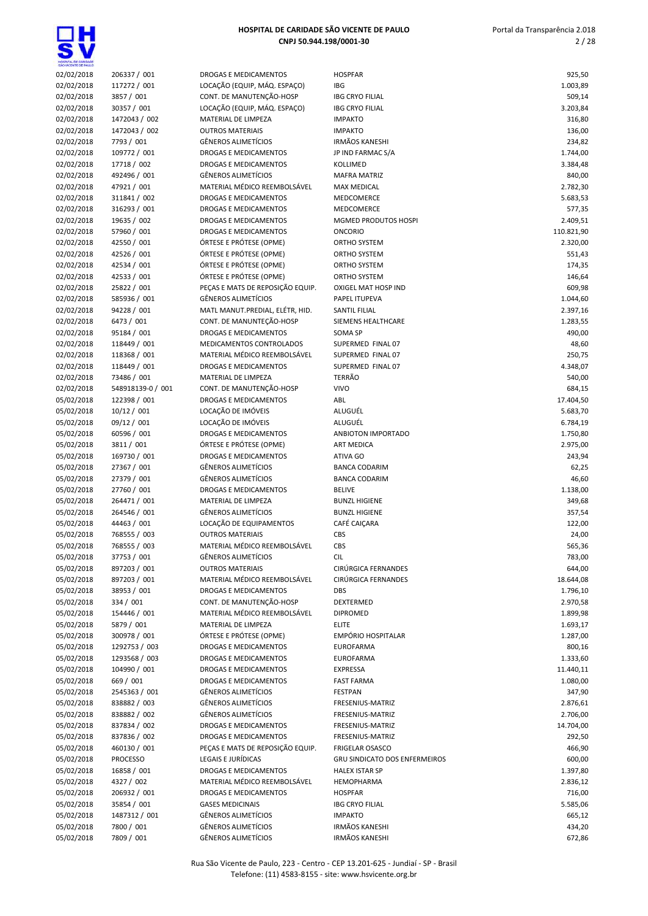| | | | | |
|---|---|---|---|---|
| 02/02/2018 | 206337 / 001 | DROGAS E MEDICAMENTOS | HOSPFAR | 925,50 |
| 02/02/2018 | 117272 / 001 | LOCAÇÃO (EQUIP, MÁQ. ESPAÇO) | IBG | 1.003,89 |
| 02/02/2018 | 3857 / 001 | CONT. DE MANUTENÇÃO-HOSP | IBG CRYO FILIAL | 509,14 |
| 02/02/2018 | 30357 / 001 | LOCAÇÃO (EQUIP, MÁQ. ESPAÇO) | IBG CRYO FILIAL | 3.203,84 |
| 02/02/2018 | 1472043 / 002 | MATERIAL DE LIMPEZA | IMPAKTO | 316,80 |
| 02/02/2018 | 1472043 / 002 | OUTROS MATERIAIS | IMPAKTO | 136,00 |
| 02/02/2018 | 7793 / 001 | GÊNEROS ALIMETÍCIOS | IRMÃOS KANESHI | 234,82 |
| 02/02/2018 | 109772 / 001 | DROGAS E MEDICAMENTOS | JP IND FARMAC S/A | 1.744,00 |
| 02/02/2018 | 17718 / 002 | DROGAS E MEDICAMENTOS | KOLLIMED | 3.384,48 |
| 02/02/2018 | 492496 / 001 | GÊNEROS ALIMETÍCIOS | MAFRA MATRIZ | 840,00 |
| 02/02/2018 | 47921 / 001 | MATERIAL MÉDICO REEMBOLSÁVEL | MAX MEDICAL | 2.782,30 |
| 02/02/2018 | 311841 / 002 | DROGAS E MEDICAMENTOS | MEDCOMERCE | 5.683,53 |
| 02/02/2018 | 316293 / 001 | DROGAS E MEDICAMENTOS | MEDCOMERCE | 577,35 |
| 02/02/2018 | 19635 / 002 | DROGAS E MEDICAMENTOS | MGMED PRODUTOS HOSPI | 2.409,51 |
| 02/02/2018 | 57960 / 001 | DROGAS E MEDICAMENTOS | ONCORIO | 110.821,90 |
| 02/02/2018 | 42550 / 001 | ÓRTESE E PRÓTESE (OPME) | ORTHO SYSTEM | 2.320,00 |
| 02/02/2018 | 42526 / 001 | ÓRTESE E PRÓTESE (OPME) | ORTHO SYSTEM | 551,43 |
| 02/02/2018 | 42534 / 001 | ÓRTESE E PRÓTESE (OPME) | ORTHO SYSTEM | 174,35 |
| 02/02/2018 | 42533 / 001 | ÓRTESE E PRÓTESE (OPME) | ORTHO SYSTEM | 146,64 |
| 02/02/2018 | 25822 / 001 | PEÇAS E MATS DE REPOSIÇÃO EQUIP. | OXIGEL MAT HOSP IND | 609,98 |
| 02/02/2018 | 585936 / 001 | GÊNEROS ALIMETÍCIOS | PAPEL ITUPEVA | 1.044,60 |
| 02/02/2018 | 94228 / 001 | MATL MANUT.PREDIAL, ELÉTR, HID. | SANTIL FILIAL | 2.397,16 |
| 02/02/2018 | 6473 / 001 | CONT. DE MANUNTEÇÃO-HOSP | SIEMENS HEALTHCARE | 1.283,55 |
| 02/02/2018 | 95184 / 001 | DROGAS E MEDICAMENTOS | SOMA SP | 490,00 |
| 02/02/2018 | 118449 / 001 | MEDICAMENTOS CONTROLADOS | SUPERMED FINAL 07 | 48,60 |
| 02/02/2018 | 118368 / 001 | MATERIAL MÉDICO REEMBOLSÁVEL | SUPERMED FINAL 07 | 250,75 |
| 02/02/2018 | 118449 / 001 | DROGAS E MEDICAMENTOS | SUPERMED FINAL 07 | 4.348,07 |
| 02/02/2018 | 73486 / 001 | MATERIAL DE LIMPEZA | TERRÃO | 540,00 |
| 02/02/2018 | 548918139-0 / 001 | CONT. DE MANUTENÇÃO-HOSP | VIVO | 684,15 |
| 05/02/2018 | 122398 / 001 | DROGAS E MEDICAMENTOS | ABL | 17.404,50 |
| 05/02/2018 | 10/12 / 001 | LOCAÇÃO DE IMÓVEIS | ALUGUÉL | 5.683,70 |
| 05/02/2018 | 09/12 / 001 | LOCAÇÃO DE IMÓVEIS | ALUGUÉL | 6.784,19 |
| 05/02/2018 | 60596 / 001 | DROGAS E MEDICAMENTOS | ANBIOTON IMPORTADO | 1.750,80 |
| 05/02/2018 | 3811 / 001 | ÓRTESE E PRÓTESE (OPME) | ART MEDICA | 2.975,00 |
| 05/02/2018 | 169730 / 001 | DROGAS E MEDICAMENTOS | ATIVA GO | 243,94 |
| 05/02/2018 | 27367 / 001 | GÊNEROS ALIMETÍCIOS | BANCA CODARIM | 62,25 |
| 05/02/2018 | 27379 / 001 | GÊNEROS ALIMETÍCIOS | BANCA CODARIM | 46,60 |
| 05/02/2018 | 27760 / 001 | DROGAS E MEDICAMENTOS | BELIVE | 1.138,00 |
| 05/02/2018 | 264471 / 001 | MATERIAL DE LIMPEZA | BUNZL HIGIENE | 349,68 |
| 05/02/2018 | 264546 / 001 | GÊNEROS ALIMETÍCIOS | BUNZL HIGIENE | 357,54 |
| 05/02/2018 | 44463 / 001 | LOCAÇÃO DE EQUIPAMENTOS | CAFÉ CAIÇARA | 122,00 |
| 05/02/2018 | 768555 / 003 | OUTROS MATERIAIS | CBS | 24,00 |
| 05/02/2018 | 768555 / 003 | MATERIAL MÉDICO REEMBOLSÁVEL | CBS | 565,36 |
| 05/02/2018 | 37753 / 001 | GÊNEROS ALIMETÍCIOS | CIL | 783,00 |
| 05/02/2018 | 897203 / 001 | OUTROS MATERIAIS | CIRÚRGICA FERNANDES | 644,00 |
| 05/02/2018 | 897203 / 001 | MATERIAL MÉDICO REEMBOLSÁVEL | CIRÚRGICA FERNANDES | 18.644,08 |
| 05/02/2018 | 38953 / 001 | DROGAS E MEDICAMENTOS | DBS | 1.796,10 |
| 05/02/2018 | 334 / 001 | CONT. DE MANUTENÇÃO-HOSP | DEXTERMED | 2.970,58 |
| 05/02/2018 | 154446 / 001 | MATERIAL MÉDICO REEMBOLSÁVEL | DIPROMED | 1.899,98 |
| 05/02/2018 | 5879 / 001 | MATERIAL DE LIMPEZA | ELITE | 1.693,17 |
| 05/02/2018 | 300978 / 001 | ÓRTESE E PRÓTESE (OPME) | EMPÓRIO HOSPITALAR | 1.287,00 |
| 05/02/2018 | 1292753 / 003 | DROGAS E MEDICAMENTOS | EUROFARMA | 800,16 |
| 05/02/2018 | 1293568 / 003 | DROGAS E MEDICAMENTOS | EUROFARMA | 1.333,60 |
| 05/02/2018 | 104990 / 001 | DROGAS E MEDICAMENTOS | EXPRESSA | 11.440,11 |
| 05/02/2018 | 669 / 001 | DROGAS E MEDICAMENTOS | FAST FARMA | 1.080,00 |
| 05/02/2018 | 2545363 / 001 | GÊNEROS ALIMETÍCIOS | FESTPAN | 347,90 |
| 05/02/2018 | 838882 / 003 | GÊNEROS ALIMETÍCIOS | FRESENIUS-MATRIZ | 2.876,61 |
| 05/02/2018 | 838882 / 002 | GÊNEROS ALIMETÍCIOS | FRESENIUS-MATRIZ | 2.706,00 |
| 05/02/2018 | 837834 / 002 | DROGAS E MEDICAMENTOS | FRESENIUS-MATRIZ | 14.704,00 |
| 05/02/2018 | 837836 / 002 | DROGAS E MEDICAMENTOS | FRESENIUS-MATRIZ | 292,50 |
| 05/02/2018 | 460130 / 001 | PEÇAS E MATS DE REPOSIÇÃO EQUIP. | FRIGELAR OSASCO | 466,90 |
| 05/02/2018 | PROCESSO | LEGAIS E JURÍDICAS | GRU SINDICATO DOS ENFERMEIROS | 600,00 |
| 05/02/2018 | 16858 / 001 | DROGAS E MEDICAMENTOS | HALEX ISTAR SP | 1.397,80 |
| 05/02/2018 | 4327 / 002 | MATERIAL MÉDICO REEMBOLSÁVEL | HEMOPHARMA | 2.836,12 |
| 05/02/2018 | 206932 / 001 | DROGAS E MEDICAMENTOS | HOSPFAR | 716,00 |
| 05/02/2018 | 35854 / 001 | GASES MEDICINAIS | IBG CRYO FILIAL | 5.585,06 |
| 05/02/2018 | 1487312 / 001 | GÊNEROS ALIMETÍCIOS | IMPAKTO | 665,12 |
| 05/02/2018 | 7800 / 001 | GÊNEROS ALIMETÍCIOS | IRMÃOS KANESHI | 434,20 |
| 05/02/2018 | 7809 / 001 | GÊNEROS ALIMETÍCIOS | IRMÃOS KANESHI | 672,86 |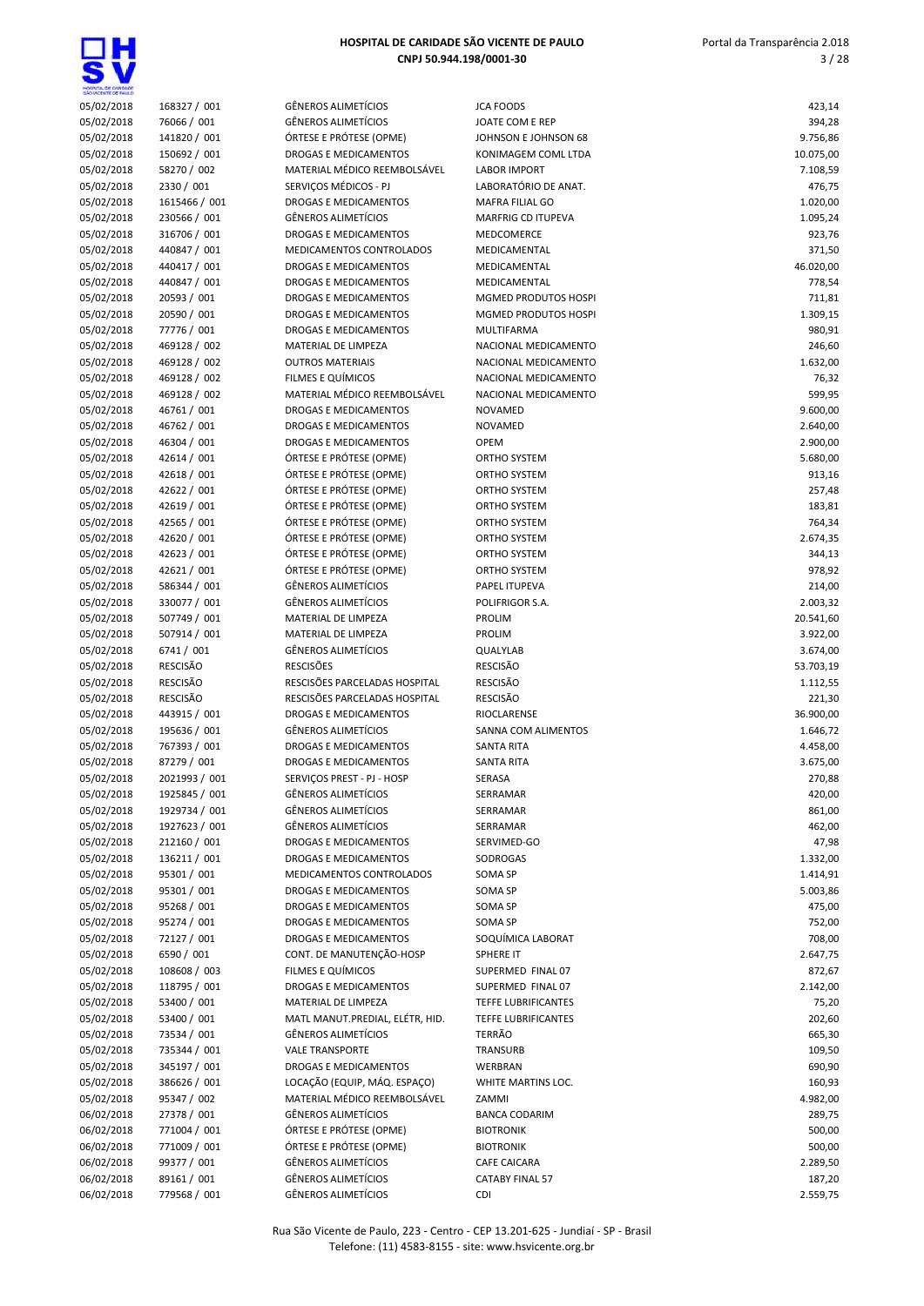# HOSPITAL DE CARIDADE SÃO VICENTE DE PAULO
## CNPJ 50.944.198/0001-30

| | | | | |
|---|---|---|---|---|
| 05/02/2018 | 168327 / 001 | GÊNEROS ALIMETÍCIOS | JCA FOODS | 423,14 |
| 05/02/2018 | 76066 / 001 | GÊNEROS ALIMETÍCIOS | JOATE COM E REP | 394,28 |
| 05/02/2018 | 141820 / 001 | ÓRTESE E PRÓTESE (OPME) | JOHNSON E JOHNSON 68 | 9.756,86 |
| 05/02/2018 | 150692 / 001 | DROGAS E MEDICAMENTOS | KONIMAGEM COML LTDA | 10.075,00 |
| 05/02/2018 | 58270 / 002 | MATERIAL MÉDICO REEMBOLSÁVEL | LABOR IMPORT | 7.108,59 |
| 05/02/2018 | 2330 / 001 | SERVIÇOS MÉDICOS - PJ | LABORATÓRIO DE ANAT. | 476,75 |
| 05/02/2018 | 1615466 / 001 | DROGAS E MEDICAMENTOS | MAFRA FILIAL GO | 1.020,00 |
| 05/02/2018 | 230566 / 001 | GÊNEROS ALIMETÍCIOS | MARFRIG CD ITUPEVA | 1.095,24 |
| 05/02/2018 | 316706 / 001 | DROGAS E MEDICAMENTOS | MEDCOMERCE | 923,76 |
| 05/02/2018 | 440847 / 001 | MEDICAMENTOS CONTROLADOS | MEDICAMENTAL | 371,50 |
| 05/02/2018 | 440417 / 001 | DROGAS E MEDICAMENTOS | MEDICAMENTAL | 46.020,00 |
| 05/02/2018 | 440847 / 001 | DROGAS E MEDICAMENTOS | MEDICAMENTAL | 778,54 |
| 05/02/2018 | 20593 / 001 | DROGAS E MEDICAMENTOS | MGMED PRODUTOS HOSPI | 711,81 |
| 05/02/2018 | 20590 / 001 | DROGAS E MEDICAMENTOS | MGMED PRODUTOS HOSPI | 1.309,15 |
| 05/02/2018 | 77776 / 001 | DROGAS E MEDICAMENTOS | MULTIFARMA | 980,91 |
| 05/02/2018 | 469128 / 002 | MATERIAL DE LIMPEZA | NACIONAL MEDICAMENTO | 246,60 |
| 05/02/2018 | 469128 / 002 | OUTROS MATERIAIS | NACIONAL MEDICAMENTO | 1.632,00 |
| 05/02/2018 | 469128 / 002 | FILMES E QUÍMICOS | NACIONAL MEDICAMENTO | 76,32 |
| 05/02/2018 | 469128 / 002 | MATERIAL MÉDICO REEMBOLSÁVEL | NACIONAL MEDICAMENTO | 599,95 |
| 05/02/2018 | 46761 / 001 | DROGAS E MEDICAMENTOS | NOVAMED | 9.600,00 |
| 05/02/2018 | 46762 / 001 | DROGAS E MEDICAMENTOS | NOVAMED | 2.640,00 |
| 05/02/2018 | 46304 / 001 | DROGAS E MEDICAMENTOS | OPEM | 2.900,00 |
| 05/02/2018 | 42614 / 001 | ÓRTESE E PRÓTESE (OPME) | ORTHO SYSTEM | 5.680,00 |
| 05/02/2018 | 42618 / 001 | ÓRTESE E PRÓTESE (OPME) | ORTHO SYSTEM | 913,16 |
| 05/02/2018 | 42622 / 001 | ÓRTESE E PRÓTESE (OPME) | ORTHO SYSTEM | 257,48 |
| 05/02/2018 | 42619 / 001 | ÓRTESE E PRÓTESE (OPME) | ORTHO SYSTEM | 183,81 |
| 05/02/2018 | 42565 / 001 | ÓRTESE E PRÓTESE (OPME) | ORTHO SYSTEM | 764,34 |
| 05/02/2018 | 42620 / 001 | ÓRTESE E PRÓTESE (OPME) | ORTHO SYSTEM | 2.674,35 |
| 05/02/2018 | 42623 / 001 | ÓRTESE E PRÓTESE (OPME) | ORTHO SYSTEM | 344,13 |
| 05/02/2018 | 42621 / 001 | ÓRTESE E PRÓTESE (OPME) | ORTHO SYSTEM | 978,92 |
| 05/02/2018 | 586344 / 001 | GÊNEROS ALIMETÍCIOS | PAPEL ITUPEVA | 214,00 |
| 05/02/2018 | 330077 / 001 | GÊNEROS ALIMETÍCIOS | POLIFRIGOR S.A. | 2.003,32 |
| 05/02/2018 | 507749 / 001 | MATERIAL DE LIMPEZA | PROLIM | 20.541,60 |
| 05/02/2018 | 507914 / 001 | MATERIAL DE LIMPEZA | PROLIM | 3.922,00 |
| 05/02/2018 | 6741 / 001 | GÊNEROS ALIMETÍCIOS | QUALYLAB | 3.674,00 |
| 05/02/2018 | RESCISÃO | RESCISÕES | RESCISÃO | 53.703,19 |
| 05/02/2018 | RESCISÃO | RESCISÕES PARCELADAS HOSPITAL | RESCISÃO | 1.112,55 |
| 05/02/2018 | RESCISÃO | RESCISÕES PARCELADAS HOSPITAL | RESCISÃO | 221,30 |
| 05/02/2018 | 443915 / 001 | DROGAS E MEDICAMENTOS | RIOCLARENSE | 36.900,00 |
| 05/02/2018 | 195636 / 001 | GÊNEROS ALIMETÍCIOS | SANNA COM ALIMENTOS | 1.646,72 |
| 05/02/2018 | 767393 / 001 | DROGAS E MEDICAMENTOS | SANTA RITA | 4.458,00 |
| 05/02/2018 | 87279 / 001 | DROGAS E MEDICAMENTOS | SANTA RITA | 3.675,00 |
| 05/02/2018 | 2021993 / 001 | SERVIÇOS PREST - PJ - HOSP | SERASA | 270,88 |
| 05/02/2018 | 1925845 / 001 | GÊNEROS ALIMETÍCIOS | SERRAMAR | 420,00 |
| 05/02/2018 | 1929734 / 001 | GÊNEROS ALIMETÍCIOS | SERRAMAR | 861,00 |
| 05/02/2018 | 1927623 / 001 | GÊNEROS ALIMETÍCIOS | SERRAMAR | 462,00 |
| 05/02/2018 | 212160 / 001 | DROGAS E MEDICAMENTOS | SERVIMED-GO | 47,98 |
| 05/02/2018 | 136211 / 001 | DROGAS E MEDICAMENTOS | SODROGAS | 1.332,00 |
| 05/02/2018 | 95301 / 001 | MEDICAMENTOS CONTROLADOS | SOMA SP | 1.414,91 |
| 05/02/2018 | 95301 / 001 | DROGAS E MEDICAMENTOS | SOMA SP | 5.003,86 |
| 05/02/2018 | 95268 / 001 | DROGAS E MEDICAMENTOS | SOMA SP | 475,00 |
| 05/02/2018 | 95274 / 001 | DROGAS E MEDICAMENTOS | SOMA SP | 752,00 |
| 05/02/2018 | 72127 / 001 | DROGAS E MEDICAMENTOS | SOQUÍMICA LABORAT | 708,00 |
| 05/02/2018 | 6590 / 001 | CONT. DE MANUTENÇÃO-HOSP | SPHERE IT | 2.647,75 |
| 05/02/2018 | 108608 / 003 | FILMES E QUÍMICOS | SUPERMED FINAL 07 | 872,67 |
| 05/02/2018 | 118795 / 001 | DROGAS E MEDICAMENTOS | SUPERMED FINAL 07 | 2.142,00 |
| 05/02/2018 | 53400 / 001 | MATERIAL DE LIMPEZA | TEFFE LUBRIFICANTES | 75,20 |
| 05/02/2018 | 53400 / 001 | MATL MANUT.PREDIAL, ELÉTR, HID. | TEFFE LUBRIFICANTES | 202,60 |
| 05/02/2018 | 73534 / 001 | GÊNEROS ALIMETÍCIOS | TERRÃO | 665,30 |
| 05/02/2018 | 735344 / 001 | VALE TRANSPORTE | TRANSURB | 109,50 |
| 05/02/2018 | 345197 / 001 | DROGAS E MEDICAMENTOS | WERBRAN | 690,90 |
| 05/02/2018 | 386626 / 001 | LOCAÇÃO (EQUIP, MÁQ. ESPAÇO) | WHITE MARTINS LOC. | 160,93 |
| 05/02/2018 | 95347 / 002 | MATERIAL MÉDICO REEMBOLSÁVEL | ZAMMI | 4.982,00 |
| 06/02/2018 | 27378 / 001 | GÊNEROS ALIMETÍCIOS | BANCA CODARIM | 289,75 |
| 06/02/2018 | 771004 / 001 | ÓRTESE E PRÓTESE (OPME) | BIOTRONIK | 500,00 |
| 06/02/2018 | 771009 / 001 | ÓRTESE E PRÓTESE (OPME) | BIOTRONIK | 500,00 |
| 06/02/2018 | 99377 / 001 | GÊNEROS ALIMETÍCIOS | CAFE CAICARA | 2.289,50 |
| 06/02/2018 | 89161 / 001 | GÊNEROS ALIMETÍCIOS | CATABY FINAL 57 | 187,20 |
| 06/02/2018 | 779568 / 001 | GÊNEROS ALIMETÍCIOS | CDI | 2.559,75 |

Rua São Vicente de Paulo, 223 - Centro - CEP 13.201-625 - Jundiaí - SP - Brasil
Telefone: (11) 4583-8155 - site: www.hsvicente.org.br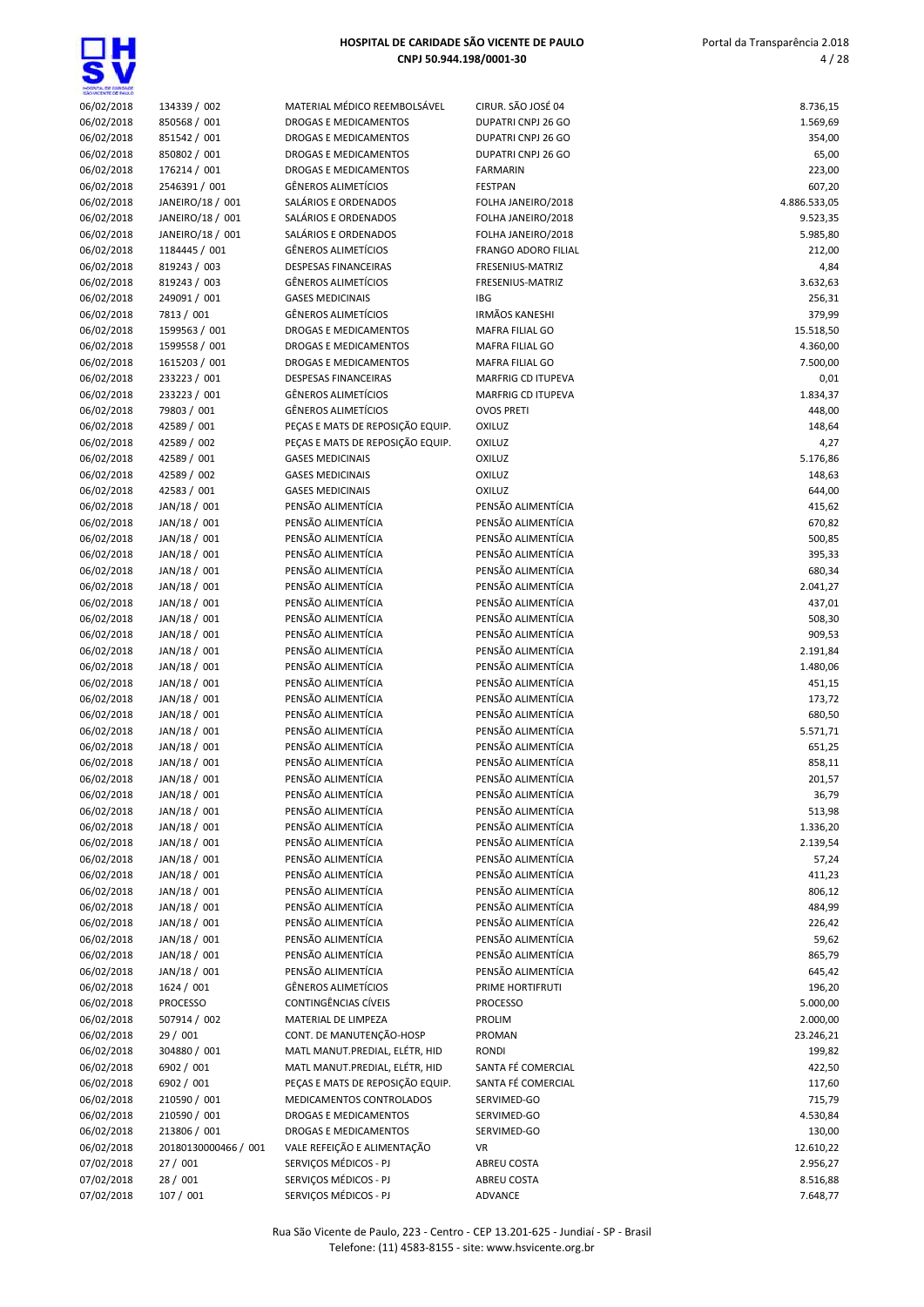# HOSPITAL DE CARIDADE SÃO VICENTE DE PAULO
**CNPJ 50.944.198/0001-30**

| | | | | |
|---|---|---|---|---|
| 06/02/2018 | 134339 / 002 | MATERIAL MÉDICO REEMBOLSÁVEL | CIRUR. SÃO JOSÉ 04 | 8.736,15 |
| 06/02/2018 | 850568 / 001 | DROGAS E MEDICAMENTOS | DUPATRI CNPJ 26 GO | 1.569,69 |
| 06/02/2018 | 851542 / 001 | DROGAS E MEDICAMENTOS | DUPATRI CNPJ 26 GO | 354,00 |
| 06/02/2018 | 850802 / 001 | DROGAS E MEDICAMENTOS | DUPATRI CNPJ 26 GO | 65,00 |
| 06/02/2018 | 176214 / 001 | DROGAS E MEDICAMENTOS | FARMARIN | 223,00 |
| 06/02/2018 | 2546391 / 001 | GÊNEROS ALIMETÍCIOS | FESTPAN | 607,20 |
| 06/02/2018 | JANEIRO/18 / 001 | SALÁRIOS E ORDENADOS | FOLHA JANEIRO/2018 | 4.886.533,05 |
| 06/02/2018 | JANEIRO/18 / 001 | SALÁRIOS E ORDENADOS | FOLHA JANEIRO/2018 | 9.523,35 |
| 06/02/2018 | JANEIRO/18 / 001 | SALÁRIOS E ORDENADOS | FOLHA JANEIRO/2018 | 5.985,80 |
| 06/02/2018 | 1184445 / 001 | GÊNEROS ALIMETÍCIOS | FRANGO ADORO FILIAL | 212,00 |
| 06/02/2018 | 819243 / 003 | DESPESAS FINANCEIRAS | FRESENIUS-MATRIZ | 4,84 |
| 06/02/2018 | 819243 / 003 | GÊNEROS ALIMETÍCIOS | FRESENIUS-MATRIZ | 3.632,63 |
| 06/02/2018 | 249091 / 001 | GASES MEDICINAIS | IBG | 256,31 |
| 06/02/2018 | 7813 / 001 | GÊNEROS ALIMETÍCIOS | IRMÃOS KANESHI | 379,99 |
| 06/02/2018 | 1599563 / 001 | DROGAS E MEDICAMENTOS | MAFRA FILIAL GO | 15.518,50 |
| 06/02/2018 | 1599558 / 001 | DROGAS E MEDICAMENTOS | MAFRA FILIAL GO | 4.360,00 |
| 06/02/2018 | 1615203 / 001 | DROGAS E MEDICAMENTOS | MAFRA FILIAL GO | 7.500,00 |
| 06/02/2018 | 233223 / 001 | DESPESAS FINANCEIRAS | MARFRIG CD ITUPEVA | 0,01 |
| 06/02/2018 | 233223 / 001 | GÊNEROS ALIMETÍCIOS | MARFRIG CD ITUPEVA | 1.834,37 |
| 06/02/2018 | 79803 / 001 | GÊNEROS ALIMETÍCIOS | OVOS PRETI | 448,00 |
| 06/02/2018 | 42589 / 001 | PEÇAS E MATS DE REPOSIÇÃO EQUIP. | OXILUZ | 148,64 |
| 06/02/2018 | 42589 / 002 | PEÇAS E MATS DE REPOSIÇÃO EQUIP. | OXILUZ | 4,27 |
| 06/02/2018 | 42589 / 001 | GASES MEDICINAIS | OXILUZ | 5.176,86 |
| 06/02/2018 | 42589 / 002 | GASES MEDICINAIS | OXILUZ | 148,63 |
| 06/02/2018 | 42583 / 001 | GASES MEDICINAIS | OXILUZ | 644,00 |
| 06/02/2018 | JAN/18 / 001 | PENSÃO ALIMENTÍCIA | PENSÃO ALIMENTÍCIA | 415,62 |
| 06/02/2018 | JAN/18 / 001 | PENSÃO ALIMENTÍCIA | PENSÃO ALIMENTÍCIA | 670,82 |
| 06/02/2018 | JAN/18 / 001 | PENSÃO ALIMENTÍCIA | PENSÃO ALIMENTÍCIA | 500,85 |
| 06/02/2018 | JAN/18 / 001 | PENSÃO ALIMENTÍCIA | PENSÃO ALIMENTÍCIA | 395,33 |
| 06/02/2018 | JAN/18 / 001 | PENSÃO ALIMENTÍCIA | PENSÃO ALIMENTÍCIA | 680,34 |
| 06/02/2018 | JAN/18 / 001 | PENSÃO ALIMENTÍCIA | PENSÃO ALIMENTÍCIA | 2.041,27 |
| 06/02/2018 | JAN/18 / 001 | PENSÃO ALIMENTÍCIA | PENSÃO ALIMENTÍCIA | 437,01 |
| 06/02/2018 | JAN/18 / 001 | PENSÃO ALIMENTÍCIA | PENSÃO ALIMENTÍCIA | 508,30 |
| 06/02/2018 | JAN/18 / 001 | PENSÃO ALIMENTÍCIA | PENSÃO ALIMENTÍCIA | 909,53 |
| 06/02/2018 | JAN/18 / 001 | PENSÃO ALIMENTÍCIA | PENSÃO ALIMENTÍCIA | 2.191,84 |
| 06/02/2018 | JAN/18 / 001 | PENSÃO ALIMENTÍCIA | PENSÃO ALIMENTÍCIA | 1.480,06 |
| 06/02/2018 | JAN/18 / 001 | PENSÃO ALIMENTÍCIA | PENSÃO ALIMENTÍCIA | 451,15 |
| 06/02/2018 | JAN/18 / 001 | PENSÃO ALIMENTÍCIA | PENSÃO ALIMENTÍCIA | 173,72 |
| 06/02/2018 | JAN/18 / 001 | PENSÃO ALIMENTÍCIA | PENSÃO ALIMENTÍCIA | 680,50 |
| 06/02/2018 | JAN/18 / 001 | PENSÃO ALIMENTÍCIA | PENSÃO ALIMENTÍCIA | 5.571,71 |
| 06/02/2018 | JAN/18 / 001 | PENSÃO ALIMENTÍCIA | PENSÃO ALIMENTÍCIA | 651,25 |
| 06/02/2018 | JAN/18 / 001 | PENSÃO ALIMENTÍCIA | PENSÃO ALIMENTÍCIA | 858,11 |
| 06/02/2018 | JAN/18 / 001 | PENSÃO ALIMENTÍCIA | PENSÃO ALIMENTÍCIA | 201,57 |
| 06/02/2018 | JAN/18 / 001 | PENSÃO ALIMENTÍCIA | PENSÃO ALIMENTÍCIA | 36,79 |
| 06/02/2018 | JAN/18 / 001 | PENSÃO ALIMENTÍCIA | PENSÃO ALIMENTÍCIA | 513,98 |
| 06/02/2018 | JAN/18 / 001 | PENSÃO ALIMENTÍCIA | PENSÃO ALIMENTÍCIA | 1.336,20 |
| 06/02/2018 | JAN/18 / 001 | PENSÃO ALIMENTÍCIA | PENSÃO ALIMENTÍCIA | 2.139,54 |
| 06/02/2018 | JAN/18 / 001 | PENSÃO ALIMENTÍCIA | PENSÃO ALIMENTÍCIA | 57,24 |
| 06/02/2018 | JAN/18 / 001 | PENSÃO ALIMENTÍCIA | PENSÃO ALIMENTÍCIA | 411,23 |
| 06/02/2018 | JAN/18 / 001 | PENSÃO ALIMENTÍCIA | PENSÃO ALIMENTÍCIA | 806,12 |
| 06/02/2018 | JAN/18 / 001 | PENSÃO ALIMENTÍCIA | PENSÃO ALIMENTÍCIA | 484,99 |
| 06/02/2018 | JAN/18 / 001 | PENSÃO ALIMENTÍCIA | PENSÃO ALIMENTÍCIA | 226,42 |
| 06/02/2018 | JAN/18 / 001 | PENSÃO ALIMENTÍCIA | PENSÃO ALIMENTÍCIA | 59,62 |
| 06/02/2018 | JAN/18 / 001 | PENSÃO ALIMENTÍCIA | PENSÃO ALIMENTÍCIA | 865,79 |
| 06/02/2018 | JAN/18 / 001 | PENSÃO ALIMENTÍCIA | PENSÃO ALIMENTÍCIA | 645,42 |
| 06/02/2018 | 1624 / 001 | GÊNEROS ALIMETÍCIOS | PRIME HORTIFRUTI | 196,20 |
| 06/02/2018 | PROCESSO | CONTINGÊNCIAS CÍVEIS | PROCESSO | 5.000,00 |
| 06/02/2018 | 507914 / 002 | MATERIAL DE LIMPEZA | PROLIM | 2.000,00 |
| 06/02/2018 | 29 / 001 | CONT. DE MANUTENÇÃO-HOSP | PROMAN | 23.246,21 |
| 06/02/2018 | 304880 / 001 | MATL MANUT.PREDIAL, ELÉTR, HID | RONDI | 199,82 |
| 06/02/2018 | 6902 / 001 | MATL MANUT.PREDIAL, ELÉTR, HID | SANTA FÉ COMERCIAL | 422,50 |
| 06/02/2018 | 6902 / 001 | PEÇAS E MATS DE REPOSIÇÃO EQUIP. | SANTA FÉ COMERCIAL | 117,60 |
| 06/02/2018 | 210590 / 001 | MEDICAMENTOS CONTROLADOS | SERVIMED-GO | 715,79 |
| 06/02/2018 | 210590 / 001 | DROGAS E MEDICAMENTOS | SERVIMED-GO | 4.530,84 |
| 06/02/2018 | 213806 / 001 | DROGAS E MEDICAMENTOS | SERVIMED-GO | 130,00 |
| 06/02/2018 | 20180130000466 / 001 | VALE REFEIÇÃO E ALIMENTAÇÃO | VR | 12.610,22 |
| 07/02/2018 | 27 / 001 | SERVIÇOS MÉDICOS - PJ | ABREU COSTA | 2.956,27 |
| 07/02/2018 | 28 / 001 | SERVIÇOS MÉDICOS - PJ | ABREU COSTA | 8.516,88 |
| 07/02/2018 | 107 / 001 | SERVIÇOS MÉDICOS - PJ | ADVANCE | 7.648,77 |

Rua São Vicente de Paulo, 223 - Centro - CEP 13.201-625 - Jundiaí - SP - Brasil
Telefone: (11) 4583-8155 - site: www.hsvicente.org.br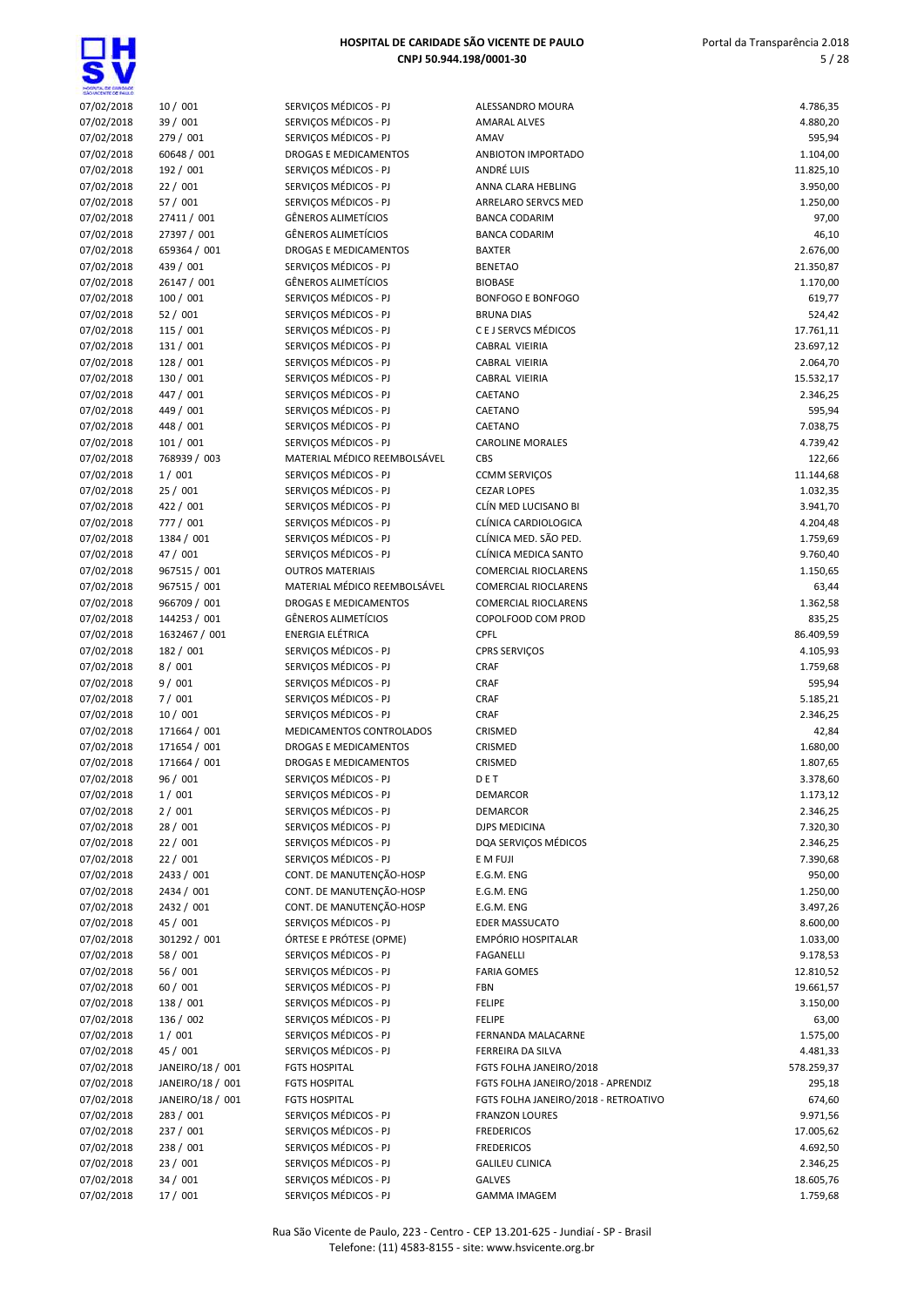| 07/02/2018 | 10 / 001 | SERVIÇOS MÉDICOS - PJ | ALESSANDRO MOURA | 4.786,35 |
|---|---|---|---|---|
| 07/02/2018 | 39 / 001 | SERVIÇOS MÉDICOS - PJ | AMARAL ALVES | 4.880,20 |
| 07/02/2018 | 279 / 001 | SERVIÇOS MÉDICOS - PJ | AMAV | 595,94 |
| 07/02/2018 | 60648 / 001 | DROGAS E MEDICAMENTOS | ANBIOTON IMPORTADO | 1.104,00 |
| 07/02/2018 | 192 / 001 | SERVIÇOS MÉDICOS - PJ | ANDRÉ LUIS | 11.825,10 |
| 07/02/2018 | 22 / 001 | SERVIÇOS MÉDICOS - PJ | ANNA CLARA HEBLING | 3.950,00 |
| 07/02/2018 | 57 / 001 | SERVIÇOS MÉDICOS - PJ | ARRELARO SERVCS MED | 1.250,00 |
| 07/02/2018 | 27411 / 001 | GÊNEROS ALIMETÍCIOS | BANCA CODARIM | 97,00 |
| 07/02/2018 | 27397 / 001 | GÊNEROS ALIMETÍCIOS | BANCA CODARIM | 46,10 |
| 07/02/2018 | 659364 / 001 | DROGAS E MEDICAMENTOS | BAXTER | 2.676,00 |
| 07/02/2018 | 439 / 001 | SERVIÇOS MÉDICOS - PJ | BENETAO | 21.350,87 |
| 07/02/2018 | 26147 / 001 | GÊNEROS ALIMETÍCIOS | BIOBASE | 1.170,00 |
| 07/02/2018 | 100 / 001 | SERVIÇOS MÉDICOS - PJ | BONFOGO E BONFOGO | 619,77 |
| 07/02/2018 | 52 / 001 | SERVIÇOS MÉDICOS - PJ | BRUNA DIAS | 524,42 |
| 07/02/2018 | 115 / 001 | SERVIÇOS MÉDICOS - PJ | C E J SERVCS MÉDICOS | 17.761,11 |
| 07/02/2018 | 131 / 001 | SERVIÇOS MÉDICOS - PJ | CABRAL VIEIRIA | 23.697,12 |
| 07/02/2018 | 128 / 001 | SERVIÇOS MÉDICOS - PJ | CABRAL VIEIRIA | 2.064,70 |
| 07/02/2018 | 130 / 001 | SERVIÇOS MÉDICOS - PJ | CABRAL VIEIRIA | 15.532,17 |
| 07/02/2018 | 447 / 001 | SERVIÇOS MÉDICOS - PJ | CAETANO | 2.346,25 |
| 07/02/2018 | 449 / 001 | SERVIÇOS MÉDICOS - PJ | CAETANO | 595,94 |
| 07/02/2018 | 448 / 001 | SERVIÇOS MÉDICOS - PJ | CAETANO | 7.038,75 |
| 07/02/2018 | 101 / 001 | SERVIÇOS MÉDICOS - PJ | CAROLINE MORALES | 4.739,42 |
| 07/02/2018 | 768939 / 003 | MATERIAL MÉDICO REEMBOLSÁVEL | CBS | 122,66 |
| 07/02/2018 | 1 / 001 | SERVIÇOS MÉDICOS - PJ | CCMM SERVIÇOS | 11.144,68 |
| 07/02/2018 | 25 / 001 | SERVIÇOS MÉDICOS - PJ | CEZAR LOPES | 1.032,35 |
| 07/02/2018 | 422 / 001 | SERVIÇOS MÉDICOS - PJ | CLÍN MED LUCISANO BI | 3.941,70 |
| 07/02/2018 | 777 / 001 | SERVIÇOS MÉDICOS - PJ | CLÍNICA CARDIOLOGICA | 4.204,48 |
| 07/02/2018 | 1384 / 001 | SERVIÇOS MÉDICOS - PJ | CLÍNICA MED. SÃO PED. | 1.759,69 |
| 07/02/2018 | 47 / 001 | SERVIÇOS MÉDICOS - PJ | CLÍNICA MEDICA SANTO | 9.760,40 |
| 07/02/2018 | 967515 / 001 | OUTROS MATERIAIS | COMERCIAL RIOCLARENS | 1.150,65 |
| 07/02/2018 | 967515 / 001 | MATERIAL MÉDICO REEMBOLSÁVEL | COMERCIAL RIOCLARENS | 63,44 |
| 07/02/2018 | 966709 / 001 | DROGAS E MEDICAMENTOS | COMERCIAL RIOCLARENS | 1.362,58 |
| 07/02/2018 | 144253 / 001 | GÊNEROS ALIMETÍCIOS | COPOLFOOD COM PROD | 835,25 |
| 07/02/2018 | 1632467 / 001 | ENERGIA ELÉTRICA | CPFL | 86.409,59 |
| 07/02/2018 | 182 / 001 | SERVIÇOS MÉDICOS - PJ | CPRS SERVIÇOS | 4.105,93 |
| 07/02/2018 | 8 / 001 | SERVIÇOS MÉDICOS - PJ | CRAF | 1.759,68 |
| 07/02/2018 | 9 / 001 | SERVIÇOS MÉDICOS - PJ | CRAF | 595,94 |
| 07/02/2018 | 7 / 001 | SERVIÇOS MÉDICOS - PJ | CRAF | 5.185,21 |
| 07/02/2018 | 10 / 001 | SERVIÇOS MÉDICOS - PJ | CRAF | 2.346,25 |
| 07/02/2018 | 171664 / 001 | MEDICAMENTOS CONTROLADOS | CRISMED | 42,84 |
| 07/02/2018 | 171654 / 001 | DROGAS E MEDICAMENTOS | CRISMED | 1.680,00 |
| 07/02/2018 | 171664 / 001 | DROGAS E MEDICAMENTOS | CRISMED | 1.807,65 |
| 07/02/2018 | 96 / 001 | SERVIÇOS MÉDICOS - PJ | D E T | 3.378,60 |
| 07/02/2018 | 1 / 001 | SERVIÇOS MÉDICOS - PJ | DEMARCOR | 1.173,12 |
| 07/02/2018 | 2 / 001 | SERVIÇOS MÉDICOS - PJ | DEMARCOR | 2.346,25 |
| 07/02/2018 | 28 / 001 | SERVIÇOS MÉDICOS - PJ | DJPS MEDICINA | 7.320,30 |
| 07/02/2018 | 22 / 001 | SERVIÇOS MÉDICOS - PJ | DQA SERVIÇOS MÉDICOS | 2.346,25 |
| 07/02/2018 | 22 / 001 | SERVIÇOS MÉDICOS - PJ | E M FUJI | 7.390,68 |
| 07/02/2018 | 2433 / 001 | CONT. DE MANUTENÇÃO-HOSP | E.G.M. ENG | 950,00 |
| 07/02/2018 | 2434 / 001 | CONT. DE MANUTENÇÃO-HOSP | E.G.M. ENG | 1.250,00 |
| 07/02/2018 | 2432 / 001 | CONT. DE MANUTENÇÃO-HOSP | E.G.M. ENG | 3.497,26 |
| 07/02/2018 | 45 / 001 | SERVIÇOS MÉDICOS - PJ | EDER MASSUCATO | 8.600,00 |
| 07/02/2018 | 301292 / 001 | ÓRTESE E PRÓTESE (OPME) | EMPÓRIO HOSPITALAR | 1.033,00 |
| 07/02/2018 | 58 / 001 | SERVIÇOS MÉDICOS - PJ | FAGANELLI | 9.178,53 |
| 07/02/2018 | 56 / 001 | SERVIÇOS MÉDICOS - PJ | FARIA GOMES | 12.810,52 |
| 07/02/2018 | 60 / 001 | SERVIÇOS MÉDICOS - PJ | FBN | 19.661,57 |
| 07/02/2018 | 138 / 001 | SERVIÇOS MÉDICOS - PJ | FELIPE | 3.150,00 |
| 07/02/2018 | 136 / 002 | SERVIÇOS MÉDICOS - PJ | FELIPE | 63,00 |
| 07/02/2018 | 1 / 001 | SERVIÇOS MÉDICOS - PJ | FERNANDA MALACARNE | 1.575,00 |
| 07/02/2018 | 45 / 001 | SERVIÇOS MÉDICOS - PJ | FERREIRA DA SILVA | 4.481,33 |
| 07/02/2018 | JANEIRO/18 / 001 | FGTS HOSPITAL | FGTS FOLHA JANEIRO/2018 | 578.259,37 |
| 07/02/2018 | JANEIRO/18 / 001 | FGTS HOSPITAL | FGTS FOLHA JANEIRO/2018 - APRENDIZ | 295,18 |
| 07/02/2018 | JANEIRO/18 / 001 | FGTS HOSPITAL | FGTS FOLHA JANEIRO/2018 - RETROATIVO | 674,60 |
| 07/02/2018 | 283 / 001 | SERVIÇOS MÉDICOS - PJ | FRANZON LOURES | 9.971,56 |
| 07/02/2018 | 237 / 001 | SERVIÇOS MÉDICOS - PJ | FREDERICOS | 17.005,62 |
| 07/02/2018 | 238 / 001 | SERVIÇOS MÉDICOS - PJ | FREDERICOS | 4.692,50 |
| 07/02/2018 | 23 / 001 | SERVIÇOS MÉDICOS - PJ | GALILEU CLINICA | 2.346,25 |
| 07/02/2018 | 34 / 001 | SERVIÇOS MÉDICOS - PJ | GALVES | 18.605,76 |
| 07/02/2018 | 17 / 001 | SERVIÇOS MÉDICOS - PJ | GAMMA IMAGEM | 1.759,68 |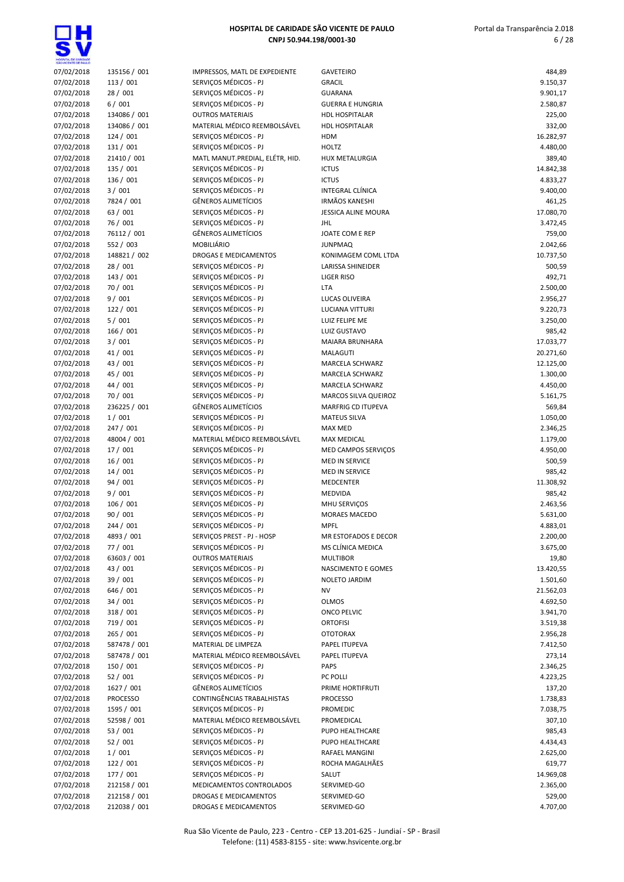| | | | | |
|---|---|---|---|---|
| 07/02/2018 | 135156 / 001 | IMPRESSOS, MATL DE EXPEDIENTE | GAVETEIRO | 484,89 |
| 07/02/2018 | 113 / 001 | SERVIÇOS MÉDICOS - PJ | GRACIL | 9.150,37 |
| 07/02/2018 | 28 / 001 | SERVIÇOS MÉDICOS - PJ | GUARANA | 9.901,17 |
| 07/02/2018 | 6 / 001 | SERVIÇOS MÉDICOS - PJ | GUERRA E HUNGRIA | 2.580,87 |
| 07/02/2018 | 134086 / 001 | OUTROS MATERIAIS | HDL HOSPITALAR | 225,00 |
| 07/02/2018 | 134086 / 001 | MATERIAL MÉDICO REEMBOLSÁVEL | HDL HOSPITALAR | 332,00 |
| 07/02/2018 | 124 / 001 | SERVIÇOS MÉDICOS - PJ | HDM | 16.282,97 |
| 07/02/2018 | 131 / 001 | SERVIÇOS MÉDICOS - PJ | HOLTZ | 4.480,00 |
| 07/02/2018 | 21410 / 001 | MATL MANUT.PREDIAL, ELÉTR, HID. | HUX METALURGIA | 389,40 |
| 07/02/2018 | 135 / 001 | SERVIÇOS MÉDICOS - PJ | ICTUS | 14.842,38 |
| 07/02/2018 | 136 / 001 | SERVIÇOS MÉDICOS - PJ | ICTUS | 4.833,27 |
| 07/02/2018 | 3 / 001 | SERVIÇOS MÉDICOS - PJ | INTEGRAL CLÍNICA | 9.400,00 |
| 07/02/2018 | 7824 / 001 | GÊNEROS ALIMETÍCIOS | IRMÃOS KANESHI | 461,25 |
| 07/02/2018 | 63 / 001 | SERVIÇOS MÉDICOS - PJ | JESSICA ALINE MOURA | 17.080,70 |
| 07/02/2018 | 76 / 001 | SERVIÇOS MÉDICOS - PJ | JHL | 3.472,45 |
| 07/02/2018 | 76112 / 001 | GÊNEROS ALIMETÍCIOS | JOATE COM E REP | 759,00 |
| 07/02/2018 | 552 / 003 | MOBILIÁRIO | JUNPMAQ | 2.042,66 |
| 07/02/2018 | 148821 / 002 | DROGAS E MEDICAMENTOS | KONIMAGEM COML LTDA | 10.737,50 |
| 07/02/2018 | 28 / 001 | SERVIÇOS MÉDICOS - PJ | LARISSA SHINEIDER | 500,59 |
| 07/02/2018 | 143 / 001 | SERVIÇOS MÉDICOS - PJ | LIGER RISO | 492,71 |
| 07/02/2018 | 70 / 001 | SERVIÇOS MÉDICOS - PJ | LTA | 2.500,00 |
| 07/02/2018 | 9 / 001 | SERVIÇOS MÉDICOS - PJ | LUCAS OLIVEIRA | 2.956,27 |
| 07/02/2018 | 122 / 001 | SERVIÇOS MÉDICOS - PJ | LUCIANA VITTURI | 9.220,73 |
| 07/02/2018 | 5 / 001 | SERVIÇOS MÉDICOS - PJ | LUIZ FELIPE ME | 3.250,00 |
| 07/02/2018 | 166 / 001 | SERVIÇOS MÉDICOS - PJ | LUIZ GUSTAVO | 985,42 |
| 07/02/2018 | 3 / 001 | SERVIÇOS MÉDICOS - PJ | MAIARA BRUNHARA | 17.033,77 |
| 07/02/2018 | 41 / 001 | SERVIÇOS MÉDICOS - PJ | MALAGUTI | 20.271,60 |
| 07/02/2018 | 43 / 001 | SERVIÇOS MÉDICOS - PJ | MARCELA SCHWARZ | 12.125,00 |
| 07/02/2018 | 45 / 001 | SERVIÇOS MÉDICOS - PJ | MARCELA SCHWARZ | 1.300,00 |
| 07/02/2018 | 44 / 001 | SERVIÇOS MÉDICOS - PJ | MARCELA SCHWARZ | 4.450,00 |
| 07/02/2018 | 70 / 001 | SERVIÇOS MÉDICOS - PJ | MARCOS SILVA QUEIROZ | 5.161,75 |
| 07/02/2018 | 236225 / 001 | GÊNEROS ALIMETÍCIOS | MARFRIG CD ITUPEVA | 569,84 |
| 07/02/2018 | 1 / 001 | SERVIÇOS MÉDICOS - PJ | MATEUS SILVA | 1.050,00 |
| 07/02/2018 | 247 / 001 | SERVIÇOS MÉDICOS - PJ | MAX MED | 2.346,25 |
| 07/02/2018 | 48004 / 001 | MATERIAL MÉDICO REEMBOLSÁVEL | MAX MEDICAL | 1.179,00 |
| 07/02/2018 | 17 / 001 | SERVIÇOS MÉDICOS - PJ | MED CAMPOS SERVIÇOS | 4.950,00 |
| 07/02/2018 | 16 / 001 | SERVIÇOS MÉDICOS - PJ | MED IN SERVICE | 500,59 |
| 07/02/2018 | 14 / 001 | SERVIÇOS MÉDICOS - PJ | MED IN SERVICE | 985,42 |
| 07/02/2018 | 94 / 001 | SERVIÇOS MÉDICOS - PJ | MEDCENTER | 11.308,92 |
| 07/02/2018 | 9 / 001 | SERVIÇOS MÉDICOS - PJ | MEDVIDA | 985,42 |
| 07/02/2018 | 106 / 001 | SERVIÇOS MÉDICOS - PJ | MHU SERVIÇOS | 2.463,56 |
| 07/02/2018 | 90 / 001 | SERVIÇOS MÉDICOS - PJ | MORAES MACEDO | 5.631,00 |
| 07/02/2018 | 244 / 001 | SERVIÇOS MÉDICOS - PJ | MPFL | 4.883,01 |
| 07/02/2018 | 4893 / 001 | SERVIÇOS PREST - PJ - HOSP | MR ESTOFADOS E DECOR | 2.200,00 |
| 07/02/2018 | 77 / 001 | SERVIÇOS MÉDICOS - PJ | MS CLÍNICA MEDICA | 3.675,00 |
| 07/02/2018 | 63603 / 001 | OUTROS MATERIAIS | MULTIBOR | 19,80 |
| 07/02/2018 | 43 / 001 | SERVIÇOS MÉDICOS - PJ | NASCIMENTO E GOMES | 13.420,55 |
| 07/02/2018 | 39 / 001 | SERVIÇOS MÉDICOS - PJ | NOLETO JARDIM | 1.501,60 |
| 07/02/2018 | 646 / 001 | SERVIÇOS MÉDICOS - PJ | NV | 21.562,03 |
| 07/02/2018 | 34 / 001 | SERVIÇOS MÉDICOS - PJ | OLMOS | 4.692,50 |
| 07/02/2018 | 318 / 001 | SERVIÇOS MÉDICOS - PJ | ONCO PELVIC | 3.941,70 |
| 07/02/2018 | 719 / 001 | SERVIÇOS MÉDICOS - PJ | ORTOFISI | 3.519,38 |
| 07/02/2018 | 265 / 001 | SERVIÇOS MÉDICOS - PJ | OTOTORAX | 2.956,28 |
| 07/02/2018 | 587478 / 001 | MATERIAL DE LIMPEZA | PAPEL ITUPEVA | 7.412,50 |
| 07/02/2018 | 587478 / 001 | MATERIAL MÉDICO REEMBOLSÁVEL | PAPEL ITUPEVA | 273,14 |
| 07/02/2018 | 150 / 001 | SERVIÇOS MÉDICOS - PJ | PAPS | 2.346,25 |
| 07/02/2018 | 52 / 001 | SERVIÇOS MÉDICOS - PJ | PC POLLI | 4.223,25 |
| 07/02/2018 | 1627 / 001 | GÊNEROS ALIMETÍCIOS | PRIME HORTIFRUTI | 137,20 |
| 07/02/2018 | PROCESSO | CONTINGÊNCIAS TRABALHISTAS | PROCESSO | 1.738,83 |
| 07/02/2018 | 1595 / 001 | SERVIÇOS MÉDICOS - PJ | PROMEDIC | 7.038,75 |
| 07/02/2018 | 52598 / 001 | MATERIAL MÉDICO REEMBOLSÁVEL | PROMEDICAL | 307,10 |
| 07/02/2018 | 53 / 001 | SERVIÇOS MÉDICOS - PJ | PUPO HEALTHCARE | 985,43 |
| 07/02/2018 | 52 / 001 | SERVIÇOS MÉDICOS - PJ | PUPO HEALTHCARE | 4.434,43 |
| 07/02/2018 | 1 / 001 | SERVIÇOS MÉDICOS - PJ | RAFAEL MANGINI | 2.625,00 |
| 07/02/2018 | 122 / 001 | SERVIÇOS MÉDICOS - PJ | ROCHA MAGALHÃES | 619,77 |
| 07/02/2018 | 177 / 001 | SERVIÇOS MÉDICOS - PJ | SALUT | 14.969,08 |
| 07/02/2018 | 212158 / 001 | MEDICAMENTOS CONTROLADOS | SERVIMED-GO | 2.365,00 |
| 07/02/2018 | 212158 / 001 | DROGAS E MEDICAMENTOS | SERVIMED-GO | 529,00 |
| 07/02/2018 | 212038 / 001 | DROGAS E MEDICAMENTOS | SERVIMED-GO | 4.707,00 |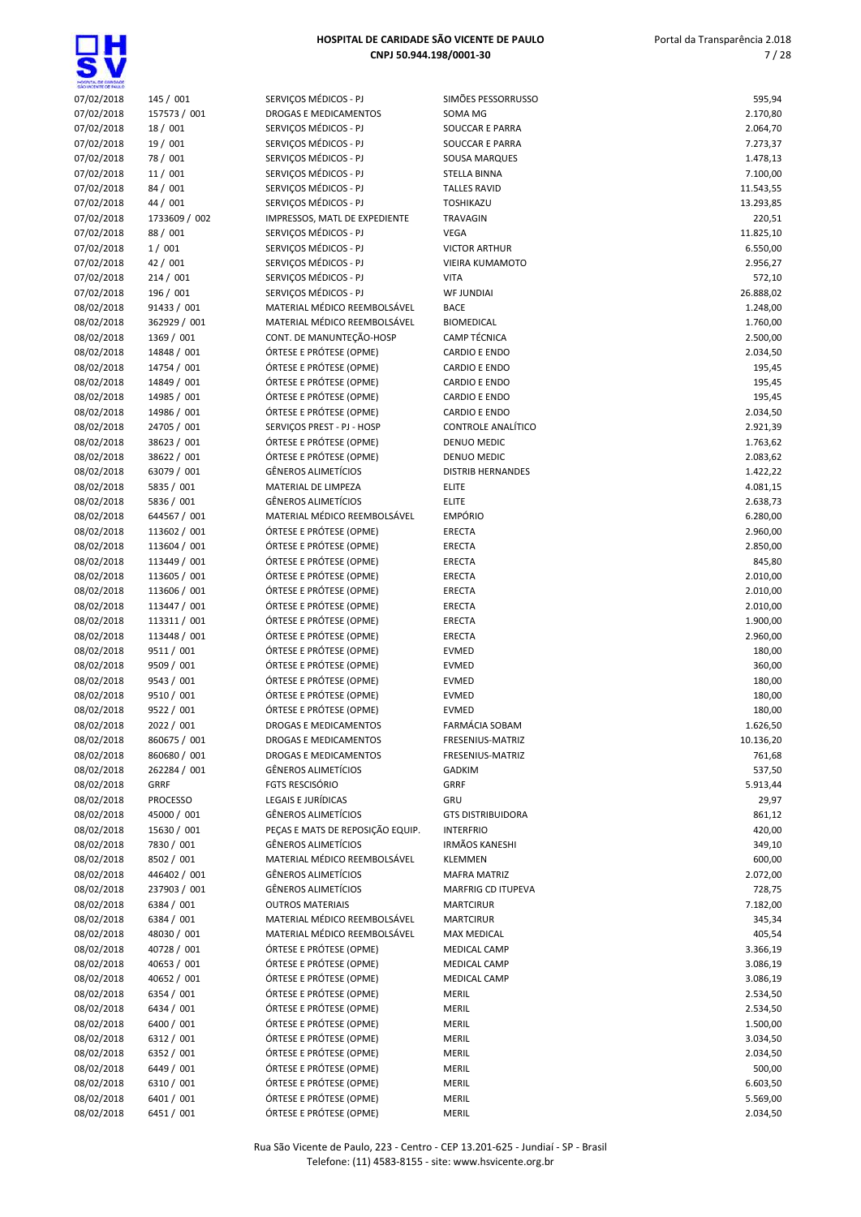| | | | | |
|---|---|---|---|---|
| 07/02/2018 | 145 / 001 | SERVIÇOS MÉDICOS - PJ | SIMÕES PESSORRUSSO | 595,94 |
| 07/02/2018 | 157573 / 001 | DROGAS E MEDICAMENTOS | SOMA MG | 2.170,80 |
| 07/02/2018 | 18 / 001 | SERVIÇOS MÉDICOS - PJ | SOUCCAR E PARRA | 2.064,70 |
| 07/02/2018 | 19 / 001 | SERVIÇOS MÉDICOS - PJ | SOUCCAR E PARRA | 7.273,37 |
| 07/02/2018 | 78 / 001 | SERVIÇOS MÉDICOS - PJ | SOUSA MARQUES | 1.478,13 |
| 07/02/2018 | 11 / 001 | SERVIÇOS MÉDICOS - PJ | STELLA BINNA | 7.100,00 |
| 07/02/2018 | 84 / 001 | SERVIÇOS MÉDICOS - PJ | TALLES RAVID | 11.543,55 |
| 07/02/2018 | 44 / 001 | SERVIÇOS MÉDICOS - PJ | TOSHIKAZU | 13.293,85 |
| 07/02/2018 | 1733609 / 002 | IMPRESSOS, MATL DE EXPEDIENTE | TRAVAGIN | 220,51 |
| 07/02/2018 | 88 / 001 | SERVIÇOS MÉDICOS - PJ | VEGA | 11.825,10 |
| 07/02/2018 | 1 / 001 | SERVIÇOS MÉDICOS - PJ | VICTOR ARTHUR | 6.550,00 |
| 07/02/2018 | 42 / 001 | SERVIÇOS MÉDICOS - PJ | VIEIRA KUMAMOTO | 2.956,27 |
| 07/02/2018 | 214 / 001 | SERVIÇOS MÉDICOS - PJ | VITA | 572,10 |
| 07/02/2018 | 196 / 001 | SERVIÇOS MÉDICOS - PJ | WF JUNDIAI | 26.888,02 |
| 08/02/2018 | 91433 / 001 | MATERIAL MÉDICO REEMBOLSÁVEL | BACE | 1.248,00 |
| 08/02/2018 | 362929 / 001 | MATERIAL MÉDICO REEMBOLSÁVEL | BIOMEDICAL | 1.760,00 |
| 08/02/2018 | 1369 / 001 | CONT. DE MANUNTEÇÃO-HOSP | CAMP TÉCNICA | 2.500,00 |
| 08/02/2018 | 14848 / 001 | ÓRTESE E PRÓTESE (OPME) | CARDIO E ENDO | 2.034,50 |
| 08/02/2018 | 14754 / 001 | ÓRTESE E PRÓTESE (OPME) | CARDIO E ENDO | 195,45 |
| 08/02/2018 | 14849 / 001 | ÓRTESE E PRÓTESE (OPME) | CARDIO E ENDO | 195,45 |
| 08/02/2018 | 14985 / 001 | ÓRTESE E PRÓTESE (OPME) | CARDIO E ENDO | 195,45 |
| 08/02/2018 | 14986 / 001 | ÓRTESE E PRÓTESE (OPME) | CARDIO E ENDO | 2.034,50 |
| 08/02/2018 | 24705 / 001 | SERVIÇOS PREST - PJ - HOSP | CONTROLE ANALÍTICO | 2.921,39 |
| 08/02/2018 | 38623 / 001 | ÓRTESE E PRÓTESE (OPME) | DENUO MEDIC | 1.763,62 |
| 08/02/2018 | 38622 / 001 | ÓRTESE E PRÓTESE (OPME) | DENUO MEDIC | 2.083,62 |
| 08/02/2018 | 63079 / 001 | GÊNEROS ALIMETÍCIOS | DISTRIB HERNANDES | 1.422,22 |
| 08/02/2018 | 5835 / 001 | MATERIAL DE LIMPEZA | ELITE | 4.081,15 |
| 08/02/2018 | 5836 / 001 | GÊNEROS ALIMETÍCIOS | ELITE | 2.638,73 |
| 08/02/2018 | 644567 / 001 | MATERIAL MÉDICO REEMBOLSÁVEL | EMPÓRIO | 6.280,00 |
| 08/02/2018 | 113602 / 001 | ÓRTESE E PRÓTESE (OPME) | ERECTA | 2.960,00 |
| 08/02/2018 | 113604 / 001 | ÓRTESE E PRÓTESE (OPME) | ERECTA | 2.850,00 |
| 08/02/2018 | 113449 / 001 | ÓRTESE E PRÓTESE (OPME) | ERECTA | 845,80 |
| 08/02/2018 | 113605 / 001 | ÓRTESE E PRÓTESE (OPME) | ERECTA | 2.010,00 |
| 08/02/2018 | 113606 / 001 | ÓRTESE E PRÓTESE (OPME) | ERECTA | 2.010,00 |
| 08/02/2018 | 113447 / 001 | ÓRTESE E PRÓTESE (OPME) | ERECTA | 2.010,00 |
| 08/02/2018 | 113311 / 001 | ÓRTESE E PRÓTESE (OPME) | ERECTA | 1.900,00 |
| 08/02/2018 | 113448 / 001 | ÓRTESE E PRÓTESE (OPME) | ERECTA | 2.960,00 |
| 08/02/2018 | 9511 / 001 | ÓRTESE E PRÓTESE (OPME) | EVMED | 180,00 |
| 08/02/2018 | 9509 / 001 | ÓRTESE E PRÓTESE (OPME) | EVMED | 360,00 |
| 08/02/2018 | 9543 / 001 | ÓRTESE E PRÓTESE (OPME) | EVMED | 180,00 |
| 08/02/2018 | 9510 / 001 | ÓRTESE E PRÓTESE (OPME) | EVMED | 180,00 |
| 08/02/2018 | 9522 / 001 | ÓRTESE E PRÓTESE (OPME) | EVMED | 180,00 |
| 08/02/2018 | 2022 / 001 | DROGAS E MEDICAMENTOS | FARMÁCIA SOBAM | 1.626,50 |
| 08/02/2018 | 860675 / 001 | DROGAS E MEDICAMENTOS | FRESENIUS-MATRIZ | 10.136,20 |
| 08/02/2018 | 860680 / 001 | DROGAS E MEDICAMENTOS | FRESENIUS-MATRIZ | 761,68 |
| 08/02/2018 | 262284 / 001 | GÊNEROS ALIMETÍCIOS | GADKIM | 537,50 |
| 08/02/2018 | GRRF | FGTS RESCISÓRIO | GRRF | 5.913,44 |
| 08/02/2018 | PROCESSO | LEGAIS E JURÍDICAS | GRU | 29,97 |
| 08/02/2018 | 45000 / 001 | GÊNEROS ALIMETÍCIOS | GTS DISTRIBUIDORA | 861,12 |
| 08/02/2018 | 15630 / 001 | PEÇAS E MATS DE REPOSIÇÃO EQUIP. | INTERFRIO | 420,00 |
| 08/02/2018 | 7830 / 001 | GÊNEROS ALIMETÍCIOS | IRMÃOS KANESHI | 349,10 |
| 08/02/2018 | 8502 / 001 | MATERIAL MÉDICO REEMBOLSÁVEL | KLEMMEN | 600,00 |
| 08/02/2018 | 446402 / 001 | GÊNEROS ALIMETÍCIOS | MAFRA MATRIZ | 2.072,00 |
| 08/02/2018 | 237903 / 001 | GÊNEROS ALIMETÍCIOS | MARFRIG CD ITUPEVA | 728,75 |
| 08/02/2018 | 6384 / 001 | OUTROS MATERIAIS | MARTCIRUR | 7.182,00 |
| 08/02/2018 | 6384 / 001 | MATERIAL MÉDICO REEMBOLSÁVEL | MARTCIRUR | 345,34 |
| 08/02/2018 | 48030 / 001 | MATERIAL MÉDICO REEMBOLSÁVEL | MAX MEDICAL | 405,54 |
| 08/02/2018 | 40728 / 001 | ÓRTESE E PRÓTESE (OPME) | MEDICAL CAMP | 3.366,19 |
| 08/02/2018 | 40653 / 001 | ÓRTESE E PRÓTESE (OPME) | MEDICAL CAMP | 3.086,19 |
| 08/02/2018 | 40652 / 001 | ÓRTESE E PRÓTESE (OPME) | MEDICAL CAMP | 3.086,19 |
| 08/02/2018 | 6354 / 001 | ÓRTESE E PRÓTESE (OPME) | MERIL | 2.534,50 |
| 08/02/2018 | 6434 / 001 | ÓRTESE E PRÓTESE (OPME) | MERIL | 2.534,50 |
| 08/02/2018 | 6400 / 001 | ÓRTESE E PRÓTESE (OPME) | MERIL | 1.500,00 |
| 08/02/2018 | 6312 / 001 | ÓRTESE E PRÓTESE (OPME) | MERIL | 3.034,50 |
| 08/02/2018 | 6352 / 001 | ÓRTESE E PRÓTESE (OPME) | MERIL | 2.034,50 |
| 08/02/2018 | 6449 / 001 | ÓRTESE E PRÓTESE (OPME) | MERIL | 500,00 |
| 08/02/2018 | 6310 / 001 | ÓRTESE E PRÓTESE (OPME) | MERIL | 6.603,50 |
| 08/02/2018 | 6401 / 001 | ÓRTESE E PRÓTESE (OPME) | MERIL | 5.569,00 |
| 08/02/2018 | 6451 / 001 | ÓRTESE E PRÓTESE (OPME) | MERIL | 2.034,50 |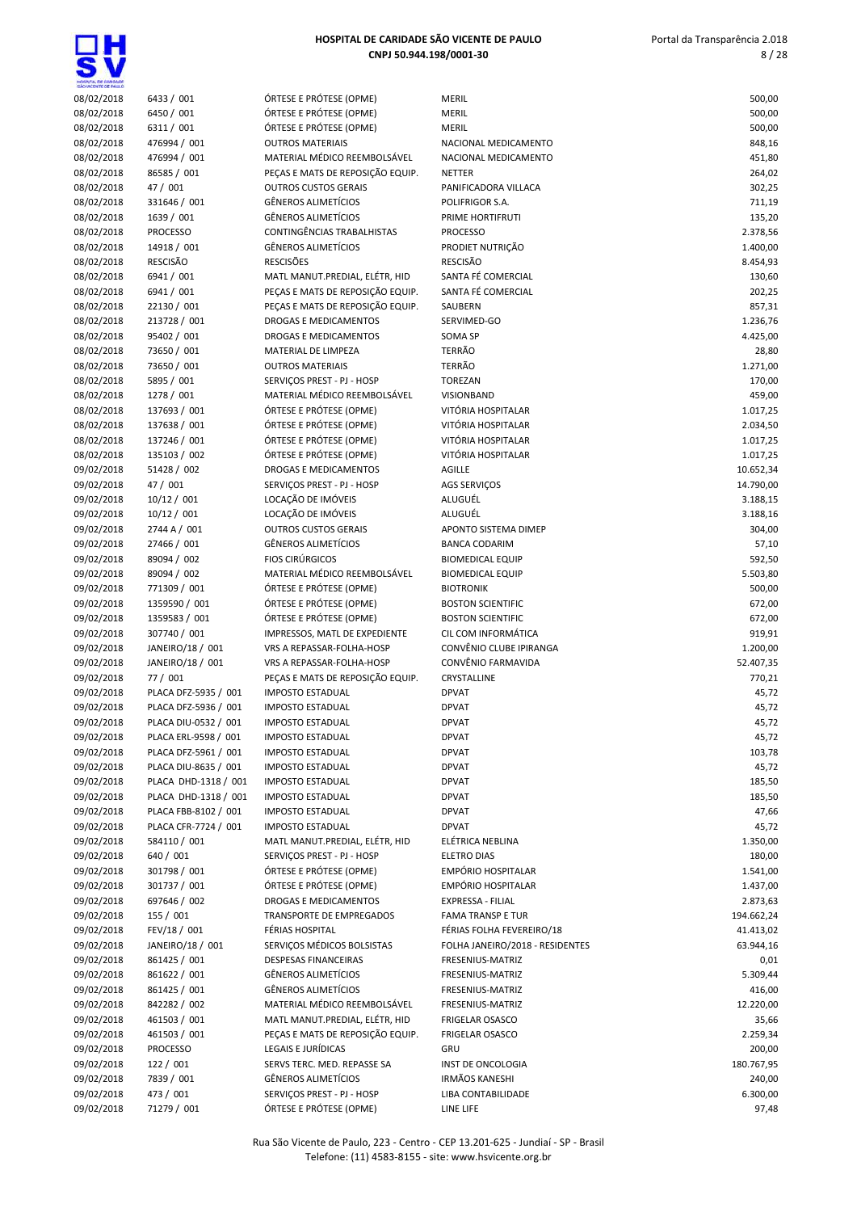| | | | | |
|---|---|---|---|---|
| 08/02/2018 | 6433 / 001 | ÓRTESE E PRÓTESE (OPME) | MERIL | 500,00 |
| 08/02/2018 | 6450 / 001 | ÓRTESE E PRÓTESE (OPME) | MERIL | 500,00 |
| 08/02/2018 | 6311 / 001 | ÓRTESE E PRÓTESE (OPME) | MERIL | 500,00 |
| 08/02/2018 | 476994 / 001 | OUTROS MATERIAIS | NACIONAL MEDICAMENTO | 848,16 |
| 08/02/2018 | 476994 / 001 | MATERIAL MÉDICO REEMBOLSÁVEL | NACIONAL MEDICAMENTO | 451,80 |
| 08/02/2018 | 86585 / 001 | PEÇAS E MATS DE REPOSIÇÃO EQUIP. | NETTER | 264,02 |
| 08/02/2018 | 47 / 001 | OUTROS CUSTOS GERAIS | PANIFICADORA VILLACA | 302,25 |
| 08/02/2018 | 331646 / 001 | GÊNEROS ALIMENTÍCIOS | POLIFRIGOR S.A. | 711,19 |
| 08/02/2018 | 1639 / 001 | GÊNEROS ALIMENTÍCIOS | PRIME HORTIFRUTI | 135,20 |
| 08/02/2018 | PROCESSO | CONTINGÊNCIAS TRABALHISTAS | PROCESSO | 2.378,56 |
| 08/02/2018 | 14918 / 001 | GÊNEROS ALIMENTÍCIOS | PRODIET NUTRIÇÃO | 1.400,00 |
| 08/02/2018 | RESCISÃO | RESCISÕES | RESCISÃO | 8.454,93 |
| 08/02/2018 | 6941 / 001 | MATL MANUT.PREDIAL, ELÉTR, HID | SANTA FÉ COMERCIAL | 130,60 |
| 08/02/2018 | 6941 / 001 | PEÇAS E MATS DE REPOSIÇÃO EQUIP. | SANTA FÉ COMERCIAL | 202,25 |
| 08/02/2018 | 22130 / 001 | PEÇAS E MATS DE REPOSIÇÃO EQUIP. | SAUBERN | 857,31 |
| 08/02/2018 | 213728 / 001 | DROGAS E MEDICAMENTOS | SERVIMED-GO | 1.236,76 |
| 08/02/2018 | 95402 / 001 | DROGAS E MEDICAMENTOS | SOMA SP | 4.425,00 |
| 08/02/2018 | 73650 / 001 | MATERIAL DE LIMPEZA | TERRÃO | 28,80 |
| 08/02/2018 | 73650 / 001 | OUTROS MATERIAIS | TERRÃO | 1.271,00 |
| 08/02/2018 | 5895 / 001 | SERVIÇOS PREST - PJ - HOSP | TOREZAN | 170,00 |
| 08/02/2018 | 1278 / 001 | MATERIAL MÉDICO REEMBOLSÁVEL | VISIONBAND | 459,00 |
| 08/02/2018 | 137693 / 001 | ÓRTESE E PRÓTESE (OPME) | VITÓRIA HOSPITALAR | 1.017,25 |
| 08/02/2018 | 137638 / 001 | ÓRTESE E PRÓTESE (OPME) | VITÓRIA HOSPITALAR | 2.034,50 |
| 08/02/2018 | 137246 / 001 | ÓRTESE E PRÓTESE (OPME) | VITÓRIA HOSPITALAR | 1.017,25 |
| 08/02/2018 | 135103 / 002 | ÓRTESE E PRÓTESE (OPME) | VITÓRIA HOSPITALAR | 1.017,25 |
| 09/02/2018 | 51428 / 002 | DROGAS E MEDICAMENTOS | AGILLE | 10.652,34 |
| 09/02/2018 | 47 / 001 | SERVIÇOS PREST - PJ - HOSP | AGS SERVIÇOS | 14.790,00 |
| 09/02/2018 | 10/12 / 001 | LOCAÇÃO DE IMÓVEIS | ALUGUÉL | 3.188,15 |
| 09/02/2018 | 10/12 / 001 | LOCAÇÃO DE IMÓVEIS | ALUGUÉL | 3.188,16 |
| 09/02/2018 | 2744 A / 001 | OUTROS CUSTOS GERAIS | APONTO SISTEMA DIMEP | 304,00 |
| 09/02/2018 | 27466 / 001 | GÊNEROS ALIMENTÍCIOS | BANCA CODARIM | 57,10 |
| 09/02/2018 | 89094 / 002 | FIOS CIRÚRGICOS | BIOMEDICAL EQUIP | 592,50 |
| 09/02/2018 | 89094 / 002 | MATERIAL MÉDICO REEMBOLSÁVEL | BIOMEDICAL EQUIP | 5.503,80 |
| 09/02/2018 | 771309 / 001 | ÓRTESE E PRÓTESE (OPME) | BIOTRONIK | 500,00 |
| 09/02/2018 | 1359590 / 001 | ÓRTESE E PRÓTESE (OPME) | BOSTON SCIENTIFIC | 672,00 |
| 09/02/2018 | 1359583 / 001 | ÓRTESE E PRÓTESE (OPME) | BOSTON SCIENTIFIC | 672,00 |
| 09/02/2018 | 307740 / 001 | IMPRESSOS, MATL DE EXPEDIENTE | CIL COM INFORMÁTICA | 919,91 |
| 09/02/2018 | JANEIRO/18 / 001 | VRS A REPASSAR-FOLHA-HOSP | CONVÊNIO CLUBE IPIRANGA | 1.200,00 |
| 09/02/2018 | JANEIRO/18 / 001 | VRS A REPASSAR-FOLHA-HOSP | CONVÊNIO FARMAVIDA | 52.407,35 |
| 09/02/2018 | 77 / 001 | PEÇAS E MATS DE REPOSIÇÃO EQUIP. | CRYSTALLINE | 770,21 |
| 09/02/2018 | PLACA DFZ-5935 / 001 | IMPOSTO ESTADUAL | DPVAT | 45,72 |
| 09/02/2018 | PLACA DFZ-5936 / 001 | IMPOSTO ESTADUAL | DPVAT | 45,72 |
| 09/02/2018 | PLACA DIU-0532 / 001 | IMPOSTO ESTADUAL | DPVAT | 45,72 |
| 09/02/2018 | PLACA ERL-9598 / 001 | IMPOSTO ESTADUAL | DPVAT | 45,72 |
| 09/02/2018 | PLACA DFZ-5961 / 001 | IMPOSTO ESTADUAL | DPVAT | 103,78 |
| 09/02/2018 | PLACA DIU-8635 / 001 | IMPOSTO ESTADUAL | DPVAT | 45,72 |
| 09/02/2018 | PLACA DHD-1318 / 001 | IMPOSTO ESTADUAL | DPVAT | 185,50 |
| 09/02/2018 | PLACA DHD-1318 / 001 | IMPOSTO ESTADUAL | DPVAT | 185,50 |
| 09/02/2018 | PLACA FBB-8102 / 001 | IMPOSTO ESTADUAL | DPVAT | 47,66 |
| 09/02/2018 | PLACA CFR-7724 / 001 | IMPOSTO ESTADUAL | DPVAT | 45,72 |
| 09/02/2018 | 584110 / 001 | MATL MANUT.PREDIAL, ELÉTR, HID | ELÉTRICA NEBLINA | 1.350,00 |
| 09/02/2018 | 640 / 001 | SERVIÇOS PREST - PJ - HOSP | ELETRO DIAS | 180,00 |
| 09/02/2018 | 301798 / 001 | ÓRTESE E PRÓTESE (OPME) | EMPÓRIO HOSPITALAR | 1.541,00 |
| 09/02/2018 | 301737 / 001 | ÓRTESE E PRÓTESE (OPME) | EMPÓRIO HOSPITALAR | 1.437,00 |
| 09/02/2018 | 697646 / 002 | DROGAS E MEDICAMENTOS | EXPRESSA - FILIAL | 2.873,63 |
| 09/02/2018 | 155 / 001 | TRANSPORTE DE EMPREGADOS | FAMA TRANSP E TUR | 194.662,24 |
| 09/02/2018 | FEV/18 / 001 | FÉRIAS HOSPITAL | FÉRIAS FOLHA FEVEREIRO/18 | 41.413,02 |
| 09/02/2018 | JANEIRO/18 / 001 | SERVIÇOS MÉDICOS BOLSISTAS | FOLHA JANEIRO/2018 - RESIDENTES | 63.944,16 |
| 09/02/2018 | 861425 / 001 | DESPESAS FINANCEIRAS | FRESENIUS-MATRIZ | 0,01 |
| 09/02/2018 | 861622 / 001 | GÊNEROS ALIMENTÍCIOS | FRESENIUS-MATRIZ | 5.309,44 |
| 09/02/2018 | 861425 / 001 | GÊNEROS ALIMENTÍCIOS | FRESENIUS-MATRIZ | 416,00 |
| 09/02/2018 | 842282 / 002 | MATERIAL MÉDICO REEMBOLSÁVEL | FRESENIUS-MATRIZ | 12.220,00 |
| 09/02/2018 | 461503 / 001 | MATL MANUT.PREDIAL, ELÉTR, HID | FRIGELAR OSASCO | 35,66 |
| 09/02/2018 | 461503 / 001 | PEÇAS E MATS DE REPOSIÇÃO EQUIP. | FRIGELAR OSASCO | 2.259,34 |
| 09/02/2018 | PROCESSO | LEGAIS E JURÍDICAS | GRU | 200,00 |
| 09/02/2018 | 122 / 001 | SERVS TERC. MED. REPASSE SA | INST DE ONCOLOGIA | 180.767,95 |
| 09/02/2018 | 7839 / 001 | GÊNEROS ALIMENTÍCIOS | IRMÃOS KANESHI | 240,00 |
| 09/02/2018 | 473 / 001 | SERVIÇOS PREST - PJ - HOSP | LIBA CONTABILIDADE | 6.300,00 |
| 09/02/2018 | 71279 / 001 | ÓRTESE E PRÓTESE (OPME) | LINE LIFE | 97,48 |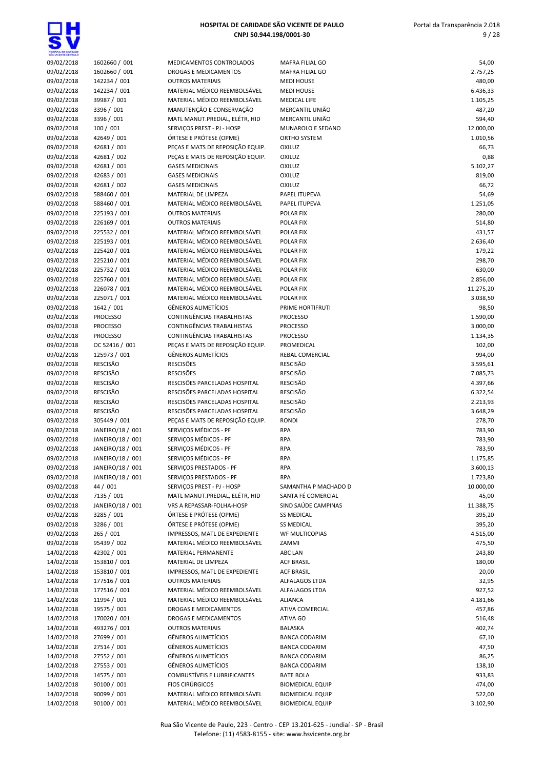| | | | | |
|---|---|---|---|---|
| 09/02/2018 | 1602660 / 001 | MEDICAMENTOS CONTROLADOS | MAFRA FILIAL GO | 54,00 |
| 09/02/2018 | 1602660 / 001 | DROGAS E MEDICAMENTOS | MAFRA FILIAL GO | 2.757,25 |
| 09/02/2018 | 142234 / 001 | OUTROS MATERIAIS | MEDI HOUSE | 480,00 |
| 09/02/2018 | 142234 / 001 | MATERIAL MÉDICO REEMBOLSÁVEL | MEDI HOUSE | 6.436,33 |
| 09/02/2018 | 39987 / 001 | MATERIAL MÉDICO REEMBOLSÁVEL | MEDICAL LIFE | 1.105,25 |
| 09/02/2018 | 3396 / 001 | MANUTENÇÃO E CONSERVAÇÃO | MERCANTIL UNIÃO | 487,20 |
| 09/02/2018 | 3396 / 001 | MATL MANUT.PREDIAL, ELÉTR, HID | MERCANTIL UNIÃO | 594,40 |
| 09/02/2018 | 100 / 001 | SERVIÇOS PREST - PJ - HOSP | MUNAROLO E SEDANO | 12.000,00 |
| 09/02/2018 | 42649 / 001 | ÓRTESE E PRÓTESE (OPME) | ORTHO SYSTEM | 1.010,56 |
| 09/02/2018 | 42681 / 001 | PEÇAS E MATS DE REPOSIÇÃO EQUIP. | OXILUZ | 66,73 |
| 09/02/2018 | 42681 / 002 | PEÇAS E MATS DE REPOSIÇÃO EQUIP. | OXILUZ | 0,88 |
| 09/02/2018 | 42681 / 001 | GASES MEDICINAIS | OXILUZ | 5.102,27 |
| 09/02/2018 | 42683 / 001 | GASES MEDICINAIS | OXILUZ | 819,00 |
| 09/02/2018 | 42681 / 002 | GASES MEDICINAIS | OXILUZ | 66,72 |
| 09/02/2018 | 588460 / 001 | MATERIAL DE LIMPEZA | PAPEL ITUPEVA | 54,69 |
| 09/02/2018 | 588460 / 001 | MATERIAL MÉDICO REEMBOLSÁVEL | PAPEL ITUPEVA | 1.251,05 |
| 09/02/2018 | 225193 / 001 | OUTROS MATERIAIS | POLAR FIX | 280,00 |
| 09/02/2018 | 226169 / 001 | OUTROS MATERIAIS | POLAR FIX | 514,80 |
| 09/02/2018 | 225532 / 001 | MATERIAL MÉDICO REEMBOLSÁVEL | POLAR FIX | 431,57 |
| 09/02/2018 | 225193 / 001 | MATERIAL MÉDICO REEMBOLSÁVEL | POLAR FIX | 2.636,40 |
| 09/02/2018 | 225420 / 001 | MATERIAL MÉDICO REEMBOLSÁVEL | POLAR FIX | 179,22 |
| 09/02/2018 | 225210 / 001 | MATERIAL MÉDICO REEMBOLSÁVEL | POLAR FIX | 298,70 |
| 09/02/2018 | 225732 / 001 | MATERIAL MÉDICO REEMBOLSÁVEL | POLAR FIX | 630,00 |
| 09/02/2018 | 225760 / 001 | MATERIAL MÉDICO REEMBOLSÁVEL | POLAR FIX | 2.856,00 |
| 09/02/2018 | 226078 / 001 | MATERIAL MÉDICO REEMBOLSÁVEL | POLAR FIX | 11.275,20 |
| 09/02/2018 | 225071 / 001 | MATERIAL MÉDICO REEMBOLSÁVEL | POLAR FIX | 3.038,50 |
| 09/02/2018 | 1642 / 001 | GÊNEROS ALIMETÍCIOS | PRIME HORTIFRUTI | 98,50 |
| 09/02/2018 | PROCESSO | CONTINGÊNCIAS TRABALHISTAS | PROCESSO | 1.590,00 |
| 09/02/2018 | PROCESSO | CONTINGÊNCIAS TRABALHISTAS | PROCESSO | 3.000,00 |
| 09/02/2018 | PROCESSO | CONTINGÊNCIAS TRABALHISTAS | PROCESSO | 1.134,35 |
| 09/02/2018 | OC 52416 / 001 | PEÇAS E MATS DE REPOSIÇÃO EQUIP. | PROMEDICAL | 102,00 |
| 09/02/2018 | 125973 / 001 | GÊNEROS ALIMETÍCIOS | REBAL COMERCIAL | 994,00 |
| 09/02/2018 | RESCISÃO | RESCISÕES | RESCISÃO | 3.595,61 |
| 09/02/2018 | RESCISÃO | RESCISÕES | RESCISÃO | 7.085,73 |
| 09/02/2018 | RESCISÃO | RESCISÕES PARCELADAS HOSPITAL | RESCISÃO | 4.397,66 |
| 09/02/2018 | RESCISÃO | RESCISÕES PARCELADAS HOSPITAL | RESCISÃO | 6.322,54 |
| 09/02/2018 | RESCISÃO | RESCISÕES PARCELADAS HOSPITAL | RESCISÃO | 2.213,93 |
| 09/02/2018 | RESCISÃO | RESCISÕES PARCELADAS HOSPITAL | RESCISÃO | 3.648,29 |
| 09/02/2018 | 305449 / 001 | PEÇAS E MATS DE REPOSIÇÃO EQUIP. | RONDI | 278,70 |
| 09/02/2018 | JANEIRO/18 / 001 | SERVIÇOS MÉDICOS - PF | RPA | 783,90 |
| 09/02/2018 | JANEIRO/18 / 001 | SERVIÇOS MÉDICOS - PF | RPA | 783,90 |
| 09/02/2018 | JANEIRO/18 / 001 | SERVIÇOS MÉDICOS - PF | RPA | 783,90 |
| 09/02/2018 | JANEIRO/18 / 001 | SERVIÇOS MÉDICOS - PF | RPA | 1.175,85 |
| 09/02/2018 | JANEIRO/18 / 001 | SERVIÇOS PRESTADOS - PF | RPA | 3.600,13 |
| 09/02/2018 | JANEIRO/18 / 001 | SERVIÇOS PRESTADOS - PF | RPA | 1.723,80 |
| 09/02/2018 | 44 / 001 | SERVIÇOS PREST - PJ - HOSP | SAMANTHA P MACHADO D | 10.000,00 |
| 09/02/2018 | 7135 / 001 | MATL MANUT.PREDIAL, ELÉTR, HID | SANTA FÉ COMERCIAL | 45,00 |
| 09/02/2018 | JANEIRO/18 / 001 | VRS A REPASSAR-FOLHA-HOSP | SIND SAÚDE CAMPINAS | 11.388,75 |
| 09/02/2018 | 3285 / 001 | ÓRTESE E PRÓTESE (OPME) | SS MEDICAL | 395,20 |
| 09/02/2018 | 3286 / 001 | ÓRTESE E PRÓTESE (OPME) | SS MEDICAL | 395,20 |
| 09/02/2018 | 265 / 001 | IMPRESSOS, MATL DE EXPEDIENTE | WF MULTICOPIAS | 4.515,00 |
| 09/02/2018 | 95439 / 002 | MATERIAL MÉDICO REEMBOLSÁVEL | ZAMMI | 475,50 |
| 14/02/2018 | 42302 / 001 | MATERIAL PERMANENTE | ABC LAN | 243,80 |
| 14/02/2018 | 153810 / 001 | MATERIAL DE LIMPEZA | ACF BRASIL | 180,00 |
| 14/02/2018 | 153810 / 001 | IMPRESSOS, MATL DE EXPEDIENTE | ACF BRASIL | 20,00 |
| 14/02/2018 | 177516 / 001 | OUTROS MATERIAIS | ALFALAGOS LTDA | 32,95 |
| 14/02/2018 | 177516 / 001 | MATERIAL MÉDICO REEMBOLSÁVEL | ALFALAGOS LTDA | 927,52 |
| 14/02/2018 | 11994 / 001 | MATERIAL MÉDICO REEMBOLSÁVEL | ALIANCA | 4.181,66 |
| 14/02/2018 | 19575 / 001 | DROGAS E MEDICAMENTOS | ATIVA COMERCIAL | 457,86 |
| 14/02/2018 | 170020 / 001 | DROGAS E MEDICAMENTOS | ATIVA GO | 516,48 |
| 14/02/2018 | 493276 / 001 | OUTROS MATERIAIS | BALASKA | 402,74 |
| 14/02/2018 | 27699 / 001 | GÊNEROS ALIMETÍCIOS | BANCA CODARIM | 67,10 |
| 14/02/2018 | 27514 / 001 | GÊNEROS ALIMETÍCIOS | BANCA CODARIM | 47,50 |
| 14/02/2018 | 27552 / 001 | GÊNEROS ALIMETÍCIOS | BANCA CODARIM | 86,25 |
| 14/02/2018 | 27553 / 001 | GÊNEROS ALIMETÍCIOS | BANCA CODARIM | 138,10 |
| 14/02/2018 | 14575 / 001 | COMBUSTÍVEIS E LUBRIFICANTES | BATE BOLA | 933,83 |
| 14/02/2018 | 90100 / 001 | FIOS CIRÚRGICOS | BIOMEDICAL EQUIP | 474,00 |
| 14/02/2018 | 90099 / 001 | MATERIAL MÉDICO REEMBOLSÁVEL | BIOMEDICAL EQUIP | 522,00 |
| 14/02/2018 | 90100 / 001 | MATERIAL MÉDICO REEMBOLSÁVEL | BIOMEDICAL EQUIP | 3.102,90 |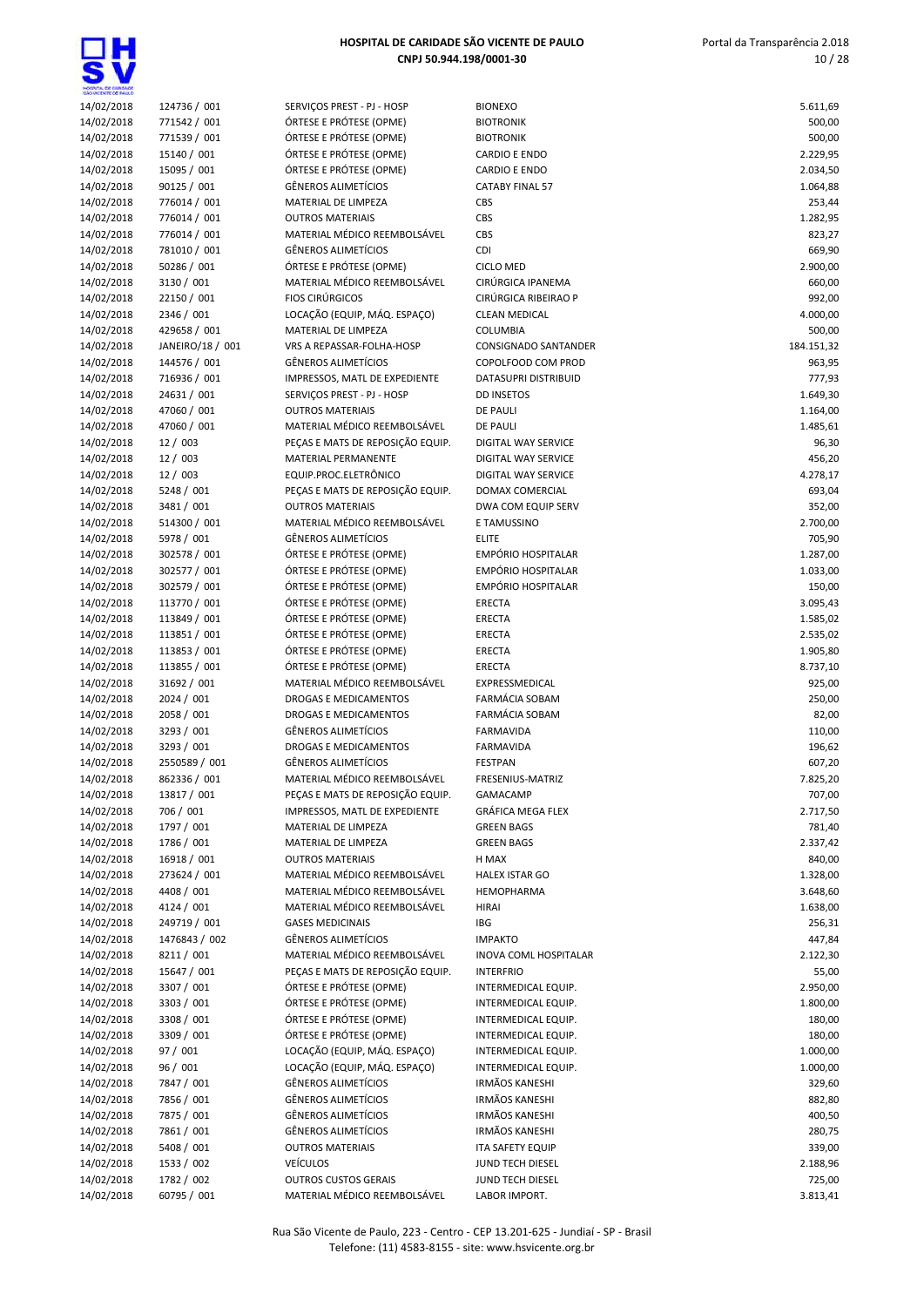| | | | | |
|---|---|---|---|---|
| 14/02/2018 | 124736 / 001 | SERVIÇOS PREST - PJ - HOSP | BIONEXO | 5.611,69 |
| 14/02/2018 | 771542 / 001 | ÓRTESE E PRÓTESE (OPME) | BIOTRONIK | 500,00 |
| 14/02/2018 | 771539 / 001 | ÓRTESE E PRÓTESE (OPME) | BIOTRONIK | 500,00 |
| 14/02/2018 | 15140 / 001 | ÓRTESE E PRÓTESE (OPME) | CARDIO E ENDO | 2.229,95 |
| 14/02/2018 | 15095 / 001 | ÓRTESE E PRÓTESE (OPME) | CARDIO E ENDO | 2.034,50 |
| 14/02/2018 | 90125 / 001 | GÊNEROS ALIMETÍCIOS | CATABY FINAL 57 | 1.064,88 |
| 14/02/2018 | 776014 / 001 | MATERIAL DE LIMPEZA | CBS | 253,44 |
| 14/02/2018 | 776014 / 001 | OUTROS MATERIAIS | CBS | 1.282,95 |
| 14/02/2018 | 776014 / 001 | MATERIAL MÉDICO REEMBOLSÁVEL | CBS | 823,27 |
| 14/02/2018 | 781010 / 001 | GÊNEROS ALIMETÍCIOS | CDI | 669,90 |
| 14/02/2018 | 50286 / 001 | ÓRTESE E PRÓTESE (OPME) | CICLO MED | 2.900,00 |
| 14/02/2018 | 3130 / 001 | MATERIAL MÉDICO REEMBOLSÁVEL | CIRÚRGICA IPANEMA | 660,00 |
| 14/02/2018 | 22150 / 001 | FIOS CIRÚRGICOS | CIRÚRGICA RIBEIRAO P | 992,00 |
| 14/02/2018 | 2346 / 001 | LOCAÇÃO (EQUIP, MÁQ. ESPAÇO) | CLEAN MEDICAL | 4.000,00 |
| 14/02/2018 | 429658 / 001 | MATERIAL DE LIMPEZA | COLUMBIA | 500,00 |
| 14/02/2018 | JANEIRO/18 / 001 | VRS A REPASSAR-FOLHA-HOSP | CONSIGNADO SANTANDER | 184.151,32 |
| 14/02/2018 | 144576 / 001 | GÊNEROS ALIMETÍCIOS | COPOLFOOD COM PROD | 963,95 |
| 14/02/2018 | 716936 / 001 | IMPRESSOS, MATL DE EXPEDIENTE | DATASUPRI DISTRIBUID | 777,93 |
| 14/02/2018 | 24631 / 001 | SERVIÇOS PREST - PJ - HOSP | DD INSETOS | 1.649,30 |
| 14/02/2018 | 47060 / 001 | OUTROS MATERIAIS | DE PAULI | 1.164,00 |
| 14/02/2018 | 47060 / 001 | MATERIAL MÉDICO REEMBOLSÁVEL | DE PAULI | 1.485,61 |
| 14/02/2018 | 12 / 003 | PEÇAS E MATS DE REPOSIÇÃO EQUIP. | DIGITAL WAY SERVICE | 96,30 |
| 14/02/2018 | 12 / 003 | MATERIAL PERMANENTE | DIGITAL WAY SERVICE | 456,20 |
| 14/02/2018 | 12 / 003 | EQUIP.PROC.ELETRÔNICO | DIGITAL WAY SERVICE | 4.278,17 |
| 14/02/2018 | 5248 / 001 | PEÇAS E MATS DE REPOSIÇÃO EQUIP. | DOMAX COMERCIAL | 693,04 |
| 14/02/2018 | 3481 / 001 | OUTROS MATERIAIS | DWA COM EQUIP SERV | 352,00 |
| 14/02/2018 | 514300 / 001 | MATERIAL MÉDICO REEMBOLSÁVEL | E TAMUSSINO | 2.700,00 |
| 14/02/2018 | 5978 / 001 | GÊNEROS ALIMETÍCIOS | ELITE | 705,90 |
| 14/02/2018 | 302578 / 001 | ÓRTESE E PRÓTESE (OPME) | EMPÓRIO HOSPITALAR | 1.287,00 |
| 14/02/2018 | 302577 / 001 | ÓRTESE E PRÓTESE (OPME) | EMPÓRIO HOSPITALAR | 1.033,00 |
| 14/02/2018 | 302579 / 001 | ÓRTESE E PRÓTESE (OPME) | EMPÓRIO HOSPITALAR | 150,00 |
| 14/02/2018 | 113770 / 001 | ÓRTESE E PRÓTESE (OPME) | ERECTA | 3.095,43 |
| 14/02/2018 | 113849 / 001 | ÓRTESE E PRÓTESE (OPME) | ERECTA | 1.585,02 |
| 14/02/2018 | 113851 / 001 | ÓRTESE E PRÓTESE (OPME) | ERECTA | 2.535,02 |
| 14/02/2018 | 113853 / 001 | ÓRTESE E PRÓTESE (OPME) | ERECTA | 1.905,80 |
| 14/02/2018 | 113855 / 001 | ÓRTESE E PRÓTESE (OPME) | ERECTA | 8.737,10 |
| 14/02/2018 | 31692 / 001 | MATERIAL MÉDICO REEMBOLSÁVEL | EXPRESSMEDICAL | 925,00 |
| 14/02/2018 | 2024 / 001 | DROGAS E MEDICAMENTOS | FARMÁCIA SOBAM | 250,00 |
| 14/02/2018 | 2058 / 001 | DROGAS E MEDICAMENTOS | FARMÁCIA SOBAM | 82,00 |
| 14/02/2018 | 3293 / 001 | GÊNEROS ALIMETÍCIOS | FARMAVIDA | 110,00 |
| 14/02/2018 | 3293 / 001 | DROGAS E MEDICAMENTOS | FARMAVIDA | 196,62 |
| 14/02/2018 | 2550589 / 001 | GÊNEROS ALIMETÍCIOS | FESTPAN | 607,20 |
| 14/02/2018 | 862336 / 001 | MATERIAL MÉDICO REEMBOLSÁVEL | FRESENIUS-MATRIZ | 7.825,20 |
| 14/02/2018 | 13817 / 001 | PEÇAS E MATS DE REPOSIÇÃO EQUIP. | GAMACAMP | 707,00 |
| 14/02/2018 | 706 / 001 | IMPRESSOS, MATL DE EXPEDIENTE | GRÁFICA MEGA FLEX | 2.717,50 |
| 14/02/2018 | 1797 / 001 | MATERIAL DE LIMPEZA | GREEN BAGS | 781,40 |
| 14/02/2018 | 1786 / 001 | MATERIAL DE LIMPEZA | GREEN BAGS | 2.337,42 |
| 14/02/2018 | 16918 / 001 | OUTROS MATERIAIS | H MAX | 840,00 |
| 14/02/2018 | 273624 / 001 | MATERIAL MÉDICO REEMBOLSÁVEL | HALEX ISTAR GO | 1.328,00 |
| 14/02/2018 | 4408 / 001 | MATERIAL MÉDICO REEMBOLSÁVEL | HEMOPHARMA | 3.648,60 |
| 14/02/2018 | 4124 / 001 | MATERIAL MÉDICO REEMBOLSÁVEL | HIRAI | 1.638,00 |
| 14/02/2018 | 249719 / 001 | GASES MEDICINAIS | IBG | 256,31 |
| 14/02/2018 | 1476843 / 002 | GÊNEROS ALIMETÍCIOS | IMPAKTO | 447,84 |
| 14/02/2018 | 8211 / 001 | MATERIAL MÉDICO REEMBOLSÁVEL | INOVA COML HOSPITALAR | 2.122,30 |
| 14/02/2018 | 15647 / 001 | PEÇAS E MATS DE REPOSIÇÃO EQUIP. | INTERFRIO | 55,00 |
| 14/02/2018 | 3307 / 001 | ÓRTESE E PRÓTESE (OPME) | INTERMEDICAL EQUIP. | 2.950,00 |
| 14/02/2018 | 3303 / 001 | ÓRTESE E PRÓTESE (OPME) | INTERMEDICAL EQUIP. | 1.800,00 |
| 14/02/2018 | 3308 / 001 | ÓRTESE E PRÓTESE (OPME) | INTERMEDICAL EQUIP. | 180,00 |
| 14/02/2018 | 3309 / 001 | ÓRTESE E PRÓTESE (OPME) | INTERMEDICAL EQUIP. | 180,00 |
| 14/02/2018 | 97 / 001 | LOCAÇÃO (EQUIP, MÁQ. ESPAÇO) | INTERMEDICAL EQUIP. | 1.000,00 |
| 14/02/2018 | 96 / 001 | LOCAÇÃO (EQUIP, MÁQ. ESPAÇO) | INTERMEDICAL EQUIP. | 1.000,00 |
| 14/02/2018 | 7847 / 001 | GÊNEROS ALIMETÍCIOS | IRMÃOS KANESHI | 329,60 |
| 14/02/2018 | 7856 / 001 | GÊNEROS ALIMETÍCIOS | IRMÃOS KANESHI | 882,80 |
| 14/02/2018 | 7875 / 001 | GÊNEROS ALIMETÍCIOS | IRMÃOS KANESHI | 400,50 |
| 14/02/2018 | 7861 / 001 | GÊNEROS ALIMETÍCIOS | IRMÃOS KANESHI | 280,75 |
| 14/02/2018 | 5408 / 001 | OUTROS MATERIAIS | ITA SAFETY EQUIP | 339,00 |
| 14/02/2018 | 1533 / 002 | VEÍCULOS | JUND TECH DIESEL | 2.188,96 |
| 14/02/2018 | 1782 / 002 | OUTROS CUSTOS GERAIS | JUND TECH DIESEL | 725,00 |
| 14/02/2018 | 60795 / 001 | MATERIAL MÉDICO REEMBOLSÁVEL | LABOR IMPORT. | 3.813,41 |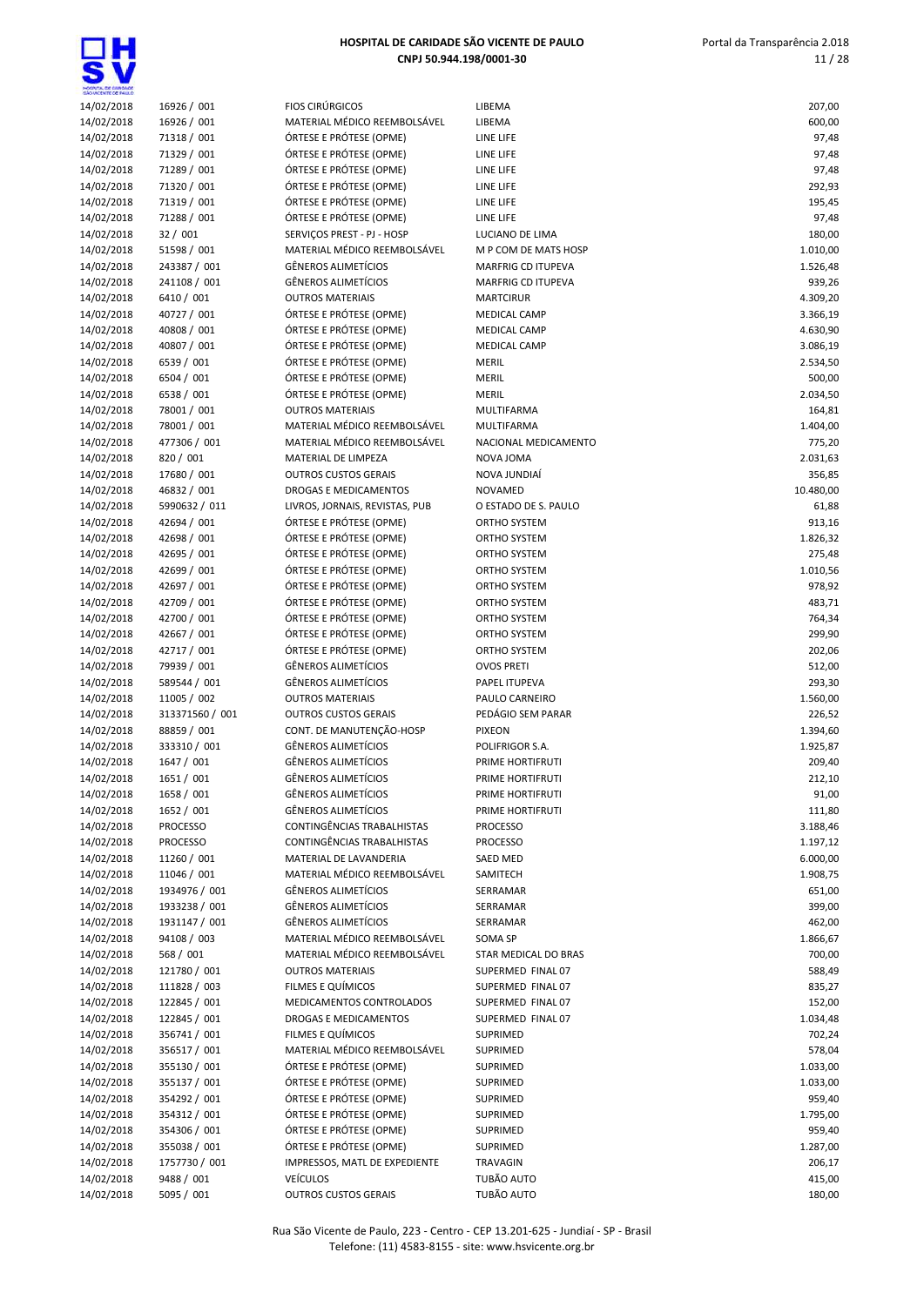| | | | | |
|---|---|---|---|---|
| 14/02/2018 | 16926 / 001 | FIOS CIRÚRGICOS | LIBEMA | 207,00 |
| 14/02/2018 | 16926 / 001 | MATERIAL MÉDICO REEMBOLSÁVEL | LIBEMA | 600,00 |
| 14/02/2018 | 71318 / 001 | ÓRTESE E PRÓTESE (OPME) | LINE LIFE | 97,48 |
| 14/02/2018 | 71329 / 001 | ÓRTESE E PRÓTESE (OPME) | LINE LIFE | 97,48 |
| 14/02/2018 | 71289 / 001 | ÓRTESE E PRÓTESE (OPME) | LINE LIFE | 97,48 |
| 14/02/2018 | 71320 / 001 | ÓRTESE E PRÓTESE (OPME) | LINE LIFE | 292,93 |
| 14/02/2018 | 71319 / 001 | ÓRTESE E PRÓTESE (OPME) | LINE LIFE | 195,45 |
| 14/02/2018 | 71288 / 001 | ÓRTESE E PRÓTESE (OPME) | LINE LIFE | 97,48 |
| 14/02/2018 | 32 / 001 | SERVIÇOS PREST - PJ - HOSP | LUCIANO DE LIMA | 180,00 |
| 14/02/2018 | 51598 / 001 | MATERIAL MÉDICO REEMBOLSÁVEL | M P COM DE MATS HOSP | 1.010,00 |
| 14/02/2018 | 243387 / 001 | GÊNEROS ALIMETÍCIOS | MARFRIG CD ITUPEVA | 1.526,48 |
| 14/02/2018 | 241108 / 001 | GÊNEROS ALIMETÍCIOS | MARFRIG CD ITUPEVA | 939,26 |
| 14/02/2018 | 6410 / 001 | OUTROS MATERIAIS | MARTCIRUR | 4.309,20 |
| 14/02/2018 | 40727 / 001 | ÓRTESE E PRÓTESE (OPME) | MEDICAL CAMP | 3.366,19 |
| 14/02/2018 | 40808 / 001 | ÓRTESE E PRÓTESE (OPME) | MEDICAL CAMP | 4.630,90 |
| 14/02/2018 | 40807 / 001 | ÓRTESE E PRÓTESE (OPME) | MEDICAL CAMP | 3.086,19 |
| 14/02/2018 | 6539 / 001 | ÓRTESE E PRÓTESE (OPME) | MERIL | 2.534,50 |
| 14/02/2018 | 6504 / 001 | ÓRTESE E PRÓTESE (OPME) | MERIL | 500,00 |
| 14/02/2018 | 6538 / 001 | ÓRTESE E PRÓTESE (OPME) | MERIL | 2.034,50 |
| 14/02/2018 | 78001 / 001 | OUTROS MATERIAIS | MULTIFARMA | 164,81 |
| 14/02/2018 | 78001 / 001 | MATERIAL MÉDICO REEMBOLSÁVEL | MULTIFARMA | 1.404,00 |
| 14/02/2018 | 477306 / 001 | MATERIAL MÉDICO REEMBOLSÁVEL | NACIONAL MEDICAMENTO | 775,20 |
| 14/02/2018 | 820 / 001 | MATERIAL DE LIMPEZA | NOVA JOMA | 2.031,63 |
| 14/02/2018 | 17680 / 001 | OUTROS CUSTOS GERAIS | NOVA JUNDIAÍ | 356,85 |
| 14/02/2018 | 46832 / 001 | DROGAS E MEDICAMENTOS | NOVAMED | 10.480,00 |
| 14/02/2018 | 5990632 / 011 | LIVROS, JORNAIS, REVISTAS, PUB | O ESTADO DE S. PAULO | 61,88 |
| 14/02/2018 | 42694 / 001 | ÓRTESE E PRÓTESE (OPME) | ORTHO SYSTEM | 913,16 |
| 14/02/2018 | 42698 / 001 | ÓRTESE E PRÓTESE (OPME) | ORTHO SYSTEM | 1.826,32 |
| 14/02/2018 | 42695 / 001 | ÓRTESE E PRÓTESE (OPME) | ORTHO SYSTEM | 275,48 |
| 14/02/2018 | 42699 / 001 | ÓRTESE E PRÓTESE (OPME) | ORTHO SYSTEM | 1.010,56 |
| 14/02/2018 | 42697 / 001 | ÓRTESE E PRÓTESE (OPME) | ORTHO SYSTEM | 978,92 |
| 14/02/2018 | 42709 / 001 | ÓRTESE E PRÓTESE (OPME) | ORTHO SYSTEM | 483,71 |
| 14/02/2018 | 42700 / 001 | ÓRTESE E PRÓTESE (OPME) | ORTHO SYSTEM | 764,34 |
| 14/02/2018 | 42667 / 001 | ÓRTESE E PRÓTESE (OPME) | ORTHO SYSTEM | 299,90 |
| 14/02/2018 | 42717 / 001 | ÓRTESE E PRÓTESE (OPME) | ORTHO SYSTEM | 202,06 |
| 14/02/2018 | 79939 / 001 | GÊNEROS ALIMETÍCIOS | OVOS PRETI | 512,00 |
| 14/02/2018 | 589544 / 001 | GÊNEROS ALIMETÍCIOS | PAPEL ITUPEVA | 293,30 |
| 14/02/2018 | 11005 / 002 | OUTROS MATERIAIS | PAULO CARNEIRO | 1.560,00 |
| 14/02/2018 | 313371560 / 001 | OUTROS CUSTOS GERAIS | PEDÁGIO SEM PARAR | 226,52 |
| 14/02/2018 | 88859 / 001 | CONT. DE MANUTENÇÃO-HOSP | PIXEON | 1.394,60 |
| 14/02/2018 | 333310 / 001 | GÊNEROS ALIMETÍCIOS | POLIFRIGOR S.A. | 1.925,87 |
| 14/02/2018 | 1647 / 001 | GÊNEROS ALIMETÍCIOS | PRIME HORTIFRUTI | 209,40 |
| 14/02/2018 | 1651 / 001 | GÊNEROS ALIMETÍCIOS | PRIME HORTIFRUTI | 212,10 |
| 14/02/2018 | 1658 / 001 | GÊNEROS ALIMETÍCIOS | PRIME HORTIFRUTI | 91,00 |
| 14/02/2018 | 1652 / 001 | GÊNEROS ALIMETÍCIOS | PRIME HORTIFRUTI | 111,80 |
| 14/02/2018 | PROCESSO | CONTINGÊNCIAS TRABALHISTAS | PROCESSO | 3.188,46 |
| 14/02/2018 | PROCESSO | CONTINGÊNCIAS TRABALHISTAS | PROCESSO | 1.197,12 |
| 14/02/2018 | 11260 / 001 | MATERIAL DE LAVANDERIA | SAED MED | 6.000,00 |
| 14/02/2018 | 11046 / 001 | MATERIAL MÉDICO REEMBOLSÁVEL | SAMITECH | 1.908,75 |
| 14/02/2018 | 1934976 / 001 | GÊNEROS ALIMETÍCIOS | SERRAMAR | 651,00 |
| 14/02/2018 | 1933238 / 001 | GÊNEROS ALIMETÍCIOS | SERRAMAR | 399,00 |
| 14/02/2018 | 1931147 / 001 | GÊNEROS ALIMETÍCIOS | SERRAMAR | 462,00 |
| 14/02/2018 | 94108 / 003 | MATERIAL MÉDICO REEMBOLSÁVEL | SOMA SP | 1.866,67 |
| 14/02/2018 | 568 / 001 | MATERIAL MÉDICO REEMBOLSÁVEL | STAR MEDICAL DO BRAS | 700,00 |
| 14/02/2018 | 121780 / 001 | OUTROS MATERIAIS | SUPERMED FINAL 07 | 588,49 |
| 14/02/2018 | 111828 / 003 | FILMES E QUÍMICOS | SUPERMED FINAL 07 | 835,27 |
| 14/02/2018 | 122845 / 001 | MEDICAMENTOS CONTROLADOS | SUPERMED FINAL 07 | 152,00 |
| 14/02/2018 | 122845 / 001 | DROGAS E MEDICAMENTOS | SUPERMED FINAL 07 | 1.034,48 |
| 14/02/2018 | 356741 / 001 | FILMES E QUÍMICOS | SUPRIMED | 702,24 |
| 14/02/2018 | 356517 / 001 | MATERIAL MÉDICO REEMBOLSÁVEL | SUPRIMED | 578,04 |
| 14/02/2018 | 355130 / 001 | ÓRTESE E PRÓTESE (OPME) | SUPRIMED | 1.033,00 |
| 14/02/2018 | 355137 / 001 | ÓRTESE E PRÓTESE (OPME) | SUPRIMED | 1.033,00 |
| 14/02/2018 | 354292 / 001 | ÓRTESE E PRÓTESE (OPME) | SUPRIMED | 959,40 |
| 14/02/2018 | 354312 / 001 | ÓRTESE E PRÓTESE (OPME) | SUPRIMED | 1.795,00 |
| 14/02/2018 | 354306 / 001 | ÓRTESE E PRÓTESE (OPME) | SUPRIMED | 959,40 |
| 14/02/2018 | 355038 / 001 | ÓRTESE E PRÓTESE (OPME) | SUPRIMED | 1.287,00 |
| 14/02/2018 | 1757730 / 001 | IMPRESSOS, MATL DE EXPEDIENTE | TRAVAGIN | 206,17 |
| 14/02/2018 | 9488 / 001 | VEÍCULOS | TUBÃO AUTO | 415,00 |
| 14/02/2018 | 5095 / 001 | OUTROS CUSTOS GERAIS | TUBÃO AUTO | 180,00 |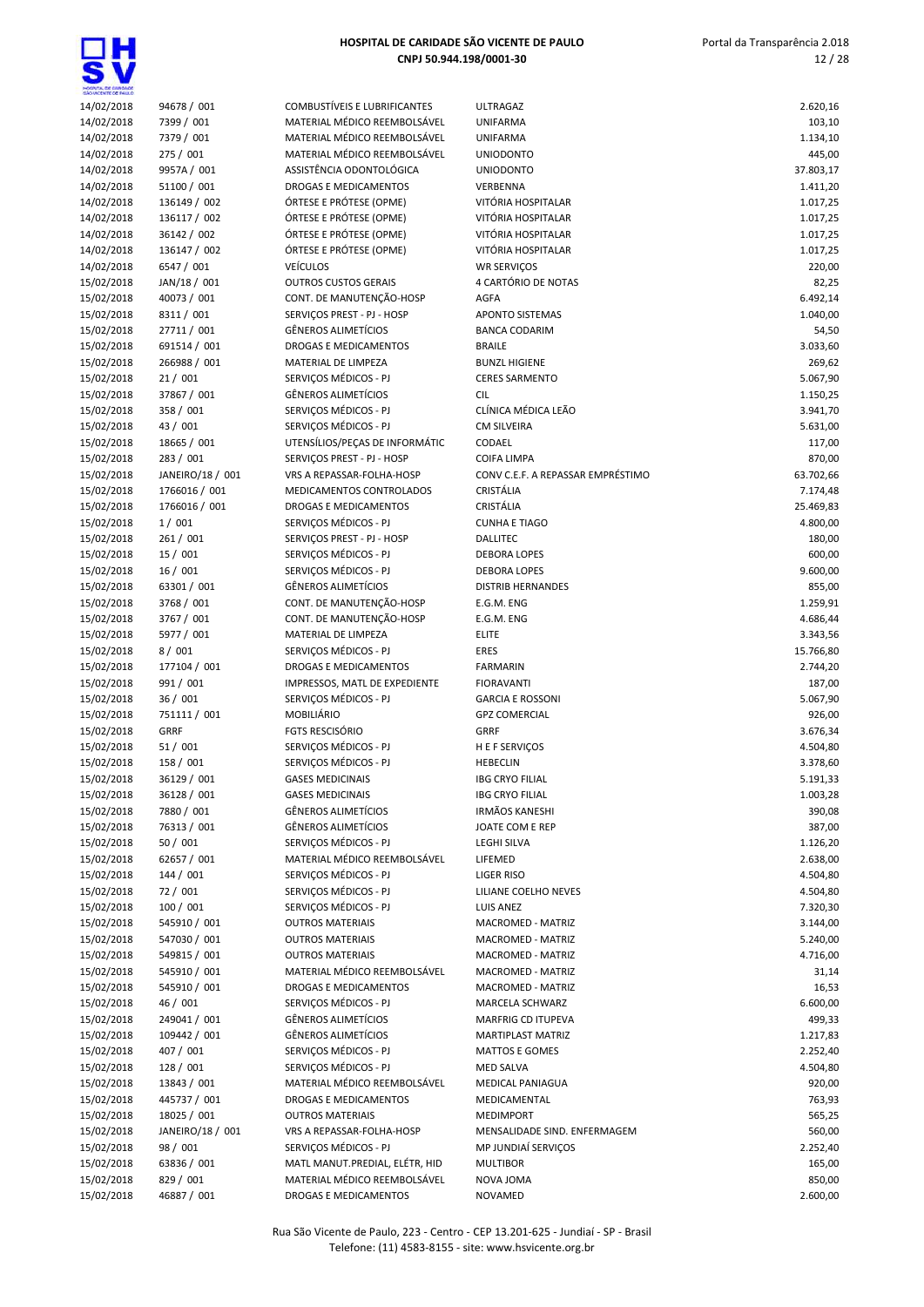# HOSPITAL DE CARIDADE SÃO VICENTE DE PAULO

**CNPJ 50.944.198/0001-30**

| Data | Documento | Categoria | Fornecedor | Valor |
|---|---|---|---|---|
| 14/02/2018 | 94678 / 001 | COMBUSTÍVEIS E LUBRIFICANTES | ULTRAGAZ | 2.620,16 |
| 14/02/2018 | 7399 / 001 | MATERIAL MÉDICO REEMBOLSÁVEL | UNIFARMA | 103,10 |
| 14/02/2018 | 7379 / 001 | MATERIAL MÉDICO REEMBOLSÁVEL | UNIFARMA | 1.134,10 |
| 14/02/2018 | 275 / 001 | MATERIAL MÉDICO REEMBOLSÁVEL | UNIODONTO | 445,00 |
| 14/02/2018 | 9957A / 001 | ASSISTÊNCIA ODONTOLÓGICA | UNIODONTO | 37.803,17 |
| 14/02/2018 | 51100 / 001 | DROGAS E MEDICAMENTOS | VERBENNA | 1.411,20 |
| 14/02/2018 | 136149 / 002 | ÓRTESE E PRÓTESE (OPME) | VITÓRIA HOSPITALAR | 1.017,25 |
| 14/02/2018 | 136117 / 002 | ÓRTESE E PRÓTESE (OPME) | VITÓRIA HOSPITALAR | 1.017,25 |
| 14/02/2018 | 36142 / 002 | ÓRTESE E PRÓTESE (OPME) | VITÓRIA HOSPITALAR | 1.017,25 |
| 14/02/2018 | 136147 / 002 | ÓRTESE E PRÓTESE (OPME) | VITÓRIA HOSPITALAR | 1.017,25 |
| 14/02/2018 | 6547 / 001 | VEÍCULOS | WR SERVIÇOS | 220,00 |
| 15/02/2018 | JAN/18 / 001 | OUTROS CUSTOS GERAIS | 4 CARTÓRIO DE NOTAS | 82,25 |
| 15/02/2018 | 40073 / 001 | CONT. DE MANUTENÇÃO-HOSP | AGFA | 6.492,14 |
| 15/02/2018 | 8311 / 001 | SERVIÇOS PREST - PJ - HOSP | APONTO SISTEMAS | 1.040,00 |
| 15/02/2018 | 27711 / 001 | GÊNEROS ALIMETÍCIOS | BANCA CODARIM | 54,50 |
| 15/02/2018 | 691514 / 001 | DROGAS E MEDICAMENTOS | BRAILE | 3.033,60 |
| 15/02/2018 | 266988 / 001 | MATERIAL DE LIMPEZA | BUNZL HIGIENE | 269,62 |
| 15/02/2018 | 21 / 001 | SERVIÇOS MÉDICOS - PJ | CERES SARMENTO | 5.067,90 |
| 15/02/2018 | 37867 / 001 | GÊNEROS ALIMETÍCIOS | CIL | 1.150,25 |
| 15/02/2018 | 358 / 001 | SERVIÇOS MÉDICOS - PJ | CLÍNICA MÉDICA LEÃO | 3.941,70 |
| 15/02/2018 | 43 / 001 | SERVIÇOS MÉDICOS - PJ | CM SILVEIRA | 5.631,00 |
| 15/02/2018 | 18665 / 001 | UTENSÍLIOS/PEÇAS DE INFORMÁTIC | CODAEL | 117,00 |
| 15/02/2018 | 283 / 001 | SERVIÇOS PREST - PJ - HOSP | COIFA LIMPA | 870,00 |
| 15/02/2018 | JANEIRO/18 / 001 | VRS A REPASSAR-FOLHA-HOSP | CONV C.E.F. A REPASSAR EMPRÉSTIMO | 63.702,66 |
| 15/02/2018 | 1766016 / 001 | MEDICAMENTOS CONTROLADOS | CRISTÁLIA | 7.174,48 |
| 15/02/2018 | 1766016 / 001 | DROGAS E MEDICAMENTOS | CRISTÁLIA | 25.469,83 |
| 15/02/2018 | 1 / 001 | SERVIÇOS MÉDICOS - PJ | CUNHA E TIAGO | 4.800,00 |
| 15/02/2018 | 261 / 001 | SERVIÇOS PREST - PJ - HOSP | DALLITEC | 180,00 |
| 15/02/2018 | 15 / 001 | SERVIÇOS MÉDICOS - PJ | DEBORA LOPES | 600,00 |
| 15/02/2018 | 16 / 001 | SERVIÇOS MÉDICOS - PJ | DEBORA LOPES | 9.600,00 |
| 15/02/2018 | 63301 / 001 | GÊNEROS ALIMETÍCIOS | DISTRIB HERNANDES | 855,00 |
| 15/02/2018 | 3768 / 001 | CONT. DE MANUTENÇÃO-HOSP | E.G.M. ENG | 1.259,91 |
| 15/02/2018 | 3767 / 001 | CONT. DE MANUTENÇÃO-HOSP | E.G.M. ENG | 4.686,44 |
| 15/02/2018 | 5977 / 001 | MATERIAL DE LIMPEZA | ELITE | 3.343,56 |
| 15/02/2018 | 8 / 001 | SERVIÇOS MÉDICOS - PJ | ERES | 15.766,80 |
| 15/02/2018 | 177104 / 001 | DROGAS E MEDICAMENTOS | FARMARIN | 2.744,20 |
| 15/02/2018 | 991 / 001 | IMPRESSOS, MATL DE EXPEDIENTE | FIORAVANTI | 187,00 |
| 15/02/2018 | 36 / 001 | SERVIÇOS MÉDICOS - PJ | GARCIA E ROSSONI | 5.067,90 |
| 15/02/2018 | 751111 / 001 | MOBILIÁRIO | GPZ COMERCIAL | 926,00 |
| 15/02/2018 | GRRF | FGTS RESCISÓRIO | GRRF | 3.676,34 |
| 15/02/2018 | 51 / 001 | SERVIÇOS MÉDICOS - PJ | H E F SERVIÇOS | 4.504,80 |
| 15/02/2018 | 158 / 001 | SERVIÇOS MÉDICOS - PJ | HEBECLIN | 3.378,60 |
| 15/02/2018 | 36129 / 001 | GASES MEDICINAIS | IBG CRYO FILIAL | 5.191,33 |
| 15/02/2018 | 36128 / 001 | GASES MEDICINAIS | IBG CRYO FILIAL | 1.003,28 |
| 15/02/2018 | 7880 / 001 | GÊNEROS ALIMETÍCIOS | IRMÃOS KANESHI | 390,08 |
| 15/02/2018 | 76313 / 001 | GÊNEROS ALIMETÍCIOS | JOATE COM E REP | 387,00 |
| 15/02/2018 | 50 / 001 | SERVIÇOS MÉDICOS - PJ | LEGHI SILVA | 1.126,20 |
| 15/02/2018 | 62657 / 001 | MATERIAL MÉDICO REEMBOLSÁVEL | LIFEMED | 2.638,00 |
| 15/02/2018 | 144 / 001 | SERVIÇOS MÉDICOS - PJ | LIGER RISO | 4.504,80 |
| 15/02/2018 | 72 / 001 | SERVIÇOS MÉDICOS - PJ | LILIANE COELHO NEVES | 4.504,80 |
| 15/02/2018 | 100 / 001 | SERVIÇOS MÉDICOS - PJ | LUIS ANEZ | 7.320,30 |
| 15/02/2018 | 545910 / 001 | OUTROS MATERIAIS | MACROMED - MATRIZ | 3.144,00 |
| 15/02/2018 | 547030 / 001 | OUTROS MATERIAIS | MACROMED - MATRIZ | 5.240,00 |
| 15/02/2018 | 549815 / 001 | OUTROS MATERIAIS | MACROMED - MATRIZ | 4.716,00 |
| 15/02/2018 | 545910 / 001 | MATERIAL MÉDICO REEMBOLSÁVEL | MACROMED - MATRIZ | 31,14 |
| 15/02/2018 | 545910 / 001 | DROGAS E MEDICAMENTOS | MACROMED - MATRIZ | 16,53 |
| 15/02/2018 | 46 / 001 | SERVIÇOS MÉDICOS - PJ | MARCELA SCHWARZ | 6.600,00 |
| 15/02/2018 | 249041 / 001 | GÊNEROS ALIMETÍCIOS | MARFRIG CD ITUPEVA | 499,33 |
| 15/02/2018 | 109442 / 001 | GÊNEROS ALIMETÍCIOS | MARTIPLAST MATRIZ | 1.217,83 |
| 15/02/2018 | 407 / 001 | SERVIÇOS MÉDICOS - PJ | MATTOS E GOMES | 2.252,40 |
| 15/02/2018 | 128 / 001 | SERVIÇOS MÉDICOS - PJ | MED SALVA | 4.504,80 |
| 15/02/2018 | 13843 / 001 | MATERIAL MÉDICO REEMBOLSÁVEL | MEDICAL PANIAGUA | 920,00 |
| 15/02/2018 | 445737 / 001 | DROGAS E MEDICAMENTOS | MEDICAMENTAL | 763,93 |
| 15/02/2018 | 18025 / 001 | OUTROS MATERIAIS | MEDIMPORT | 565,25 |
| 15/02/2018 | JANEIRO/18 / 001 | VRS A REPASSAR-FOLHA-HOSP | MENSALIDADE SIND. ENFERMAGEM | 560,00 |
| 15/02/2018 | 98 / 001 | SERVIÇOS MÉDICOS - PJ | MP JUNDIAÍ SERVIÇOS | 2.252,40 |
| 15/02/2018 | 63836 / 001 | MATL MANUT.PREDIAL, ELÉTR, HID | MULTIBOR | 165,00 |
| 15/02/2018 | 829 / 001 | MATERIAL MÉDICO REEMBOLSÁVEL | NOVA JOMA | 850,00 |
| 15/02/2018 | 46887 / 001 | DROGAS E MEDICAMENTOS | NOVAMED | 2.600,00 |

Rua São Vicente de Paulo, 223 - Centro - CEP 13.201-625 - Jundiaí - SP - Brasil
Telefone: (11) 4583-8155 - site: www.hsvicente.org.br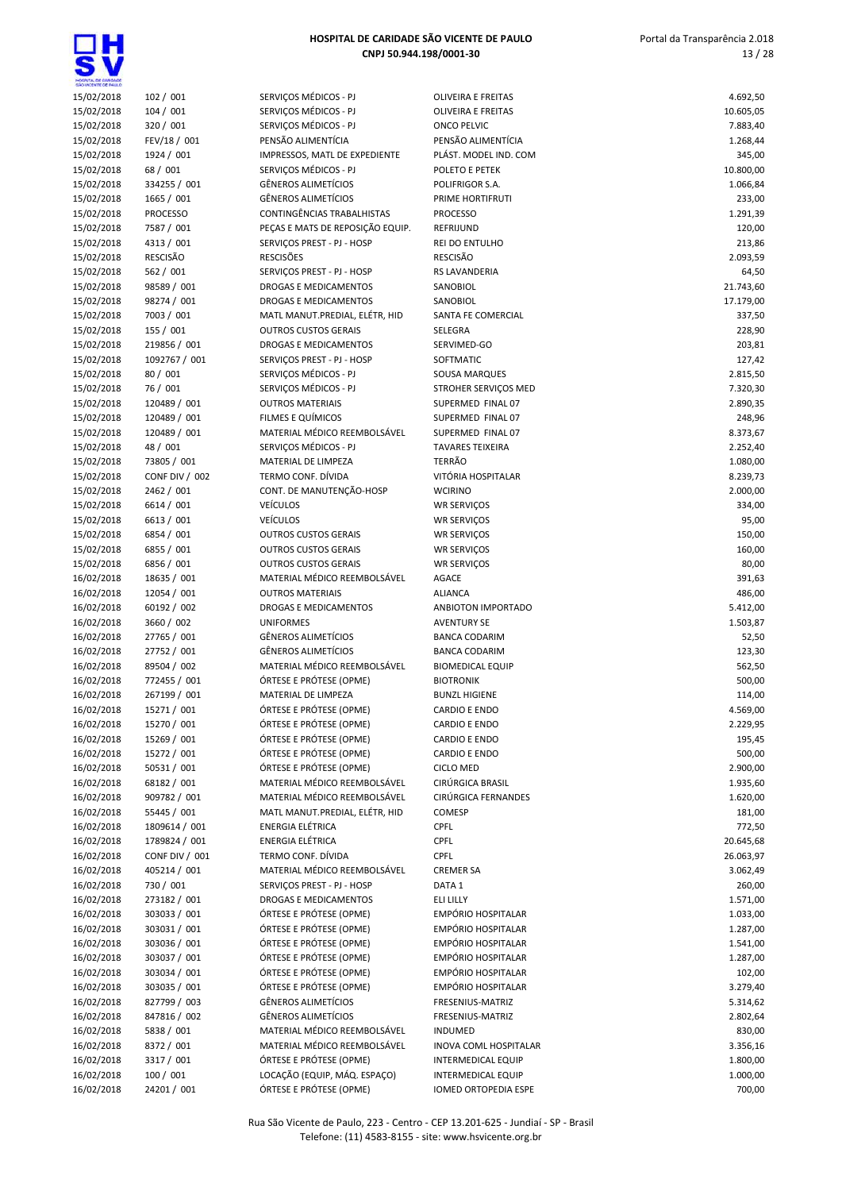| | | | | |
|---|---|---|---|---|
| 15/02/2018 | 102 / 001 | SERVIÇOS MÉDICOS - PJ | OLIVEIRA E FREITAS | 4.692,50 |
| 15/02/2018 | 104 / 001 | SERVIÇOS MÉDICOS - PJ | OLIVEIRA E FREITAS | 10.605,05 |
| 15/02/2018 | 320 / 001 | SERVIÇOS MÉDICOS - PJ | ONCO PELVIC | 7.883,40 |
| 15/02/2018 | FEV/18 / 001 | PENSÃO ALIMENTÍCIA | PENSÃO ALIMENTÍCIA | 1.268,44 |
| 15/02/2018 | 1924 / 001 | IMPRESSOS, MATL DE EXPEDIENTE | PLÁST. MODEL IND. COM | 345,00 |
| 15/02/2018 | 68 / 001 | SERVIÇOS MÉDICOS - PJ | POLETO E PETEK | 10.800,00 |
| 15/02/2018 | 334255 / 001 | GÊNEROS ALIMETÍCIOS | POLIFRIGOR S.A. | 1.066,84 |
| 15/02/2018 | 1665 / 001 | GÊNEROS ALIMETÍCIOS | PRIME HORTIFRUTI | 233,00 |
| 15/02/2018 | PROCESSO | CONTINGÊNCIAS TRABALHISTAS | PROCESSO | 1.291,39 |
| 15/02/2018 | 7587 / 001 | PEÇAS E MATS DE REPOSIÇÃO EQUIP. | REFRIJUND | 120,00 |
| 15/02/2018 | 4313 / 001 | SERVIÇOS PREST - PJ - HOSP | REI DO ENTULHO | 213,86 |
| 15/02/2018 | RESCISÃO | RESCISÕES | RESCISÃO | 2.093,59 |
| 15/02/2018 | 562 / 001 | SERVIÇOS PREST - PJ - HOSP | RS LAVANDERIA | 64,50 |
| 15/02/2018 | 98589 / 001 | DROGAS E MEDICAMENTOS | SANOBIOL | 21.743,60 |
| 15/02/2018 | 98274 / 001 | DROGAS E MEDICAMENTOS | SANOBIOL | 17.179,00 |
| 15/02/2018 | 7003 / 001 | MATL MANUT.PREDIAL, ELÉTR, HID | SANTA FE COMERCIAL | 337,50 |
| 15/02/2018 | 155 / 001 | OUTROS CUSTOS GERAIS | SELEGRA | 228,90 |
| 15/02/2018 | 219856 / 001 | DROGAS E MEDICAMENTOS | SERVIMED-GO | 203,81 |
| 15/02/2018 | 1092767 / 001 | SERVIÇOS PREST - PJ - HOSP | SOFTMATIC | 127,42 |
| 15/02/2018 | 80 / 001 | SERVIÇOS MÉDICOS - PJ | SOUSA MARQUES | 2.815,50 |
| 15/02/2018 | 76 / 001 | SERVIÇOS MÉDICOS - PJ | STROHER SERVIÇOS MED | 7.320,30 |
| 15/02/2018 | 120489 / 001 | OUTROS MATERIAIS | SUPERMED FINAL 07 | 2.890,35 |
| 15/02/2018 | 120489 / 001 | FILMES E QUÍMICOS | SUPERMED FINAL 07 | 248,96 |
| 15/02/2018 | 120489 / 001 | MATERIAL MÉDICO REEMBOLSÁVEL | SUPERMED FINAL 07 | 8.373,67 |
| 15/02/2018 | 48 / 001 | SERVIÇOS MÉDICOS - PJ | TAVARES TEIXEIRA | 2.252,40 |
| 15/02/2018 | 73805 / 001 | MATERIAL DE LIMPEZA | TERRÃO | 1.080,00 |
| 15/02/2018 | CONF DIV / 002 | TERMO CONF. DÍVIDA | VITÓRIA HOSPITALAR | 8.239,73 |
| 15/02/2018 | 2462 / 001 | CONT. DE MANUTENÇÃO-HOSP | WCIRINO | 2.000,00 |
| 15/02/2018 | 6614 / 001 | VEÍCULOS | WR SERVIÇOS | 334,00 |
| 15/02/2018 | 6613 / 001 | VEÍCULOS | WR SERVIÇOS | 95,00 |
| 15/02/2018 | 6854 / 001 | OUTROS CUSTOS GERAIS | WR SERVIÇOS | 150,00 |
| 15/02/2018 | 6855 / 001 | OUTROS CUSTOS GERAIS | WR SERVIÇOS | 160,00 |
| 15/02/2018 | 6856 / 001 | OUTROS CUSTOS GERAIS | WR SERVIÇOS | 80,00 |
| 16/02/2018 | 18635 / 001 | MATERIAL MÉDICO REEMBOLSÁVEL | AGACE | 391,63 |
| 16/02/2018 | 12054 / 001 | OUTROS MATERIAIS | ALIANCA | 486,00 |
| 16/02/2018 | 60192 / 002 | DROGAS E MEDICAMENTOS | ANBIOTON IMPORTADO | 5.412,00 |
| 16/02/2018 | 3660 / 002 | UNIFORMES | AVENTURY SE | 1.503,87 |
| 16/02/2018 | 27765 / 001 | GÊNEROS ALIMETÍCIOS | BANCA CODARIM | 52,50 |
| 16/02/2018 | 27752 / 001 | GÊNEROS ALIMETÍCIOS | BANCA CODARIM | 123,30 |
| 16/02/2018 | 89504 / 002 | MATERIAL MÉDICO REEMBOLSÁVEL | BIOMEDICAL EQUIP | 562,50 |
| 16/02/2018 | 772455 / 001 | ÓRTESE E PRÓTESE (OPME) | BIOTRONIK | 500,00 |
| 16/02/2018 | 267199 / 001 | MATERIAL DE LIMPEZA | BUNZL HIGIENE | 114,00 |
| 16/02/2018 | 15271 / 001 | ÓRTESE E PRÓTESE (OPME) | CARDIO E ENDO | 4.569,00 |
| 16/02/2018 | 15270 / 001 | ÓRTESE E PRÓTESE (OPME) | CARDIO E ENDO | 2.229,95 |
| 16/02/2018 | 15269 / 001 | ÓRTESE E PRÓTESE (OPME) | CARDIO E ENDO | 195,45 |
| 16/02/2018 | 15272 / 001 | ÓRTESE E PRÓTESE (OPME) | CARDIO E ENDO | 500,00 |
| 16/02/2018 | 50531 / 001 | ÓRTESE E PRÓTESE (OPME) | CICLO MED | 2.900,00 |
| 16/02/2018 | 68182 / 001 | MATERIAL MÉDICO REEMBOLSÁVEL | CIRÚRGICA BRASIL | 1.935,60 |
| 16/02/2018 | 909782 / 001 | MATERIAL MÉDICO REEMBOLSÁVEL | CIRÚRGICA FERNANDES | 1.620,00 |
| 16/02/2018 | 55445 / 001 | MATL MANUT.PREDIAL, ELÉTR, HID | COMESP | 181,00 |
| 16/02/2018 | 1809614 / 001 | ENERGIA ELÉTRICA | CPFL | 772,50 |
| 16/02/2018 | 1789824 / 001 | ENERGIA ELÉTRICA | CPFL | 20.645,68 |
| 16/02/2018 | CONF DIV / 001 | TERMO CONF. DÍVIDA | CPFL | 26.063,97 |
| 16/02/2018 | 405214 / 001 | MATERIAL MÉDICO REEMBOLSÁVEL | CREMER SA | 3.062,49 |
| 16/02/2018 | 730 / 001 | SERVIÇOS PREST - PJ - HOSP | DATA 1 | 260,00 |
| 16/02/2018 | 273182 / 001 | DROGAS E MEDICAMENTOS | ELI LILLY | 1.571,00 |
| 16/02/2018 | 303033 / 001 | ÓRTESE E PRÓTESE (OPME) | EMPÓRIO HOSPITALAR | 1.033,00 |
| 16/02/2018 | 303031 / 001 | ÓRTESE E PRÓTESE (OPME) | EMPÓRIO HOSPITALAR | 1.287,00 |
| 16/02/2018 | 303036 / 001 | ÓRTESE E PRÓTESE (OPME) | EMPÓRIO HOSPITALAR | 1.541,00 |
| 16/02/2018 | 303037 / 001 | ÓRTESE E PRÓTESE (OPME) | EMPÓRIO HOSPITALAR | 1.287,00 |
| 16/02/2018 | 303034 / 001 | ÓRTESE E PRÓTESE (OPME) | EMPÓRIO HOSPITALAR | 102,00 |
| 16/02/2018 | 303035 / 001 | ÓRTESE E PRÓTESE (OPME) | EMPÓRIO HOSPITALAR | 3.279,40 |
| 16/02/2018 | 827799 / 003 | GÊNEROS ALIMETÍCIOS | FRESENIUS-MATRIZ | 5.314,62 |
| 16/02/2018 | 847816 / 002 | GÊNEROS ALIMETÍCIOS | FRESENIUS-MATRIZ | 2.802,64 |
| 16/02/2018 | 5838 / 001 | MATERIAL MÉDICO REEMBOLSÁVEL | INDUMED | 830,00 |
| 16/02/2018 | 8372 / 001 | MATERIAL MÉDICO REEMBOLSÁVEL | INOVA COML HOSPITALAR | 3.356,16 |
| 16/02/2018 | 3317 / 001 | ÓRTESE E PRÓTESE (OPME) | INTERMEDICAL EQUIP | 1.800,00 |
| 16/02/2018 | 100 / 001 | LOCAÇÃO (EQUIP, MÁQ. ESPAÇO) | INTERMEDICAL EQUIP | 1.000,00 |
| 16/02/2018 | 24201 / 001 | ÓRTESE E PRÓTESE (OPME) | IOMED ORTOPEDIA ESPE | 700,00 |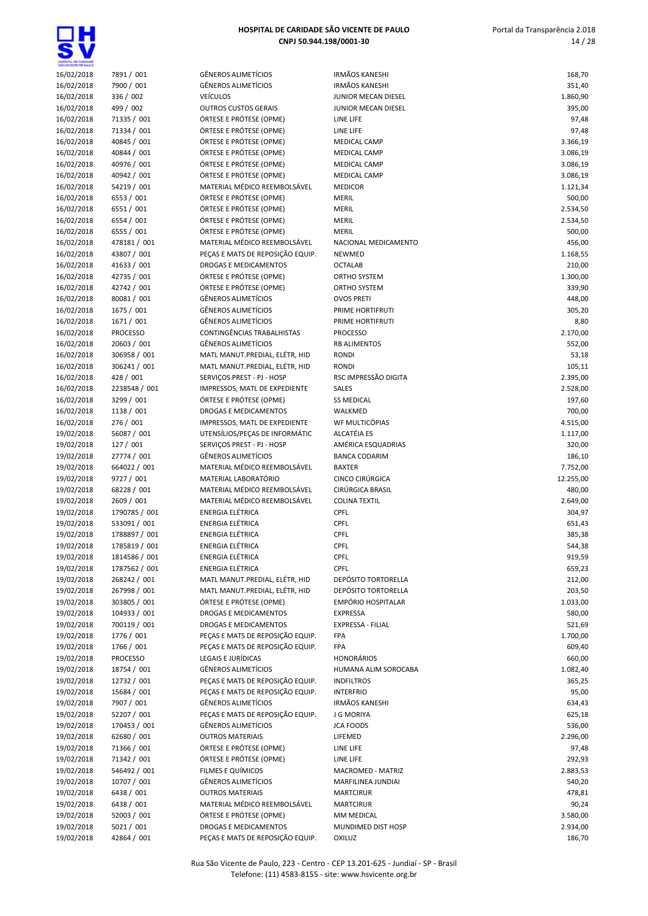| | | | | |
|---|---|---|---|---|
| 16/02/2018 | 7891 / 001 | GÊNEROS ALIMETÍCIOS | IRMÃOS KANESHI | 168,70 |
| 16/02/2018 | 7900 / 001 | GÊNEROS ALIMETÍCIOS | IRMÃOS KANESHI | 351,40 |
| 16/02/2018 | 336 / 002 | VEÍCULOS | JUNIOR MECAN DIESEL | 1.860,90 |
| 16/02/2018 | 499 / 002 | OUTROS CUSTOS GERAIS | JUNIOR MECAN DIESEL | 395,00 |
| 16/02/2018 | 71335 / 001 | ÓRTESE E PRÓTESE (OPME) | LINE LIFE | 97,48 |
| 16/02/2018 | 71334 / 001 | ÓRTESE E PRÓTESE (OPME) | LINE LIFE | 97,48 |
| 16/02/2018 | 40845 / 001 | ÓRTESE E PRÓTESE (OPME) | MEDICAL CAMP | 3.366,19 |
| 16/02/2018 | 40844 / 001 | ÓRTESE E PRÓTESE (OPME) | MEDICAL CAMP | 3.086,19 |
| 16/02/2018 | 40976 / 001 | ÓRTESE E PRÓTESE (OPME) | MEDICAL CAMP | 3.086,19 |
| 16/02/2018 | 40942 / 001 | ÓRTESE E PRÓTESE (OPME) | MEDICAL CAMP | 3.086,19 |
| 16/02/2018 | 54219 / 001 | MATERIAL MÉDICO REEMBOLSÁVEL | MEDICOR | 1.121,34 |
| 16/02/2018 | 6553 / 001 | ÓRTESE E PRÓTESE (OPME) | MERIL | 500,00 |
| 16/02/2018 | 6551 / 001 | ÓRTESE E PRÓTESE (OPME) | MERIL | 2.534,50 |
| 16/02/2018 | 6554 / 001 | ÓRTESE E PRÓTESE (OPME) | MERIL | 2.534,50 |
| 16/02/2018 | 6555 / 001 | ÓRTESE E PRÓTESE (OPME) | MERIL | 500,00 |
| 16/02/2018 | 478181 / 001 | MATERIAL MÉDICO REEMBOLSÁVEL | NACIONAL MEDICAMENTO | 456,00 |
| 16/02/2018 | 43807 / 001 | PEÇAS E MATS DE REPOSIÇÃO EQUIP. | NEWMED | 1.168,55 |
| 16/02/2018 | 41633 / 001 | DROGAS E MEDICAMENTOS | OCTALAB | 210,00 |
| 16/02/2018 | 42735 / 001 | ÓRTESE E PRÓTESE (OPME) | ORTHO SYSTEM | 1.300,00 |
| 16/02/2018 | 42742 / 001 | ÓRTESE E PRÓTESE (OPME) | ORTHO SYSTEM | 339,90 |
| 16/02/2018 | 80081 / 001 | GÊNEROS ALIMETÍCIOS | OVOS PRETI | 448,00 |
| 16/02/2018 | 1675 / 001 | GÊNEROS ALIMETÍCIOS | PRIME HORTIFRUTI | 305,20 |
| 16/02/2018 | 1671 / 001 | GÊNEROS ALIMETÍCIOS | PRIME HORTIFRUTI | 8,80 |
| 16/02/2018 | PROCESSO | CONTINGÊNCIAS TRABALHISTAS | PROCESSO | 2.170,00 |
| 16/02/2018 | 20603 / 001 | GÊNEROS ALIMETÍCIOS | RB ALIMENTOS | 552,00 |
| 16/02/2018 | 306958 / 001 | MATL MANUT.PREDIAL, ELÉTR, HID | RONDI | 53,18 |
| 16/02/2018 | 306241 / 001 | MATL MANUT.PREDIAL, ELÉTR, HID | RONDI | 105,11 |
| 16/02/2018 | 428 / 001 | SERVIÇOS PREST - PJ - HOSP | RSC IMPRESSÃO DIGITA | 2.395,00 |
| 16/02/2018 | 2238548 / 001 | IMPRESSOS, MATL DE EXPEDIENTE | SALES | 2.528,00 |
| 16/02/2018 | 3299 / 001 | ÓRTESE E PRÓTESE (OPME) | SS MEDICAL | 197,60 |
| 16/02/2018 | 1138 / 001 | DROGAS E MEDICAMENTOS | WALKMED | 700,00 |
| 16/02/2018 | 276 / 001 | IMPRESSOS, MATL DE EXPEDIENTE | WF MULTICÓPIAS | 4.515,00 |
| 19/02/2018 | 56087 / 001 | UTENSÍLIOS/PEÇAS DE INFORMÁTIC | ALCATÉIA ES | 1.117,00 |
| 19/02/2018 | 127 / 001 | SERVIÇOS PREST - PJ - HOSP | AMÉRICA ESQUADRIAS | 320,00 |
| 19/02/2018 | 27774 / 001 | GÊNEROS ALIMETÍCIOS | BANCA CODARIM | 186,10 |
| 19/02/2018 | 664022 / 001 | MATERIAL MÉDICO REEMBOLSÁVEL | BAXTER | 7.752,00 |
| 19/02/2018 | 9727 / 001 | MATERIAL LABORATÓRIO | CINCO CIRÚRGICA | 12.255,00 |
| 19/02/2018 | 68228 / 001 | MATERIAL MÉDICO REEMBOLSÁVEL | CIRÚRGICA BRASIL | 480,00 |
| 19/02/2018 | 2609 / 001 | MATERIAL MÉDICO REEMBOLSÁVEL | COLINA TEXTIL | 2.649,00 |
| 19/02/2018 | 1790785 / 001 | ENERGIA ELÉTRICA | CPFL | 304,97 |
| 19/02/2018 | 533091 / 001 | ENERGIA ELÉTRICA | CPFL | 651,43 |
| 19/02/2018 | 1788897 / 001 | ENERGIA ELÉTRICA | CPFL | 385,38 |
| 19/02/2018 | 1785819 / 001 | ENERGIA ELÉTRICA | CPFL | 544,38 |
| 19/02/2018 | 1814586 / 001 | ENERGIA ELÉTRICA | CPFL | 919,59 |
| 19/02/2018 | 1787562 / 001 | ENERGIA ELÉTRICA | CPFL | 659,23 |
| 19/02/2018 | 268242 / 001 | MATL MANUT.PREDIAL, ELÉTR, HID | DEPÓSITO TORTORELLA | 212,00 |
| 19/02/2018 | 267998 / 001 | MATL MANUT.PREDIAL, ELÉTR, HID | DEPÓSITO TORTORELLA | 203,50 |
| 19/02/2018 | 303805 / 001 | ÓRTESE E PRÓTESE (OPME) | EMPÓRIO HOSPITALAR | 1.033,00 |
| 19/02/2018 | 104933 / 001 | DROGAS E MEDICAMENTOS | EXPRESSA | 580,00 |
| 19/02/2018 | 700119 / 001 | DROGAS E MEDICAMENTOS | EXPRESSA - FILIAL | 521,69 |
| 19/02/2018 | 1776 / 001 | PEÇAS E MATS DE REPOSIÇÃO EQUIP. | FPA | 1.700,00 |
| 19/02/2018 | 1766 / 001 | PEÇAS E MATS DE REPOSIÇÃO EQUIP. | FPA | 609,40 |
| 19/02/2018 | PROCESSO | LEGAIS E JURÍDICAS | HONORÁRIOS | 660,00 |
| 19/02/2018 | 18754 / 001 | GÊNEROS ALIMETÍCIOS | HUMANA ALIM SOROCABA | 1.082,40 |
| 19/02/2018 | 12732 / 001 | PEÇAS E MATS DE REPOSIÇÃO EQUIP. | INDFILTROS | 365,25 |
| 19/02/2018 | 15684 / 001 | PEÇAS E MATS DE REPOSIÇÃO EQUIP. | INTERFRIO | 95,00 |
| 19/02/2018 | 7907 / 001 | GÊNEROS ALIMETÍCIOS | IRMÃOS KANESHI | 634,43 |
| 19/02/2018 | 52207 / 001 | PEÇAS E MATS DE REPOSIÇÃO EQUIP. | J G MORIYA | 625,18 |
| 19/02/2018 | 170453 / 001 | GÊNEROS ALIMETÍCIOS | JCA FOODS | 536,00 |
| 19/02/2018 | 62680 / 001 | OUTROS MATERIAIS | LIFEMED | 2.296,00 |
| 19/02/2018 | 71366 / 001 | ÓRTESE E PRÓTESE (OPME) | LINE LIFE | 97,48 |
| 19/02/2018 | 71342 / 001 | ÓRTESE E PRÓTESE (OPME) | LINE LIFE | 292,93 |
| 19/02/2018 | 546492 / 001 | FILMES E QUÍMICOS | MACROMED - MATRIZ | 2.883,53 |
| 19/02/2018 | 10707 / 001 | GÊNEROS ALIMETÍCIOS | MARFILINEA JUNDIAI | 540,20 |
| 19/02/2018 | 6438 / 001 | OUTROS MATERIAIS | MARTCIRUR | 478,81 |
| 19/02/2018 | 6438 / 001 | MATERIAL MÉDICO REEMBOLSÁVEL | MARTCIRUR | 90,24 |
| 19/02/2018 | 52003 / 001 | ÓRTESE E PRÓTESE (OPME) | MM MEDICAL | 3.580,00 |
| 19/02/2018 | 5021 / 001 | DROGAS E MEDICAMENTOS | MUNDIMED DIST HOSP | 2.934,00 |
| 19/02/2018 | 42864 / 001 | PEÇAS E MATS DE REPOSIÇÃO EQUIP. | OXILUZ | 186,70 |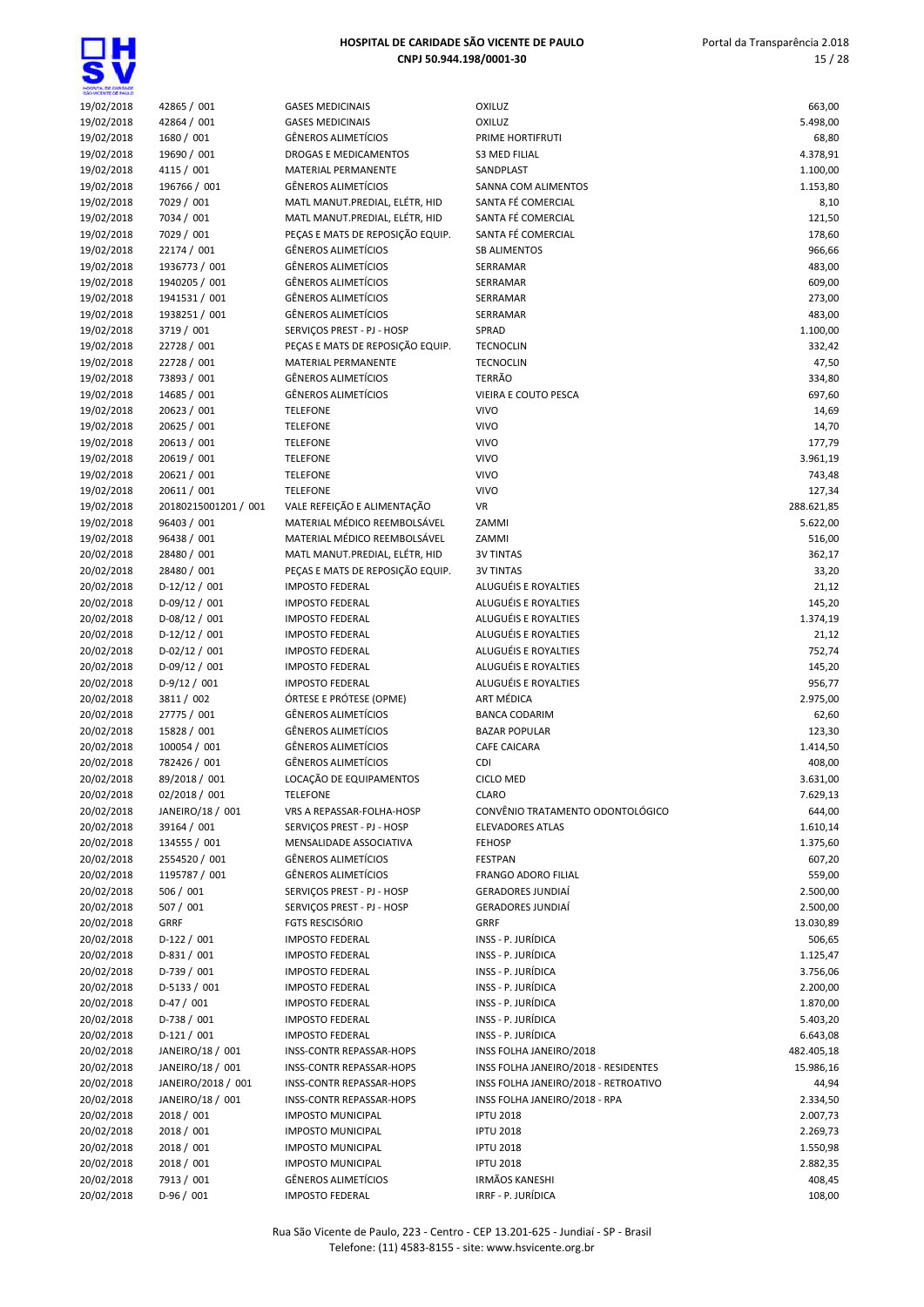# HOSPITAL DE CARIDADE SÃO VICENTE DE PAULO
**CNPJ 50.944.198/0001-30**

Portal da Transparência 2.018

| | | | | |
|---|---|---|---|---|
| 19/02/2018 | 42865 / 001 | GASES MEDICINAIS | OXILUZ | 663,00 |
| 19/02/2018 | 42864 / 001 | GASES MEDICINAIS | OXILUZ | 5.498,00 |
| 19/02/2018 | 1680 / 001 | GÊNEROS ALIMETÍCIOS | PRIME HORTIFRUTI | 68,80 |
| 19/02/2018 | 19690 / 001 | DROGAS E MEDICAMENTOS | S3 MED FILIAL | 4.378,91 |
| 19/02/2018 | 4115 / 001 | MATERIAL PERMANENTE | SANDPLAST | 1.100,00 |
| 19/02/2018 | 196766 / 001 | GÊNEROS ALIMETÍCIOS | SANNA COM ALIMENTOS | 1.153,80 |
| 19/02/2018 | 7029 / 001 | MATL MANUT.PREDIAL, ELÉTR, HID | SANTA FÉ COMERCIAL | 8,10 |
| 19/02/2018 | 7034 / 001 | MATL MANUT.PREDIAL, ELÉTR, HID | SANTA FÉ COMERCIAL | 121,50 |
| 19/02/2018 | 7029 / 001 | PEÇAS E MATS DE REPOSIÇÃO EQUIP. | SANTA FÉ COMERCIAL | 178,60 |
| 19/02/2018 | 22174 / 001 | GÊNEROS ALIMETÍCIOS | SB ALIMENTOS | 966,66 |
| 19/02/2018 | 1936773 / 001 | GÊNEROS ALIMETÍCIOS | SERRAMAR | 483,00 |
| 19/02/2018 | 1940205 / 001 | GÊNEROS ALIMETÍCIOS | SERRAMAR | 609,00 |
| 19/02/2018 | 1941531 / 001 | GÊNEROS ALIMETÍCIOS | SERRAMAR | 273,00 |
| 19/02/2018 | 1938251 / 001 | GÊNEROS ALIMETÍCIOS | SERRAMAR | 483,00 |
| 19/02/2018 | 3719 / 001 | SERVIÇOS PREST - PJ - HOSP | SPRAD | 1.100,00 |
| 19/02/2018 | 22728 / 001 | PEÇAS E MATS DE REPOSIÇÃO EQUIP. | TECNOCLIN | 332,42 |
| 19/02/2018 | 22728 / 001 | MATERIAL PERMANENTE | TECNOCLIN | 47,50 |
| 19/02/2018 | 73893 / 001 | GÊNEROS ALIMETÍCIOS | TERRÃO | 334,80 |
| 19/02/2018 | 14685 / 001 | GÊNEROS ALIMETÍCIOS | VIEIRA E COUTO PESCA | 697,60 |
| 19/02/2018 | 20623 / 001 | TELEFONE | VIVO | 14,69 |
| 19/02/2018 | 20625 / 001 | TELEFONE | VIVO | 14,70 |
| 19/02/2018 | 20613 / 001 | TELEFONE | VIVO | 177,79 |
| 19/02/2018 | 20619 / 001 | TELEFONE | VIVO | 3.961,19 |
| 19/02/2018 | 20621 / 001 | TELEFONE | VIVO | 743,48 |
| 19/02/2018 | 20611 / 001 | TELEFONE | VIVO | 127,34 |
| 19/02/2018 | 20180215001201 / 001 | VALE REFEIÇÃO E ALIMENTAÇÃO | VR | 288.621,85 |
| 19/02/2018 | 96403 / 001 | MATERIAL MÉDICO REEMBOLSÁVEL | ZAMMI | 5.622,00 |
| 19/02/2018 | 96438 / 001 | MATERIAL MÉDICO REEMBOLSÁVEL | ZAMMI | 516,00 |
| 20/02/2018 | 28480 / 001 | MATL MANUT.PREDIAL, ELÉTR, HID | 3V TINTAS | 362,17 |
| 20/02/2018 | 28480 / 001 | PEÇAS E MATS DE REPOSIÇÃO EQUIP. | 3V TINTAS | 33,20 |
| 20/02/2018 | D-12/12 / 001 | IMPOSTO FEDERAL | ALUGUÉIS E ROYALTIES | 21,12 |
| 20/02/2018 | D-09/12 / 001 | IMPOSTO FEDERAL | ALUGUÉIS E ROYALTIES | 145,20 |
| 20/02/2018 | D-08/12 / 001 | IMPOSTO FEDERAL | ALUGUÉIS E ROYALTIES | 1.374,19 |
| 20/02/2018 | D-12/12 / 001 | IMPOSTO FEDERAL | ALUGUÉIS E ROYALTIES | 21,12 |
| 20/02/2018 | D-02/12 / 001 | IMPOSTO FEDERAL | ALUGUÉIS E ROYALTIES | 752,74 |
| 20/02/2018 | D-09/12 / 001 | IMPOSTO FEDERAL | ALUGUÉIS E ROYALTIES | 145,20 |
| 20/02/2018 | D-9/12 / 001 | IMPOSTO FEDERAL | ALUGUÉIS E ROYALTIES | 956,77 |
| 20/02/2018 | 3811 / 002 | ÓRTESE E PRÓTESE (OPME) | ART MÉDICA | 2.975,00 |
| 20/02/2018 | 27775 / 001 | GÊNEROS ALIMETÍCIOS | BANCA CODARIM | 62,60 |
| 20/02/2018 | 15828 / 001 | GÊNEROS ALIMETÍCIOS | BAZAR POPULAR | 123,30 |
| 20/02/2018 | 100054 / 001 | GÊNEROS ALIMETÍCIOS | CAFE CAICARA | 1.414,50 |
| 20/02/2018 | 782426 / 001 | GÊNEROS ALIMETÍCIOS | CDI | 408,00 |
| 20/02/2018 | 89/2018 / 001 | LOCAÇÃO DE EQUIPAMENTOS | CICLO MED | 3.631,00 |
| 20/02/2018 | 02/2018 / 001 | TELEFONE | CLARO | 7.629,13 |
| 20/02/2018 | JANEIRO/18 / 001 | VRS A REPASSAR-FOLHA-HOSP | CONVÊNIO TRATAMENTO ODONTOLÓGICO | 644,00 |
| 20/02/2018 | 39164 / 001 | SERVIÇOS PREST - PJ - HOSP | ELEVADORES ATLAS | 1.610,14 |
| 20/02/2018 | 134555 / 001 | MENSALIDADE ASSOCIATIVA | FEHOSP | 1.375,60 |
| 20/02/2018 | 2554520 / 001 | GÊNEROS ALIMETÍCIOS | FESTPAN | 607,20 |
| 20/02/2018 | 1195787 / 001 | GÊNEROS ALIMETÍCIOS | FRANGO ADORO FILIAL | 559,00 |
| 20/02/2018 | 506 / 001 | SERVIÇOS PREST - PJ - HOSP | GERADORES JUNDIAÍ | 2.500,00 |
| 20/02/2018 | 507 / 001 | SERVIÇOS PREST - PJ - HOSP | GERADORES JUNDIAÍ | 2.500,00 |
| 20/02/2018 | GRRF | FGTS RESCISÓRIO | GRRF | 13.030,89 |
| 20/02/2018 | D-122 / 001 | IMPOSTO FEDERAL | INSS - P. JURÍDICA | 506,65 |
| 20/02/2018 | D-831 / 001 | IMPOSTO FEDERAL | INSS - P. JURÍDICA | 1.125,47 |
| 20/02/2018 | D-739 / 001 | IMPOSTO FEDERAL | INSS - P. JURÍDICA | 3.756,06 |
| 20/02/2018 | D-5133 / 001 | IMPOSTO FEDERAL | INSS - P. JURÍDICA | 2.200,00 |
| 20/02/2018 | D-47 / 001 | IMPOSTO FEDERAL | INSS - P. JURÍDICA | 1.870,00 |
| 20/02/2018 | D-738 / 001 | IMPOSTO FEDERAL | INSS - P. JURÍDICA | 5.403,20 |
| 20/02/2018 | D-121 / 001 | IMPOSTO FEDERAL | INSS - P. JURÍDICA | 6.643,08 |
| 20/02/2018 | JANEIRO/18 / 001 | INSS-CONTR REPASSAR-HOPS | INSS FOLHA JANEIRO/2018 | 482.405,18 |
| 20/02/2018 | JANEIRO/18 / 001 | INSS-CONTR REPASSAR-HOPS | INSS FOLHA JANEIRO/2018 - RESIDENTES | 15.986,16 |
| 20/02/2018 | JANEIRO/2018 / 001 | INSS-CONTR REPASSAR-HOPS | INSS FOLHA JANEIRO/2018 - RETROATIVO | 44,94 |
| 20/02/2018 | JANEIRO/18 / 001 | INSS-CONTR REPASSAR-HOPS | INSS FOLHA JANEIRO/2018 - RPA | 2.334,50 |
| 20/02/2018 | 2018 / 001 | IMPOSTO MUNICIPAL | IPTU 2018 | 2.007,73 |
| 20/02/2018 | 2018 / 001 | IMPOSTO MUNICIPAL | IPTU 2018 | 2.269,73 |
| 20/02/2018 | 2018 / 001 | IMPOSTO MUNICIPAL | IPTU 2018 | 1.550,98 |
| 20/02/2018 | 2018 / 001 | IMPOSTO MUNICIPAL | IPTU 2018 | 2.882,35 |
| 20/02/2018 | 7913 / 001 | GÊNEROS ALIMETÍCIOS | IRMÃOS KANESHI | 408,45 |
| 20/02/2018 | D-96 / 001 | IMPOSTO FEDERAL | IRRF - P. JURÍDICA | 108,00 |

Rua São Vicente de Paulo, 223 - Centro - CEP 13.201-625 - Jundiaí - SP - Brasil
Telefone: (11) 4583-8155 - site: www.hsvicente.org.br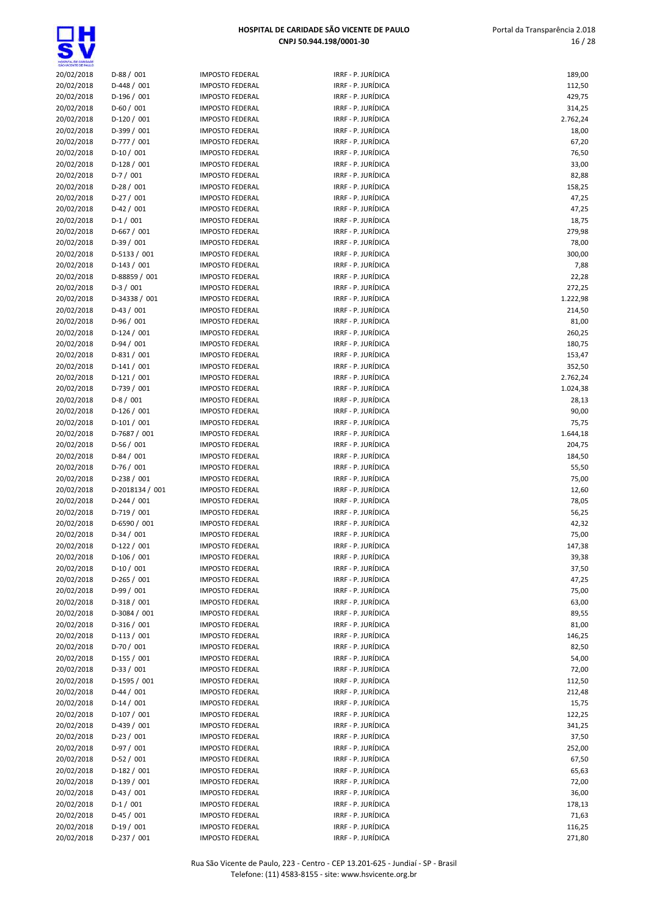| | | | | |
|---|---|---|---|---|
| 20/02/2018 | D-88 / 001 | IMPOSTO FEDERAL | IRRF - P. JURÍDICA | 189,00 |
| 20/02/2018 | D-448 / 001 | IMPOSTO FEDERAL | IRRF - P. JURÍDICA | 112,50 |
| 20/02/2018 | D-196 / 001 | IMPOSTO FEDERAL | IRRF - P. JURÍDICA | 429,75 |
| 20/02/2018 | D-60 / 001 | IMPOSTO FEDERAL | IRRF - P. JURÍDICA | 314,25 |
| 20/02/2018 | D-120 / 001 | IMPOSTO FEDERAL | IRRF - P. JURÍDICA | 2.762,24 |
| 20/02/2018 | D-399 / 001 | IMPOSTO FEDERAL | IRRF - P. JURÍDICA | 18,00 |
| 20/02/2018 | D-777 / 001 | IMPOSTO FEDERAL | IRRF - P. JURÍDICA | 67,20 |
| 20/02/2018 | D-10 / 001 | IMPOSTO FEDERAL | IRRF - P. JURÍDICA | 76,50 |
| 20/02/2018 | D-128 / 001 | IMPOSTO FEDERAL | IRRF - P. JURÍDICA | 33,00 |
| 20/02/2018 | D-7 / 001 | IMPOSTO FEDERAL | IRRF - P. JURÍDICA | 82,88 |
| 20/02/2018 | D-28 / 001 | IMPOSTO FEDERAL | IRRF - P. JURÍDICA | 158,25 |
| 20/02/2018 | D-27 / 001 | IMPOSTO FEDERAL | IRRF - P. JURÍDICA | 47,25 |
| 20/02/2018 | D-42 / 001 | IMPOSTO FEDERAL | IRRF - P. JURÍDICA | 47,25 |
| 20/02/2018 | D-1 / 001 | IMPOSTO FEDERAL | IRRF - P. JURÍDICA | 18,75 |
| 20/02/2018 | D-667 / 001 | IMPOSTO FEDERAL | IRRF - P. JURÍDICA | 279,98 |
| 20/02/2018 | D-39 / 001 | IMPOSTO FEDERAL | IRRF - P. JURÍDICA | 78,00 |
| 20/02/2018 | D-5133 / 001 | IMPOSTO FEDERAL | IRRF - P. JURÍDICA | 300,00 |
| 20/02/2018 | D-143 / 001 | IMPOSTO FEDERAL | IRRF - P. JURÍDICA | 7,88 |
| 20/02/2018 | D-88859 / 001 | IMPOSTO FEDERAL | IRRF - P. JURÍDICA | 22,28 |
| 20/02/2018 | D-3 / 001 | IMPOSTO FEDERAL | IRRF - P. JURÍDICA | 272,25 |
| 20/02/2018 | D-34338 / 001 | IMPOSTO FEDERAL | IRRF - P. JURÍDICA | 1.222,98 |
| 20/02/2018 | D-43 / 001 | IMPOSTO FEDERAL | IRRF - P. JURÍDICA | 214,50 |
| 20/02/2018 | D-96 / 001 | IMPOSTO FEDERAL | IRRF - P. JURÍDICA | 81,00 |
| 20/02/2018 | D-124 / 001 | IMPOSTO FEDERAL | IRRF - P. JURÍDICA | 260,25 |
| 20/02/2018 | D-94 / 001 | IMPOSTO FEDERAL | IRRF - P. JURÍDICA | 180,75 |
| 20/02/2018 | D-831 / 001 | IMPOSTO FEDERAL | IRRF - P. JURÍDICA | 153,47 |
| 20/02/2018 | D-141 / 001 | IMPOSTO FEDERAL | IRRF - P. JURÍDICA | 352,50 |
| 20/02/2018 | D-121 / 001 | IMPOSTO FEDERAL | IRRF - P. JURÍDICA | 2.762,24 |
| 20/02/2018 | D-739 / 001 | IMPOSTO FEDERAL | IRRF - P. JURÍDICA | 1.024,38 |
| 20/02/2018 | D-8 / 001 | IMPOSTO FEDERAL | IRRF - P. JURÍDICA | 28,13 |
| 20/02/2018 | D-126 / 001 | IMPOSTO FEDERAL | IRRF - P. JURÍDICA | 90,00 |
| 20/02/2018 | D-101 / 001 | IMPOSTO FEDERAL | IRRF - P. JURÍDICA | 75,75 |
| 20/02/2018 | D-7687 / 001 | IMPOSTO FEDERAL | IRRF - P. JURÍDICA | 1.644,18 |
| 20/02/2018 | D-56 / 001 | IMPOSTO FEDERAL | IRRF - P. JURÍDICA | 204,75 |
| 20/02/2018 | D-84 / 001 | IMPOSTO FEDERAL | IRRF - P. JURÍDICA | 184,50 |
| 20/02/2018 | D-76 / 001 | IMPOSTO FEDERAL | IRRF - P. JURÍDICA | 55,50 |
| 20/02/2018 | D-238 / 001 | IMPOSTO FEDERAL | IRRF - P. JURÍDICA | 75,00 |
| 20/02/2018 | D-2018134 / 001 | IMPOSTO FEDERAL | IRRF - P. JURÍDICA | 12,60 |
| 20/02/2018 | D-244 / 001 | IMPOSTO FEDERAL | IRRF - P. JURÍDICA | 78,05 |
| 20/02/2018 | D-719 / 001 | IMPOSTO FEDERAL | IRRF - P. JURÍDICA | 56,25 |
| 20/02/2018 | D-6590 / 001 | IMPOSTO FEDERAL | IRRF - P. JURÍDICA | 42,32 |
| 20/02/2018 | D-34 / 001 | IMPOSTO FEDERAL | IRRF - P. JURÍDICA | 75,00 |
| 20/02/2018 | D-122 / 001 | IMPOSTO FEDERAL | IRRF - P. JURÍDICA | 147,38 |
| 20/02/2018 | D-106 / 001 | IMPOSTO FEDERAL | IRRF - P. JURÍDICA | 39,38 |
| 20/02/2018 | D-10 / 001 | IMPOSTO FEDERAL | IRRF - P. JURÍDICA | 37,50 |
| 20/02/2018 | D-265 / 001 | IMPOSTO FEDERAL | IRRF - P. JURÍDICA | 47,25 |
| 20/02/2018 | D-99 / 001 | IMPOSTO FEDERAL | IRRF - P. JURÍDICA | 75,00 |
| 20/02/2018 | D-318 / 001 | IMPOSTO FEDERAL | IRRF - P. JURÍDICA | 63,00 |
| 20/02/2018 | D-3084 / 001 | IMPOSTO FEDERAL | IRRF - P. JURÍDICA | 89,55 |
| 20/02/2018 | D-316 / 001 | IMPOSTO FEDERAL | IRRF - P. JURÍDICA | 81,00 |
| 20/02/2018 | D-113 / 001 | IMPOSTO FEDERAL | IRRF - P. JURÍDICA | 146,25 |
| 20/02/2018 | D-70 / 001 | IMPOSTO FEDERAL | IRRF - P. JURÍDICA | 82,50 |
| 20/02/2018 | D-155 / 001 | IMPOSTO FEDERAL | IRRF - P. JURÍDICA | 54,00 |
| 20/02/2018 | D-33 / 001 | IMPOSTO FEDERAL | IRRF - P. JURÍDICA | 72,00 |
| 20/02/2018 | D-1595 / 001 | IMPOSTO FEDERAL | IRRF - P. JURÍDICA | 112,50 |
| 20/02/2018 | D-44 / 001 | IMPOSTO FEDERAL | IRRF - P. JURÍDICA | 212,48 |
| 20/02/2018 | D-14 / 001 | IMPOSTO FEDERAL | IRRF - P. JURÍDICA | 15,75 |
| 20/02/2018 | D-107 / 001 | IMPOSTO FEDERAL | IRRF - P. JURÍDICA | 122,25 |
| 20/02/2018 | D-439 / 001 | IMPOSTO FEDERAL | IRRF - P. JURÍDICA | 341,25 |
| 20/02/2018 | D-23 / 001 | IMPOSTO FEDERAL | IRRF - P. JURÍDICA | 37,50 |
| 20/02/2018 | D-97 / 001 | IMPOSTO FEDERAL | IRRF - P. JURÍDICA | 252,00 |
| 20/02/2018 | D-52 / 001 | IMPOSTO FEDERAL | IRRF - P. JURÍDICA | 67,50 |
| 20/02/2018 | D-182 / 001 | IMPOSTO FEDERAL | IRRF - P. JURÍDICA | 65,63 |
| 20/02/2018 | D-139 / 001 | IMPOSTO FEDERAL | IRRF - P. JURÍDICA | 72,00 |
| 20/02/2018 | D-43 / 001 | IMPOSTO FEDERAL | IRRF - P. JURÍDICA | 36,00 |
| 20/02/2018 | D-1 / 001 | IMPOSTO FEDERAL | IRRF - P. JURÍDICA | 178,13 |
| 20/02/2018 | D-45 / 001 | IMPOSTO FEDERAL | IRRF - P. JURÍDICA | 71,63 |
| 20/02/2018 | D-19 / 001 | IMPOSTO FEDERAL | IRRF - P. JURÍDICA | 116,25 |
| 20/02/2018 | D-237 / 001 | IMPOSTO FEDERAL | IRRF - P. JURÍDICA | 271,80 |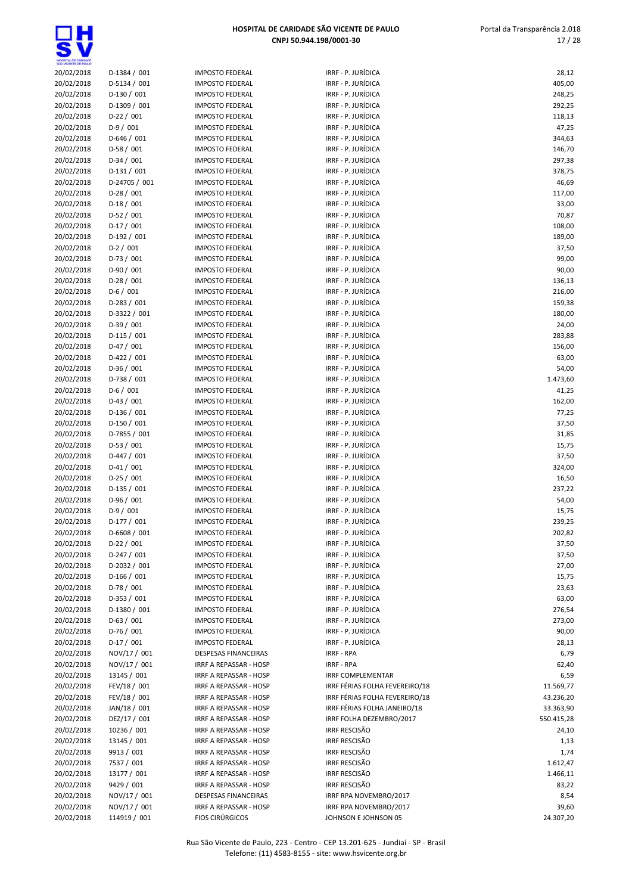# HOSPITAL DE CARIDADE SÃO VICENTE DE PAULO
**CNPJ 50.944.198/0001-30**

| | | | | |
|---|---|---|---|---|
| 20/02/2018 | D-1384 / 001 | IMPOSTO FEDERAL | IRRF - P. JURÍDICA | 28,12 |
| 20/02/2018 | D-5134 / 001 | IMPOSTO FEDERAL | IRRF - P. JURÍDICA | 405,00 |
| 20/02/2018 | D-130 / 001 | IMPOSTO FEDERAL | IRRF - P. JURÍDICA | 248,25 |
| 20/02/2018 | D-1309 / 001 | IMPOSTO FEDERAL | IRRF - P. JURÍDICA | 292,25 |
| 20/02/2018 | D-22 / 001 | IMPOSTO FEDERAL | IRRF - P. JURÍDICA | 118,13 |
| 20/02/2018 | D-9 / 001 | IMPOSTO FEDERAL | IRRF - P. JURÍDICA | 47,25 |
| 20/02/2018 | D-646 / 001 | IMPOSTO FEDERAL | IRRF - P. JURÍDICA | 344,63 |
| 20/02/2018 | D-58 / 001 | IMPOSTO FEDERAL | IRRF - P. JURÍDICA | 146,70 |
| 20/02/2018 | D-34 / 001 | IMPOSTO FEDERAL | IRRF - P. JURÍDICA | 297,38 |
| 20/02/2018 | D-131 / 001 | IMPOSTO FEDERAL | IRRF - P. JURÍDICA | 378,75 |
| 20/02/2018 | D-24705 / 001 | IMPOSTO FEDERAL | IRRF - P. JURÍDICA | 46,69 |
| 20/02/2018 | D-28 / 001 | IMPOSTO FEDERAL | IRRF - P. JURÍDICA | 117,00 |
| 20/02/2018 | D-18 / 001 | IMPOSTO FEDERAL | IRRF - P. JURÍDICA | 33,00 |
| 20/02/2018 | D-52 / 001 | IMPOSTO FEDERAL | IRRF - P. JURÍDICA | 70,87 |
| 20/02/2018 | D-17 / 001 | IMPOSTO FEDERAL | IRRF - P. JURÍDICA | 108,00 |
| 20/02/2018 | D-192 / 001 | IMPOSTO FEDERAL | IRRF - P. JURÍDICA | 189,00 |
| 20/02/2018 | D-2 / 001 | IMPOSTO FEDERAL | IRRF - P. JURÍDICA | 37,50 |
| 20/02/2018 | D-73 / 001 | IMPOSTO FEDERAL | IRRF - P. JURÍDICA | 99,00 |
| 20/02/2018 | D-90 / 001 | IMPOSTO FEDERAL | IRRF - P. JURÍDICA | 90,00 |
| 20/02/2018 | D-28 / 001 | IMPOSTO FEDERAL | IRRF - P. JURÍDICA | 136,13 |
| 20/02/2018 | D-6 / 001 | IMPOSTO FEDERAL | IRRF - P. JURÍDICA | 216,00 |
| 20/02/2018 | D-283 / 001 | IMPOSTO FEDERAL | IRRF - P. JURÍDICA | 159,38 |
| 20/02/2018 | D-3322 / 001 | IMPOSTO FEDERAL | IRRF - P. JURÍDICA | 180,00 |
| 20/02/2018 | D-39 / 001 | IMPOSTO FEDERAL | IRRF - P. JURÍDICA | 24,00 |
| 20/02/2018 | D-115 / 001 | IMPOSTO FEDERAL | IRRF - P. JURÍDICA | 283,88 |
| 20/02/2018 | D-47 / 001 | IMPOSTO FEDERAL | IRRF - P. JURÍDICA | 156,00 |
| 20/02/2018 | D-422 / 001 | IMPOSTO FEDERAL | IRRF - P. JURÍDICA | 63,00 |
| 20/02/2018 | D-36 / 001 | IMPOSTO FEDERAL | IRRF - P. JURÍDICA | 54,00 |
| 20/02/2018 | D-738 / 001 | IMPOSTO FEDERAL | IRRF - P. JURÍDICA | 1.473,60 |
| 20/02/2018 | D-6 / 001 | IMPOSTO FEDERAL | IRRF - P. JURÍDICA | 41,25 |
| 20/02/2018 | D-43 / 001 | IMPOSTO FEDERAL | IRRF - P. JURÍDICA | 162,00 |
| 20/02/2018 | D-136 / 001 | IMPOSTO FEDERAL | IRRF - P. JURÍDICA | 77,25 |
| 20/02/2018 | D-150 / 001 | IMPOSTO FEDERAL | IRRF - P. JURÍDICA | 37,50 |
| 20/02/2018 | D-7855 / 001 | IMPOSTO FEDERAL | IRRF - P. JURÍDICA | 31,85 |
| 20/02/2018 | D-53 / 001 | IMPOSTO FEDERAL | IRRF - P. JURÍDICA | 15,75 |
| 20/02/2018 | D-447 / 001 | IMPOSTO FEDERAL | IRRF - P. JURÍDICA | 37,50 |
| 20/02/2018 | D-41 / 001 | IMPOSTO FEDERAL | IRRF - P. JURÍDICA | 324,00 |
| 20/02/2018 | D-25 / 001 | IMPOSTO FEDERAL | IRRF - P. JURÍDICA | 16,50 |
| 20/02/2018 | D-135 / 001 | IMPOSTO FEDERAL | IRRF - P. JURÍDICA | 237,22 |
| 20/02/2018 | D-96 / 001 | IMPOSTO FEDERAL | IRRF - P. JURÍDICA | 54,00 |
| 20/02/2018 | D-9 / 001 | IMPOSTO FEDERAL | IRRF - P. JURÍDICA | 15,75 |
| 20/02/2018 | D-177 / 001 | IMPOSTO FEDERAL | IRRF - P. JURÍDICA | 239,25 |
| 20/02/2018 | D-6608 / 001 | IMPOSTO FEDERAL | IRRF - P. JURÍDICA | 202,82 |
| 20/02/2018 | D-22 / 001 | IMPOSTO FEDERAL | IRRF - P. JURÍDICA | 37,50 |
| 20/02/2018 | D-247 / 001 | IMPOSTO FEDERAL | IRRF - P. JURÍDICA | 37,50 |
| 20/02/2018 | D-2032 / 001 | IMPOSTO FEDERAL | IRRF - P. JURÍDICA | 27,00 |
| 20/02/2018 | D-166 / 001 | IMPOSTO FEDERAL | IRRF - P. JURÍDICA | 15,75 |
| 20/02/2018 | D-78 / 001 | IMPOSTO FEDERAL | IRRF - P. JURÍDICA | 23,63 |
| 20/02/2018 | D-353 / 001 | IMPOSTO FEDERAL | IRRF - P. JURÍDICA | 63,00 |
| 20/02/2018 | D-1380 / 001 | IMPOSTO FEDERAL | IRRF - P. JURÍDICA | 276,54 |
| 20/02/2018 | D-63 / 001 | IMPOSTO FEDERAL | IRRF - P. JURÍDICA | 273,00 |
| 20/02/2018 | D-76 / 001 | IMPOSTO FEDERAL | IRRF - P. JURÍDICA | 90,00 |
| 20/02/2018 | D-17 / 001 | IMPOSTO FEDERAL | IRRF - P. JURÍDICA | 28,13 |
| 20/02/2018 | NOV/17 / 001 | DESPESAS FINANCEIRAS | IRRF - RPA | 6,79 |
| 20/02/2018 | NOV/17 / 001 | IRRF A REPASSAR - HOSP | IRRF - RPA | 62,40 |
| 20/02/2018 | 13145 / 001 | IRRF A REPASSAR - HOSP | IRRF COMPLEMENTAR | 6,59 |
| 20/02/2018 | FEV/18 / 001 | IRRF A REPASSAR - HOSP | IRRF FÉRIAS FOLHA FEVEREIRO/18 | 11.569,77 |
| 20/02/2018 | FEV/18 / 001 | IRRF A REPASSAR - HOSP | IRRF FÉRIAS FOLHA FEVEREIRO/18 | 43.236,20 |
| 20/02/2018 | JAN/18 / 001 | IRRF A REPASSAR - HOSP | IRRF FÉRIAS FOLHA JANEIRO/18 | 33.363,90 |
| 20/02/2018 | DEZ/17 / 001 | IRRF A REPASSAR - HOSP | IRRF FOLHA DEZEMBRO/2017 | 550.415,28 |
| 20/02/2018 | 10236 / 001 | IRRF A REPASSAR - HOSP | IRRF RESCISÃO | 24,10 |
| 20/02/2018 | 13145 / 001 | IRRF A REPASSAR - HOSP | IRRF RESCISÃO | 1,13 |
| 20/02/2018 | 9913 / 001 | IRRF A REPASSAR - HOSP | IRRF RESCISÃO | 1,74 |
| 20/02/2018 | 7537 / 001 | IRRF A REPASSAR - HOSP | IRRF RESCISÃO | 1.612,47 |
| 20/02/2018 | 13177 / 001 | IRRF A REPASSAR - HOSP | IRRF RESCISÃO | 1.466,11 |
| 20/02/2018 | 9429 / 001 | IRRF A REPASSAR - HOSP | IRRF RESCISÃO | 83,22 |
| 20/02/2018 | NOV/17 / 001 | DESPESAS FINANCEIRAS | IRRF RPA NOVEMBRO/2017 | 8,54 |
| 20/02/2018 | NOV/17 / 001 | IRRF A REPASSAR - HOSP | IRRF RPA NOVEMBRO/2017 | 39,60 |
| 20/02/2018 | 114919 / 001 | FIOS CIRÚRGICOS | JOHNSON E JOHNSON 05 | 24.307,20 |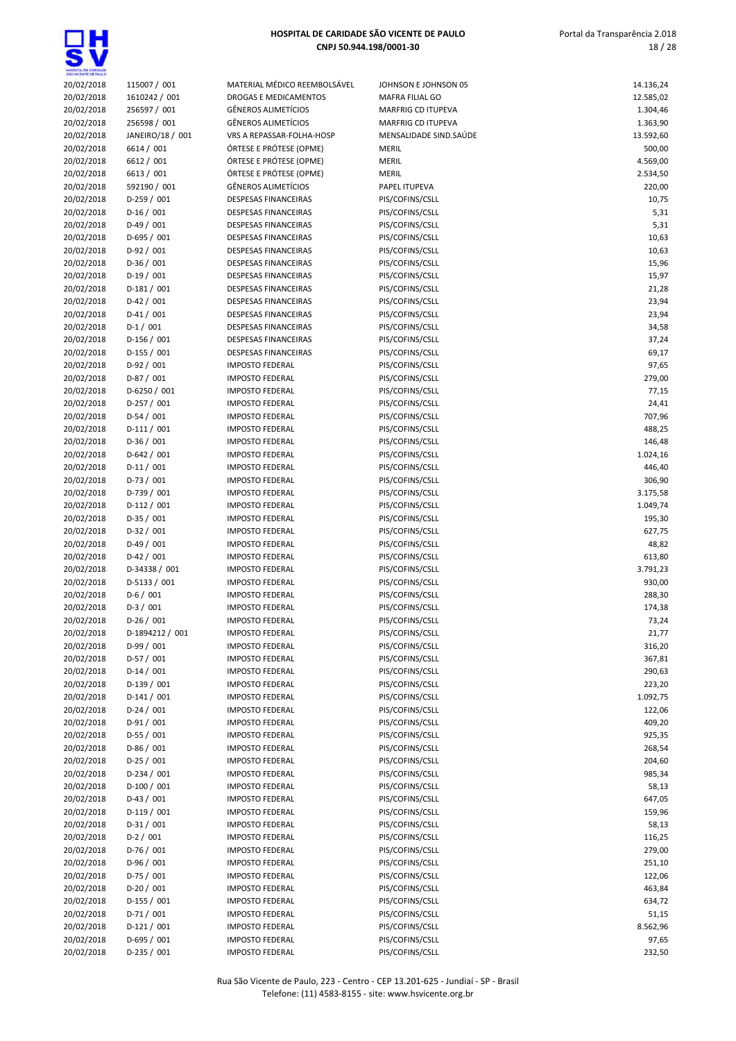| | | | | |
|---|---|---|---|---|
| 20/02/2018 | 115007 / 001 | MATERIAL MÉDICO REEMBOLSÁVEL | JOHNSON E JOHNSON 05 | 14.136,24 |
| 20/02/2018 | 1610242 / 001 | DROGAS E MEDICAMENTOS | MAFRA FILIAL GO | 12.585,02 |
| 20/02/2018 | 256597 / 001 | GÊNEROS ALIMETÍCIOS | MARFRIG CD ITUPEVA | 1.304,46 |
| 20/02/2018 | 256598 / 001 | GÊNEROS ALIMETÍCIOS | MARFRIG CD ITUPEVA | 1.363,90 |
| 20/02/2018 | JANEIRO/18 / 001 | VRS A REPASSAR-FOLHA-HOSP | MENSALIDADE SIND.SAÚDE | 13.592,60 |
| 20/02/2018 | 6614 / 001 | ÓRTESE E PRÓTESE (OPME) | MERIL | 500,00 |
| 20/02/2018 | 6612 / 001 | ÓRTESE E PRÓTESE (OPME) | MERIL | 4.569,00 |
| 20/02/2018 | 6613 / 001 | ÓRTESE E PRÓTESE (OPME) | MERIL | 2.534,50 |
| 20/02/2018 | 592190 / 001 | GÊNEROS ALIMETÍCIOS | PAPEL ITUPEVA | 220,00 |
| 20/02/2018 | D-259 / 001 | DESPESAS FINANCEIRAS | PIS/COFINS/CSLL | 10,75 |
| 20/02/2018 | D-16 / 001 | DESPESAS FINANCEIRAS | PIS/COFINS/CSLL | 5,31 |
| 20/02/2018 | D-49 / 001 | DESPESAS FINANCEIRAS | PIS/COFINS/CSLL | 5,31 |
| 20/02/2018 | D-695 / 001 | DESPESAS FINANCEIRAS | PIS/COFINS/CSLL | 10,63 |
| 20/02/2018 | D-92 / 001 | DESPESAS FINANCEIRAS | PIS/COFINS/CSLL | 10,63 |
| 20/02/2018 | D-36 / 001 | DESPESAS FINANCEIRAS | PIS/COFINS/CSLL | 15,96 |
| 20/02/2018 | D-19 / 001 | DESPESAS FINANCEIRAS | PIS/COFINS/CSLL | 15,97 |
| 20/02/2018 | D-181 / 001 | DESPESAS FINANCEIRAS | PIS/COFINS/CSLL | 21,28 |
| 20/02/2018 | D-42 / 001 | DESPESAS FINANCEIRAS | PIS/COFINS/CSLL | 23,94 |
| 20/02/2018 | D-41 / 001 | DESPESAS FINANCEIRAS | PIS/COFINS/CSLL | 23,94 |
| 20/02/2018 | D-1 / 001 | DESPESAS FINANCEIRAS | PIS/COFINS/CSLL | 34,58 |
| 20/02/2018 | D-156 / 001 | DESPESAS FINANCEIRAS | PIS/COFINS/CSLL | 37,24 |
| 20/02/2018 | D-155 / 001 | DESPESAS FINANCEIRAS | PIS/COFINS/CSLL | 69,17 |
| 20/02/2018 | D-92 / 001 | IMPOSTO FEDERAL | PIS/COFINS/CSLL | 97,65 |
| 20/02/2018 | D-87 / 001 | IMPOSTO FEDERAL | PIS/COFINS/CSLL | 279,00 |
| 20/02/2018 | D-6250 / 001 | IMPOSTO FEDERAL | PIS/COFINS/CSLL | 77,15 |
| 20/02/2018 | D-257 / 001 | IMPOSTO FEDERAL | PIS/COFINS/CSLL | 24,41 |
| 20/02/2018 | D-54 / 001 | IMPOSTO FEDERAL | PIS/COFINS/CSLL | 707,96 |
| 20/02/2018 | D-111 / 001 | IMPOSTO FEDERAL | PIS/COFINS/CSLL | 488,25 |
| 20/02/2018 | D-36 / 001 | IMPOSTO FEDERAL | PIS/COFINS/CSLL | 146,48 |
| 20/02/2018 | D-642 / 001 | IMPOSTO FEDERAL | PIS/COFINS/CSLL | 1.024,16 |
| 20/02/2018 | D-11 / 001 | IMPOSTO FEDERAL | PIS/COFINS/CSLL | 446,40 |
| 20/02/2018 | D-73 / 001 | IMPOSTO FEDERAL | PIS/COFINS/CSLL | 306,90 |
| 20/02/2018 | D-739 / 001 | IMPOSTO FEDERAL | PIS/COFINS/CSLL | 3.175,58 |
| 20/02/2018 | D-112 / 001 | IMPOSTO FEDERAL | PIS/COFINS/CSLL | 1.049,74 |
| 20/02/2018 | D-35 / 001 | IMPOSTO FEDERAL | PIS/COFINS/CSLL | 195,30 |
| 20/02/2018 | D-32 / 001 | IMPOSTO FEDERAL | PIS/COFINS/CSLL | 627,75 |
| 20/02/2018 | D-49 / 001 | IMPOSTO FEDERAL | PIS/COFINS/CSLL | 48,82 |
| 20/02/2018 | D-42 / 001 | IMPOSTO FEDERAL | PIS/COFINS/CSLL | 613,80 |
| 20/02/2018 | D-34338 / 001 | IMPOSTO FEDERAL | PIS/COFINS/CSLL | 3.791,23 |
| 20/02/2018 | D-5133 / 001 | IMPOSTO FEDERAL | PIS/COFINS/CSLL | 930,00 |
| 20/02/2018 | D-6 / 001 | IMPOSTO FEDERAL | PIS/COFINS/CSLL | 288,30 |
| 20/02/2018 | D-3 / 001 | IMPOSTO FEDERAL | PIS/COFINS/CSLL | 174,38 |
| 20/02/2018 | D-26 / 001 | IMPOSTO FEDERAL | PIS/COFINS/CSLL | 73,24 |
| 20/02/2018 | D-1894212 / 001 | IMPOSTO FEDERAL | PIS/COFINS/CSLL | 21,77 |
| 20/02/2018 | D-99 / 001 | IMPOSTO FEDERAL | PIS/COFINS/CSLL | 316,20 |
| 20/02/2018 | D-57 / 001 | IMPOSTO FEDERAL | PIS/COFINS/CSLL | 367,81 |
| 20/02/2018 | D-14 / 001 | IMPOSTO FEDERAL | PIS/COFINS/CSLL | 290,63 |
| 20/02/2018 | D-139 / 001 | IMPOSTO FEDERAL | PIS/COFINS/CSLL | 223,20 |
| 20/02/2018 | D-141 / 001 | IMPOSTO FEDERAL | PIS/COFINS/CSLL | 1.092,75 |
| 20/02/2018 | D-24 / 001 | IMPOSTO FEDERAL | PIS/COFINS/CSLL | 122,06 |
| 20/02/2018 | D-91 / 001 | IMPOSTO FEDERAL | PIS/COFINS/CSLL | 409,20 |
| 20/02/2018 | D-55 / 001 | IMPOSTO FEDERAL | PIS/COFINS/CSLL | 925,35 |
| 20/02/2018 | D-86 / 001 | IMPOSTO FEDERAL | PIS/COFINS/CSLL | 268,54 |
| 20/02/2018 | D-25 / 001 | IMPOSTO FEDERAL | PIS/COFINS/CSLL | 204,60 |
| 20/02/2018 | D-234 / 001 | IMPOSTO FEDERAL | PIS/COFINS/CSLL | 985,34 |
| 20/02/2018 | D-100 / 001 | IMPOSTO FEDERAL | PIS/COFINS/CSLL | 58,13 |
| 20/02/2018 | D-43 / 001 | IMPOSTO FEDERAL | PIS/COFINS/CSLL | 647,05 |
| 20/02/2018 | D-119 / 001 | IMPOSTO FEDERAL | PIS/COFINS/CSLL | 159,96 |
| 20/02/2018 | D-31 / 001 | IMPOSTO FEDERAL | PIS/COFINS/CSLL | 58,13 |
| 20/02/2018 | D-2 / 001 | IMPOSTO FEDERAL | PIS/COFINS/CSLL | 116,25 |
| 20/02/2018 | D-76 / 001 | IMPOSTO FEDERAL | PIS/COFINS/CSLL | 279,00 |
| 20/02/2018 | D-96 / 001 | IMPOSTO FEDERAL | PIS/COFINS/CSLL | 251,10 |
| 20/02/2018 | D-75 / 001 | IMPOSTO FEDERAL | PIS/COFINS/CSLL | 122,06 |
| 20/02/2018 | D-20 / 001 | IMPOSTO FEDERAL | PIS/COFINS/CSLL | 463,84 |
| 20/02/2018 | D-155 / 001 | IMPOSTO FEDERAL | PIS/COFINS/CSLL | 634,72 |
| 20/02/2018 | D-71 / 001 | IMPOSTO FEDERAL | PIS/COFINS/CSLL | 51,15 |
| 20/02/2018 | D-121 / 001 | IMPOSTO FEDERAL | PIS/COFINS/CSLL | 8.562,96 |
| 20/02/2018 | D-695 / 001 | IMPOSTO FEDERAL | PIS/COFINS/CSLL | 97,65 |
| 20/02/2018 | D-235 / 001 | IMPOSTO FEDERAL | PIS/COFINS/CSLL | 232,50 |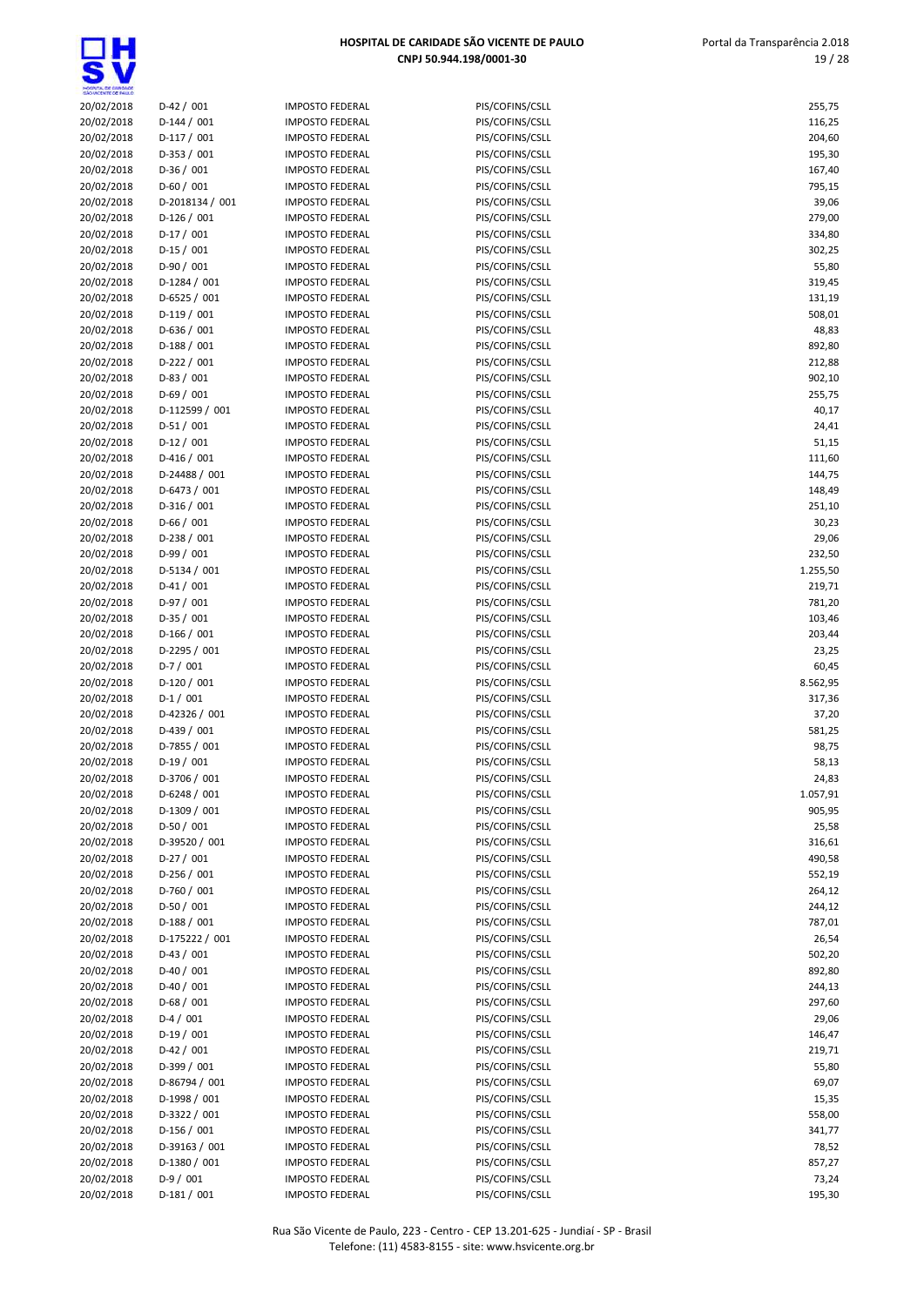| | | | | |
|---|---|---|---|---|
| 20/02/2018 | D-42 / 001 | IMPOSTO FEDERAL | PIS/COFINS/CSLL | 255,75 |
| 20/02/2018 | D-144 / 001 | IMPOSTO FEDERAL | PIS/COFINS/CSLL | 116,25 |
| 20/02/2018 | D-117 / 001 | IMPOSTO FEDERAL | PIS/COFINS/CSLL | 204,60 |
| 20/02/2018 | D-353 / 001 | IMPOSTO FEDERAL | PIS/COFINS/CSLL | 195,30 |
| 20/02/2018 | D-36 / 001 | IMPOSTO FEDERAL | PIS/COFINS/CSLL | 167,40 |
| 20/02/2018 | D-60 / 001 | IMPOSTO FEDERAL | PIS/COFINS/CSLL | 795,15 |
| 20/02/2018 | D-2018134 / 001 | IMPOSTO FEDERAL | PIS/COFINS/CSLL | 39,06 |
| 20/02/2018 | D-126 / 001 | IMPOSTO FEDERAL | PIS/COFINS/CSLL | 279,00 |
| 20/02/2018 | D-17 / 001 | IMPOSTO FEDERAL | PIS/COFINS/CSLL | 334,80 |
| 20/02/2018 | D-15 / 001 | IMPOSTO FEDERAL | PIS/COFINS/CSLL | 302,25 |
| 20/02/2018 | D-90 / 001 | IMPOSTO FEDERAL | PIS/COFINS/CSLL | 55,80 |
| 20/02/2018 | D-1284 / 001 | IMPOSTO FEDERAL | PIS/COFINS/CSLL | 319,45 |
| 20/02/2018 | D-6525 / 001 | IMPOSTO FEDERAL | PIS/COFINS/CSLL | 131,19 |
| 20/02/2018 | D-119 / 001 | IMPOSTO FEDERAL | PIS/COFINS/CSLL | 508,01 |
| 20/02/2018 | D-636 / 001 | IMPOSTO FEDERAL | PIS/COFINS/CSLL | 48,83 |
| 20/02/2018 | D-188 / 001 | IMPOSTO FEDERAL | PIS/COFINS/CSLL | 892,80 |
| 20/02/2018 | D-222 / 001 | IMPOSTO FEDERAL | PIS/COFINS/CSLL | 212,88 |
| 20/02/2018 | D-83 / 001 | IMPOSTO FEDERAL | PIS/COFINS/CSLL | 902,10 |
| 20/02/2018 | D-69 / 001 | IMPOSTO FEDERAL | PIS/COFINS/CSLL | 255,75 |
| 20/02/2018 | D-112599 / 001 | IMPOSTO FEDERAL | PIS/COFINS/CSLL | 40,17 |
| 20/02/2018 | D-51 / 001 | IMPOSTO FEDERAL | PIS/COFINS/CSLL | 24,41 |
| 20/02/2018 | D-12 / 001 | IMPOSTO FEDERAL | PIS/COFINS/CSLL | 51,15 |
| 20/02/2018 | D-416 / 001 | IMPOSTO FEDERAL | PIS/COFINS/CSLL | 111,60 |
| 20/02/2018 | D-24488 / 001 | IMPOSTO FEDERAL | PIS/COFINS/CSLL | 144,75 |
| 20/02/2018 | D-6473 / 001 | IMPOSTO FEDERAL | PIS/COFINS/CSLL | 148,49 |
| 20/02/2018 | D-316 / 001 | IMPOSTO FEDERAL | PIS/COFINS/CSLL | 251,10 |
| 20/02/2018 | D-66 / 001 | IMPOSTO FEDERAL | PIS/COFINS/CSLL | 30,23 |
| 20/02/2018 | D-238 / 001 | IMPOSTO FEDERAL | PIS/COFINS/CSLL | 29,06 |
| 20/02/2018 | D-99 / 001 | IMPOSTO FEDERAL | PIS/COFINS/CSLL | 232,50 |
| 20/02/2018 | D-5134 / 001 | IMPOSTO FEDERAL | PIS/COFINS/CSLL | 1.255,50 |
| 20/02/2018 | D-41 / 001 | IMPOSTO FEDERAL | PIS/COFINS/CSLL | 219,71 |
| 20/02/2018 | D-97 / 001 | IMPOSTO FEDERAL | PIS/COFINS/CSLL | 781,20 |
| 20/02/2018 | D-35 / 001 | IMPOSTO FEDERAL | PIS/COFINS/CSLL | 103,46 |
| 20/02/2018 | D-166 / 001 | IMPOSTO FEDERAL | PIS/COFINS/CSLL | 203,44 |
| 20/02/2018 | D-2295 / 001 | IMPOSTO FEDERAL | PIS/COFINS/CSLL | 23,25 |
| 20/02/2018 | D-7 / 001 | IMPOSTO FEDERAL | PIS/COFINS/CSLL | 60,45 |
| 20/02/2018 | D-120 / 001 | IMPOSTO FEDERAL | PIS/COFINS/CSLL | 8.562,95 |
| 20/02/2018 | D-1 / 001 | IMPOSTO FEDERAL | PIS/COFINS/CSLL | 317,36 |
| 20/02/2018 | D-42326 / 001 | IMPOSTO FEDERAL | PIS/COFINS/CSLL | 37,20 |
| 20/02/2018 | D-439 / 001 | IMPOSTO FEDERAL | PIS/COFINS/CSLL | 581,25 |
| 20/02/2018 | D-7855 / 001 | IMPOSTO FEDERAL | PIS/COFINS/CSLL | 98,75 |
| 20/02/2018 | D-19 / 001 | IMPOSTO FEDERAL | PIS/COFINS/CSLL | 58,13 |
| 20/02/2018 | D-3706 / 001 | IMPOSTO FEDERAL | PIS/COFINS/CSLL | 24,83 |
| 20/02/2018 | D-6248 / 001 | IMPOSTO FEDERAL | PIS/COFINS/CSLL | 1.057,91 |
| 20/02/2018 | D-1309 / 001 | IMPOSTO FEDERAL | PIS/COFINS/CSLL | 905,95 |
| 20/02/2018 | D-50 / 001 | IMPOSTO FEDERAL | PIS/COFINS/CSLL | 25,58 |
| 20/02/2018 | D-39520 / 001 | IMPOSTO FEDERAL | PIS/COFINS/CSLL | 316,61 |
| 20/02/2018 | D-27 / 001 | IMPOSTO FEDERAL | PIS/COFINS/CSLL | 490,58 |
| 20/02/2018 | D-256 / 001 | IMPOSTO FEDERAL | PIS/COFINS/CSLL | 552,19 |
| 20/02/2018 | D-760 / 001 | IMPOSTO FEDERAL | PIS/COFINS/CSLL | 264,12 |
| 20/02/2018 | D-50 / 001 | IMPOSTO FEDERAL | PIS/COFINS/CSLL | 244,12 |
| 20/02/2018 | D-188 / 001 | IMPOSTO FEDERAL | PIS/COFINS/CSLL | 787,01 |
| 20/02/2018 | D-175222 / 001 | IMPOSTO FEDERAL | PIS/COFINS/CSLL | 26,54 |
| 20/02/2018 | D-43 / 001 | IMPOSTO FEDERAL | PIS/COFINS/CSLL | 502,20 |
| 20/02/2018 | D-40 / 001 | IMPOSTO FEDERAL | PIS/COFINS/CSLL | 892,80 |
| 20/02/2018 | D-40 / 001 | IMPOSTO FEDERAL | PIS/COFINS/CSLL | 244,13 |
| 20/02/2018 | D-68 / 001 | IMPOSTO FEDERAL | PIS/COFINS/CSLL | 297,60 |
| 20/02/2018 | D-4 / 001 | IMPOSTO FEDERAL | PIS/COFINS/CSLL | 29,06 |
| 20/02/2018 | D-19 / 001 | IMPOSTO FEDERAL | PIS/COFINS/CSLL | 146,47 |
| 20/02/2018 | D-42 / 001 | IMPOSTO FEDERAL | PIS/COFINS/CSLL | 219,71 |
| 20/02/2018 | D-399 / 001 | IMPOSTO FEDERAL | PIS/COFINS/CSLL | 55,80 |
| 20/02/2018 | D-86794 / 001 | IMPOSTO FEDERAL | PIS/COFINS/CSLL | 69,07 |
| 20/02/2018 | D-1998 / 001 | IMPOSTO FEDERAL | PIS/COFINS/CSLL | 15,35 |
| 20/02/2018 | D-3322 / 001 | IMPOSTO FEDERAL | PIS/COFINS/CSLL | 558,00 |
| 20/02/2018 | D-156 / 001 | IMPOSTO FEDERAL | PIS/COFINS/CSLL | 341,77 |
| 20/02/2018 | D-39163 / 001 | IMPOSTO FEDERAL | PIS/COFINS/CSLL | 78,52 |
| 20/02/2018 | D-1380 / 001 | IMPOSTO FEDERAL | PIS/COFINS/CSLL | 857,27 |
| 20/02/2018 | D-9 / 001 | IMPOSTO FEDERAL | PIS/COFINS/CSLL | 73,24 |
| 20/02/2018 | D-181 / 001 | IMPOSTO FEDERAL | PIS/COFINS/CSLL | 195,30 |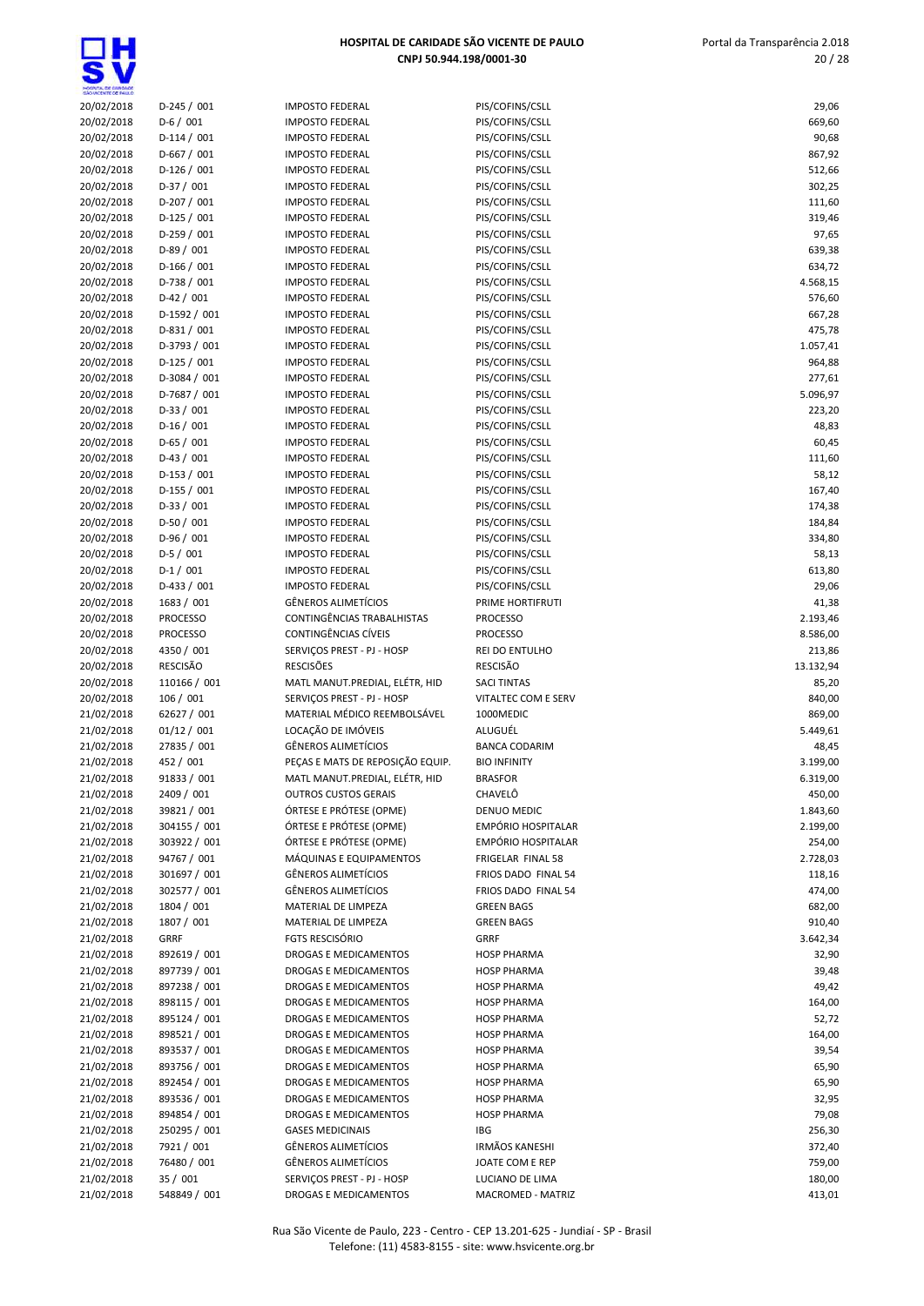| 20/02/2018 | D-245 / 001 | IMPOSTO FEDERAL | PIS/COFINS/CSLL | 29,06 |
|---|---|---|---|---|
| 20/02/2018 | D-6 / 001 | IMPOSTO FEDERAL | PIS/COFINS/CSLL | 669,60 |
| 20/02/2018 | D-114 / 001 | IMPOSTO FEDERAL | PIS/COFINS/CSLL | 90,68 |
| 20/02/2018 | D-667 / 001 | IMPOSTO FEDERAL | PIS/COFINS/CSLL | 867,92 |
| 20/02/2018 | D-126 / 001 | IMPOSTO FEDERAL | PIS/COFINS/CSLL | 512,66 |
| 20/02/2018 | D-37 / 001 | IMPOSTO FEDERAL | PIS/COFINS/CSLL | 302,25 |
| 20/02/2018 | D-207 / 001 | IMPOSTO FEDERAL | PIS/COFINS/CSLL | 111,60 |
| 20/02/2018 | D-125 / 001 | IMPOSTO FEDERAL | PIS/COFINS/CSLL | 319,46 |
| 20/02/2018 | D-259 / 001 | IMPOSTO FEDERAL | PIS/COFINS/CSLL | 97,65 |
| 20/02/2018 | D-89 / 001 | IMPOSTO FEDERAL | PIS/COFINS/CSLL | 639,38 |
| 20/02/2018 | D-166 / 001 | IMPOSTO FEDERAL | PIS/COFINS/CSLL | 634,72 |
| 20/02/2018 | D-738 / 001 | IMPOSTO FEDERAL | PIS/COFINS/CSLL | 4.568,15 |
| 20/02/2018 | D-42 / 001 | IMPOSTO FEDERAL | PIS/COFINS/CSLL | 576,60 |
| 20/02/2018 | D-1592 / 001 | IMPOSTO FEDERAL | PIS/COFINS/CSLL | 667,28 |
| 20/02/2018 | D-831 / 001 | IMPOSTO FEDERAL | PIS/COFINS/CSLL | 475,78 |
| 20/02/2018 | D-3793 / 001 | IMPOSTO FEDERAL | PIS/COFINS/CSLL | 1.057,41 |
| 20/02/2018 | D-125 / 001 | IMPOSTO FEDERAL | PIS/COFINS/CSLL | 964,88 |
| 20/02/2018 | D-3084 / 001 | IMPOSTO FEDERAL | PIS/COFINS/CSLL | 277,61 |
| 20/02/2018 | D-7687 / 001 | IMPOSTO FEDERAL | PIS/COFINS/CSLL | 5.096,97 |
| 20/02/2018 | D-33 / 001 | IMPOSTO FEDERAL | PIS/COFINS/CSLL | 223,20 |
| 20/02/2018 | D-16 / 001 | IMPOSTO FEDERAL | PIS/COFINS/CSLL | 48,83 |
| 20/02/2018 | D-65 / 001 | IMPOSTO FEDERAL | PIS/COFINS/CSLL | 60,45 |
| 20/02/2018 | D-43 / 001 | IMPOSTO FEDERAL | PIS/COFINS/CSLL | 111,60 |
| 20/02/2018 | D-153 / 001 | IMPOSTO FEDERAL | PIS/COFINS/CSLL | 58,12 |
| 20/02/2018 | D-155 / 001 | IMPOSTO FEDERAL | PIS/COFINS/CSLL | 167,40 |
| 20/02/2018 | D-33 / 001 | IMPOSTO FEDERAL | PIS/COFINS/CSLL | 174,38 |
| 20/02/2018 | D-50 / 001 | IMPOSTO FEDERAL | PIS/COFINS/CSLL | 184,84 |
| 20/02/2018 | D-96 / 001 | IMPOSTO FEDERAL | PIS/COFINS/CSLL | 334,80 |
| 20/02/2018 | D-5 / 001 | IMPOSTO FEDERAL | PIS/COFINS/CSLL | 58,13 |
| 20/02/2018 | D-1 / 001 | IMPOSTO FEDERAL | PIS/COFINS/CSLL | 613,80 |
| 20/02/2018 | D-433 / 001 | IMPOSTO FEDERAL | PIS/COFINS/CSLL | 29,06 |
| 20/02/2018 | 1683 / 001 | GÊNEROS ALIMETÍCIOS | PRIME HORTIFRUTI | 41,38 |
| 20/02/2018 | PROCESSO | CONTINGÊNCIAS TRABALHISTAS | PROCESSO | 2.193,46 |
| 20/02/2018 | PROCESSO | CONTINGÊNCIAS CÍVEIS | PROCESSO | 8.586,00 |
| 20/02/2018 | 4350 / 001 | SERVIÇOS PREST - PJ - HOSP | REI DO ENTULHO | 213,86 |
| 20/02/2018 | RESCISÃO | RESCISÕES | RESCISÃO | 13.132,94 |
| 20/02/2018 | 110166 / 001 | MATL MANUT.PREDIAL, ELÉTR, HID | SACI TINTAS | 85,20 |
| 20/02/2018 | 106 / 001 | SERVIÇOS PREST - PJ - HOSP | VITALTEC COM E SERV | 840,00 |
| 21/02/2018 | 62627 / 001 | MATERIAL MÉDICO REEMBOLSÁVEL | 1000MEDIC | 869,00 |
| 21/02/2018 | 01/12 / 001 | LOCAÇÃO DE IMÓVEIS | ALUGUÉL | 5.449,61 |
| 21/02/2018 | 27835 / 001 | GÊNEROS ALIMETÍCIOS | BANCA CODARIM | 48,45 |
| 21/02/2018 | 452 / 001 | PEÇAS E MATS DE REPOSIÇÃO EQUIP. | BIO INFINITY | 3.199,00 |
| 21/02/2018 | 91833 / 001 | MATL MANUT.PREDIAL, ELÉTR, HID | BRASFOR | 6.319,00 |
| 21/02/2018 | 2409 / 001 | OUTROS CUSTOS GERAIS | CHAVELÔ | 450,00 |
| 21/02/2018 | 39821 / 001 | ÓRTESE E PRÓTESE (OPME) | DENUO MEDIC | 1.843,60 |
| 21/02/2018 | 304155 / 001 | ÓRTESE E PRÓTESE (OPME) | EMPÓRIO HOSPITALAR | 2.199,00 |
| 21/02/2018 | 303922 / 001 | ÓRTESE E PRÓTESE (OPME) | EMPÓRIO HOSPITALAR | 254,00 |
| 21/02/2018 | 94767 / 001 | MÁQUINAS E EQUIPAMENTOS | FRIGELAR FINAL 58 | 2.728,03 |
| 21/02/2018 | 301697 / 001 | GÊNEROS ALIMETÍCIOS | FRIOS DADO FINAL 54 | 118,16 |
| 21/02/2018 | 302577 / 001 | GÊNEROS ALIMETÍCIOS | FRIOS DADO FINAL 54 | 474,00 |
| 21/02/2018 | 1804 / 001 | MATERIAL DE LIMPEZA | GREEN BAGS | 682,00 |
| 21/02/2018 | 1807 / 001 | MATERIAL DE LIMPEZA | GREEN BAGS | 910,40 |
| 21/02/2018 | GRRF | FGTS RESCISÓRIO | GRRF | 3.642,34 |
| 21/02/2018 | 892619 / 001 | DROGAS E MEDICAMENTOS | HOSP PHARMA | 32,90 |
| 21/02/2018 | 897739 / 001 | DROGAS E MEDICAMENTOS | HOSP PHARMA | 39,48 |
| 21/02/2018 | 897238 / 001 | DROGAS E MEDICAMENTOS | HOSP PHARMA | 49,42 |
| 21/02/2018 | 898115 / 001 | DROGAS E MEDICAMENTOS | HOSP PHARMA | 164,00 |
| 21/02/2018 | 895124 / 001 | DROGAS E MEDICAMENTOS | HOSP PHARMA | 52,72 |
| 21/02/2018 | 898521 / 001 | DROGAS E MEDICAMENTOS | HOSP PHARMA | 164,00 |
| 21/02/2018 | 893537 / 001 | DROGAS E MEDICAMENTOS | HOSP PHARMA | 39,54 |
| 21/02/2018 | 893756 / 001 | DROGAS E MEDICAMENTOS | HOSP PHARMA | 65,90 |
| 21/02/2018 | 892454 / 001 | DROGAS E MEDICAMENTOS | HOSP PHARMA | 65,90 |
| 21/02/2018 | 893536 / 001 | DROGAS E MEDICAMENTOS | HOSP PHARMA | 32,95 |
| 21/02/2018 | 894854 / 001 | DROGAS E MEDICAMENTOS | HOSP PHARMA | 79,08 |
| 21/02/2018 | 250295 / 001 | GASES MEDICINAIS | IBG | 256,30 |
| 21/02/2018 | 7921 / 001 | GÊNEROS ALIMETÍCIOS | IRMÃOS KANESHI | 372,40 |
| 21/02/2018 | 76480 / 001 | GÊNEROS ALIMETÍCIOS | JOATE COM E REP | 759,00 |
| 21/02/2018 | 35 / 001 | SERVIÇOS PREST - PJ - HOSP | LUCIANO DE LIMA | 180,00 |
| 21/02/2018 | 548849 / 001 | DROGAS E MEDICAMENTOS | MACROMED - MATRIZ | 413,01 |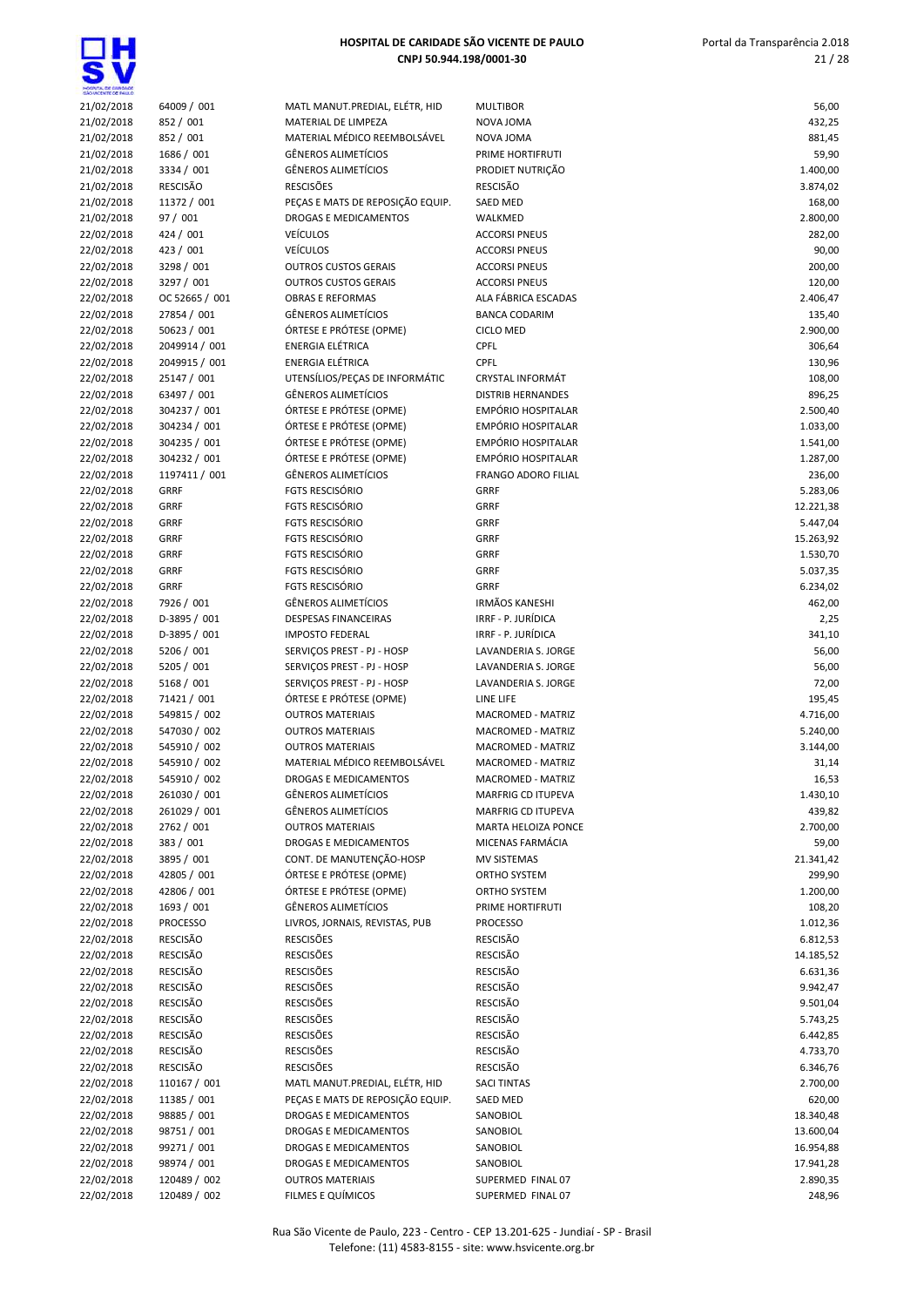# HOSPITAL DE CARIDADE SÃO VICENTE DE PAULO
**CNPJ 50.944.198/0001-30**

| | | | | |
|---|---|---|---|---|
| 21/02/2018 | 64009 / 001 | MATL MANUT.PREDIAL, ELÉTR, HID | MULTIBOR | 56,00 |
| 21/02/2018 | 852 / 001 | MATERIAL DE LIMPEZA | NOVA JOMA | 432,25 |
| 21/02/2018 | 852 / 001 | MATERIAL MÉDICO REEMBOLSÁVEL | NOVA JOMA | 881,45 |
| 21/02/2018 | 1686 / 001 | GÊNEROS ALIMETÍCIOS | PRIME HORTIFRUTI | 59,90 |
| 21/02/2018 | 3334 / 001 | GÊNEROS ALIMETÍCIOS | PRODIET NUTRIÇÃO | 1.400,00 |
| 21/02/2018 | RESCISÃO | RESCISÕES | RESCISÃO | 3.874,02 |
| 21/02/2018 | 11372 / 001 | PEÇAS E MATS DE REPOSIÇÃO EQUIP. | SAED MED | 168,00 |
| 21/02/2018 | 97 / 001 | DROGAS E MEDICAMENTOS | WALKMED | 2.800,00 |
| 22/02/2018 | 424 / 001 | VEÍCULOS | ACCORSI PNEUS | 282,00 |
| 22/02/2018 | 423 / 001 | VEÍCULOS | ACCORSI PNEUS | 90,00 |
| 22/02/2018 | 3298 / 001 | OUTROS CUSTOS GERAIS | ACCORSI PNEUS | 200,00 |
| 22/02/2018 | 3297 / 001 | OUTROS CUSTOS GERAIS | ACCORSI PNEUS | 120,00 |
| 22/02/2018 | OC 52665 / 001 | OBRAS E REFORMAS | ALA FÁBRICA ESCADAS | 2.406,47 |
| 22/02/2018 | 27854 / 001 | GÊNEROS ALIMETÍCIOS | BANCA CODARIM | 135,40 |
| 22/02/2018 | 50623 / 001 | ÓRTESE E PRÓTESE (OPME) | CICLO MED | 2.900,00 |
| 22/02/2018 | 2049914 / 001 | ENERGIA ELÉTRICA | CPFL | 306,64 |
| 22/02/2018 | 2049915 / 001 | ENERGIA ELÉTRICA | CPFL | 130,96 |
| 22/02/2018 | 25147 / 001 | UTENSÍLIOS/PEÇAS DE INFORMÁTIC | CRYSTAL INFORMÁT | 108,00 |
| 22/02/2018 | 63497 / 001 | GÊNEROS ALIMETÍCIOS | DISTRIB HERNANDES | 896,25 |
| 22/02/2018 | 304237 / 001 | ÓRTESE E PRÓTESE (OPME) | EMPÓRIO HOSPITALAR | 2.500,40 |
| 22/02/2018 | 304234 / 001 | ÓRTESE E PRÓTESE (OPME) | EMPÓRIO HOSPITALAR | 1.033,00 |
| 22/02/2018 | 304235 / 001 | ÓRTESE E PRÓTESE (OPME) | EMPÓRIO HOSPITALAR | 1.541,00 |
| 22/02/2018 | 304232 / 001 | ÓRTESE E PRÓTESE (OPME) | EMPÓRIO HOSPITALAR | 1.287,00 |
| 22/02/2018 | 1197411 / 001 | GÊNEROS ALIMETÍCIOS | FRANGO ADORO FILIAL | 236,00 |
| 22/02/2018 | GRRF | FGTS RESCISÓRIO | GRRF | 5.283,06 |
| 22/02/2018 | GRRF | FGTS RESCISÓRIO | GRRF | 12.221,38 |
| 22/02/2018 | GRRF | FGTS RESCISÓRIO | GRRF | 5.447,04 |
| 22/02/2018 | GRRF | FGTS RESCISÓRIO | GRRF | 15.263,92 |
| 22/02/2018 | GRRF | FGTS RESCISÓRIO | GRRF | 1.530,70 |
| 22/02/2018 | GRRF | FGTS RESCISÓRIO | GRRF | 5.037,35 |
| 22/02/2018 | GRRF | FGTS RESCISÓRIO | GRRF | 6.234,02 |
| 22/02/2018 | 7926 / 001 | GÊNEROS ALIMETÍCIOS | IRMÃOS KANESHI | 462,00 |
| 22/02/2018 | D-3895 / 001 | DESPESAS FINANCEIRAS | IRRF - P. JURÍDICA | 2,25 |
| 22/02/2018 | D-3895 / 001 | IMPOSTO FEDERAL | IRRF - P. JURÍDICA | 341,10 |
| 22/02/2018 | 5206 / 001 | SERVIÇOS PREST - PJ - HOSP | LAVANDERIA S. JORGE | 56,00 |
| 22/02/2018 | 5205 / 001 | SERVIÇOS PREST - PJ - HOSP | LAVANDERIA S. JORGE | 56,00 |
| 22/02/2018 | 5168 / 001 | SERVIÇOS PREST - PJ - HOSP | LAVANDERIA S. JORGE | 72,00 |
| 22/02/2018 | 71421 / 001 | ÓRTESE E PRÓTESE (OPME) | LINE LIFE | 195,45 |
| 22/02/2018 | 549815 / 002 | OUTROS MATERIAIS | MACROMED - MATRIZ | 4.716,00 |
| 22/02/2018 | 547030 / 002 | OUTROS MATERIAIS | MACROMED - MATRIZ | 5.240,00 |
| 22/02/2018 | 545910 / 002 | OUTROS MATERIAIS | MACROMED - MATRIZ | 3.144,00 |
| 22/02/2018 | 545910 / 002 | MATERIAL MÉDICO REEMBOLSÁVEL | MACROMED - MATRIZ | 31,14 |
| 22/02/2018 | 545910 / 002 | DROGAS E MEDICAMENTOS | MACROMED - MATRIZ | 16,53 |
| 22/02/2018 | 261030 / 001 | GÊNEROS ALIMETÍCIOS | MARFRIG CD ITUPEVA | 1.430,10 |
| 22/02/2018 | 261029 / 001 | GÊNEROS ALIMETÍCIOS | MARFRIG CD ITUPEVA | 439,82 |
| 22/02/2018 | 2762 / 001 | OUTROS MATERIAIS | MARTA HELOIZA PONCE | 2.700,00 |
| 22/02/2018 | 383 / 001 | DROGAS E MEDICAMENTOS | MICENAS FARMÁCIA | 59,00 |
| 22/02/2018 | 3895 / 001 | CONT. DE MANUTENÇÃO-HOSP | MV SISTEMAS | 21.341,42 |
| 22/02/2018 | 42805 / 001 | ÓRTESE E PRÓTESE (OPME) | ORTHO SYSTEM | 299,90 |
| 22/02/2018 | 42806 / 001 | ÓRTESE E PRÓTESE (OPME) | ORTHO SYSTEM | 1.200,00 |
| 22/02/2018 | 1693 / 001 | GÊNEROS ALIMETÍCIOS | PRIME HORTIFRUTI | 108,20 |
| 22/02/2018 | PROCESSO | LIVROS, JORNAIS, REVISTAS, PUB | PROCESSO | 1.012,36 |
| 22/02/2018 | RESCISÃO | RESCISÕES | RESCISÃO | 6.812,53 |
| 22/02/2018 | RESCISÃO | RESCISÕES | RESCISÃO | 14.185,52 |
| 22/02/2018 | RESCISÃO | RESCISÕES | RESCISÃO | 6.631,36 |
| 22/02/2018 | RESCISÃO | RESCISÕES | RESCISÃO | 9.942,47 |
| 22/02/2018 | RESCISÃO | RESCISÕES | RESCISÃO | 9.501,04 |
| 22/02/2018 | RESCISÃO | RESCISÕES | RESCISÃO | 5.743,25 |
| 22/02/2018 | RESCISÃO | RESCISÕES | RESCISÃO | 6.442,85 |
| 22/02/2018 | RESCISÃO | RESCISÕES | RESCISÃO | 4.733,70 |
| 22/02/2018 | RESCISÃO | RESCISÕES | RESCISÃO | 6.346,76 |
| 22/02/2018 | 110167 / 001 | MATL MANUT.PREDIAL, ELÉTR, HID | SACI TINTAS | 2.700,00 |
| 22/02/2018 | 11385 / 001 | PEÇAS E MATS DE REPOSIÇÃO EQUIP. | SAED MED | 620,00 |
| 22/02/2018 | 98885 / 001 | DROGAS E MEDICAMENTOS | SANOBIOL | 18.340,48 |
| 22/02/2018 | 98751 / 001 | DROGAS E MEDICAMENTOS | SANOBIOL | 13.600,04 |
| 22/02/2018 | 99271 / 001 | DROGAS E MEDICAMENTOS | SANOBIOL | 16.954,88 |
| 22/02/2018 | 98974 / 001 | DROGAS E MEDICAMENTOS | SANOBIOL | 17.941,28 |
| 22/02/2018 | 120489 / 002 | OUTROS MATERIAIS | SUPERMED FINAL 07 | 2.890,35 |
| 22/02/2018 | 120489 / 002 | FILMES E QUÍMICOS | SUPERMED FINAL 07 | 248,96 |

Rua São Vicente de Paulo, 223 - Centro - CEP 13.201-625 - Jundiaí - SP - Brasil
Telefone: (11) 4583-8155 - site: www.hsvicente.org.br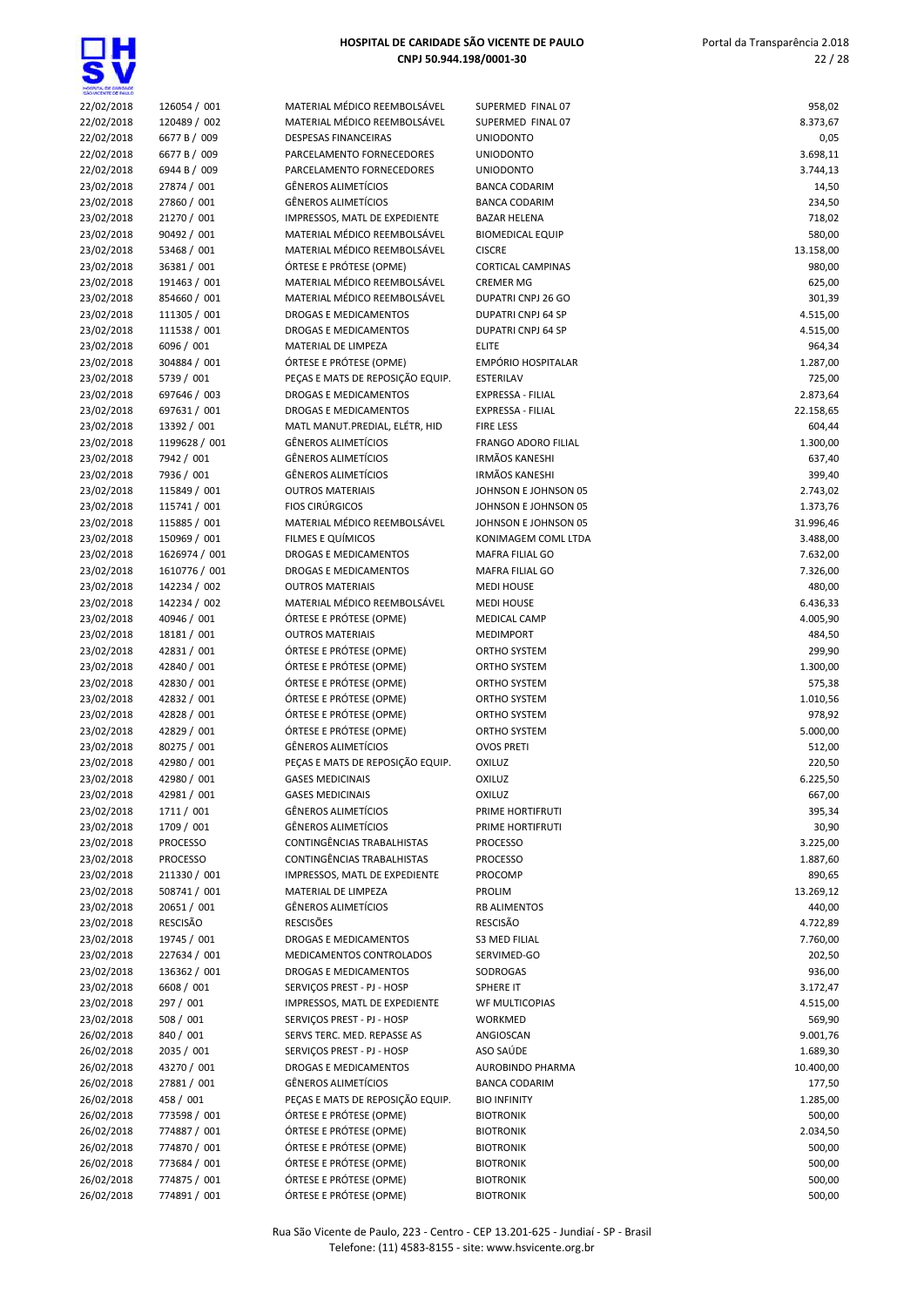| | | | | |
|---|---|---|---|---|
| 22/02/2018 | 126054 / 001 | MATERIAL MÉDICO REEMBOLSÁVEL | SUPERMED FINAL 07 | 958,02 |
| 22/02/2018 | 120489 / 002 | MATERIAL MÉDICO REEMBOLSÁVEL | SUPERMED FINAL 07 | 8.373,67 |
| 22/02/2018 | 6677 B / 009 | DESPESAS FINANCEIRAS | UNIODONTO | 0,05 |
| 22/02/2018 | 6677 B / 009 | PARCELAMENTO FORNECEDORES | UNIODONTO | 3.698,11 |
| 22/02/2018 | 6944 B / 009 | PARCELAMENTO FORNECEDORES | UNIODONTO | 3.744,13 |
| 23/02/2018 | 27874 / 001 | GÊNEROS ALIMENTÍCIOS | BANCA CODARIM | 14,50 |
| 23/02/2018 | 27860 / 001 | GÊNEROS ALIMENTÍCIOS | BANCA CODARIM | 234,50 |
| 23/02/2018 | 21270 / 001 | IMPRESSOS, MATL DE EXPEDIENTE | BAZAR HELENA | 718,02 |
| 23/02/2018 | 90492 / 001 | MATERIAL MÉDICO REEMBOLSÁVEL | BIOMEDICAL EQUIP | 580,00 |
| 23/02/2018 | 53468 / 001 | MATERIAL MÉDICO REEMBOLSÁVEL | CISCRE | 13.158,00 |
| 23/02/2018 | 36381 / 001 | ÓRTESE E PRÓTESE (OPME) | CORTICAL CAMPINAS | 980,00 |
| 23/02/2018 | 191463 / 001 | MATERIAL MÉDICO REEMBOLSÁVEL | CREMER MG | 625,00 |
| 23/02/2018 | 854660 / 001 | MATERIAL MÉDICO REEMBOLSÁVEL | DUPATRI CNPJ 26 GO | 301,39 |
| 23/02/2018 | 111305 / 001 | DROGAS E MEDICAMENTOS | DUPATRI CNPJ 64 SP | 4.515,00 |
| 23/02/2018 | 111538 / 001 | DROGAS E MEDICAMENTOS | DUPATRI CNPJ 64 SP | 4.515,00 |
| 23/02/2018 | 6096 / 001 | MATERIAL DE LIMPEZA | ELITE | 964,34 |
| 23/02/2018 | 304884 / 001 | ÓRTESE E PRÓTESE (OPME) | EMPÓRIO HOSPITALAR | 1.287,00 |
| 23/02/2018 | 5739 / 001 | PEÇAS E MATS DE REPOSIÇÃO EQUIP. | ESTERILAV | 725,00 |
| 23/02/2018 | 697646 / 003 | DROGAS E MEDICAMENTOS | EXPRESSA - FILIAL | 2.873,64 |
| 23/02/2018 | 697631 / 001 | DROGAS E MEDICAMENTOS | EXPRESSA - FILIAL | 22.158,65 |
| 23/02/2018 | 13392 / 001 | MATL MANUT.PREDIAL, ELÉTR, HID | FIRE LESS | 604,44 |
| 23/02/2018 | 1199628 / 001 | GÊNEROS ALIMENTÍCIOS | FRANGO ADORO FILIAL | 1.300,00 |
| 23/02/2018 | 7942 / 001 | GÊNEROS ALIMENTÍCIOS | IRMÃOS KANESHI | 637,40 |
| 23/02/2018 | 7936 / 001 | GÊNEROS ALIMENTÍCIOS | IRMÃOS KANESHI | 399,40 |
| 23/02/2018 | 115849 / 001 | OUTROS MATERIAIS | JOHNSON E JOHNSON 05 | 2.743,02 |
| 23/02/2018 | 115741 / 001 | FIOS CIRÚRGICOS | JOHNSON E JOHNSON 05 | 1.373,76 |
| 23/02/2018 | 115885 / 001 | MATERIAL MÉDICO REEMBOLSÁVEL | JOHNSON E JOHNSON 05 | 31.996,46 |
| 23/02/2018 | 150969 / 001 | FILMES E QUÍMICOS | KONIMAGEM COML LTDA | 3.488,00 |
| 23/02/2018 | 1626974 / 001 | DROGAS E MEDICAMENTOS | MAFRA FILIAL GO | 7.632,00 |
| 23/02/2018 | 1610776 / 001 | DROGAS E MEDICAMENTOS | MAFRA FILIAL GO | 7.326,00 |
| 23/02/2018 | 142234 / 002 | OUTROS MATERIAIS | MEDI HOUSE | 480,00 |
| 23/02/2018 | 142234 / 002 | MATERIAL MÉDICO REEMBOLSÁVEL | MEDI HOUSE | 6.436,33 |
| 23/02/2018 | 40946 / 001 | ÓRTESE E PRÓTESE (OPME) | MEDICAL CAMP | 4.005,90 |
| 23/02/2018 | 18181 / 001 | OUTROS MATERIAIS | MEDIMPORT | 484,50 |
| 23/02/2018 | 42831 / 001 | ÓRTESE E PRÓTESE (OPME) | ORTHO SYSTEM | 299,90 |
| 23/02/2018 | 42840 / 001 | ÓRTESE E PRÓTESE (OPME) | ORTHO SYSTEM | 1.300,00 |
| 23/02/2018 | 42830 / 001 | ÓRTESE E PRÓTESE (OPME) | ORTHO SYSTEM | 575,38 |
| 23/02/2018 | 42832 / 001 | ÓRTESE E PRÓTESE (OPME) | ORTHO SYSTEM | 1.010,56 |
| 23/02/2018 | 42828 / 001 | ÓRTESE E PRÓTESE (OPME) | ORTHO SYSTEM | 978,92 |
| 23/02/2018 | 42829 / 001 | ÓRTESE E PRÓTESE (OPME) | ORTHO SYSTEM | 5.000,00 |
| 23/02/2018 | 80275 / 001 | GÊNEROS ALIMENTÍCIOS | OVOS PRETI | 512,00 |
| 23/02/2018 | 42980 / 001 | PEÇAS E MATS DE REPOSIÇÃO EQUIP. | OXILUZ | 220,50 |
| 23/02/2018 | 42980 / 001 | GASES MEDICINAIS | OXILUZ | 6.225,50 |
| 23/02/2018 | 42981 / 001 | GASES MEDICINAIS | OXILUZ | 667,00 |
| 23/02/2018 | 1711 / 001 | GÊNEROS ALIMENTÍCIOS | PRIME HORTIFRUTI | 395,34 |
| 23/02/2018 | 1709 / 001 | GÊNEROS ALIMENTÍCIOS | PRIME HORTIFRUTI | 30,90 |
| 23/02/2018 | PROCESSO | CONTINGÊNCIAS TRABALHISTAS | PROCESSO | 3.225,00 |
| 23/02/2018 | PROCESSO | CONTINGÊNCIAS TRABALHISTAS | PROCESSO | 1.887,60 |
| 23/02/2018 | 211330 / 001 | IMPRESSOS, MATL DE EXPEDIENTE | PROCOMP | 890,65 |
| 23/02/2018 | 508741 / 001 | MATERIAL DE LIMPEZA | PROLIM | 13.269,12 |
| 23/02/2018 | 20651 / 001 | GÊNEROS ALIMENTÍCIOS | RB ALIMENTOS | 440,00 |
| 23/02/2018 | RESCISÃO | RESCISÕES | RESCISÃO | 4.722,89 |
| 23/02/2018 | 19745 / 001 | DROGAS E MEDICAMENTOS | S3 MED FILIAL | 7.760,00 |
| 23/02/2018 | 227634 / 001 | MEDICAMENTOS CONTROLADOS | SERVIMED-GO | 202,50 |
| 23/02/2018 | 136362 / 001 | DROGAS E MEDICAMENTOS | SODROGAS | 936,00 |
| 23/02/2018 | 6608 / 001 | SERVIÇOS PREST - PJ - HOSP | SPHERE IT | 3.172,47 |
| 23/02/2018 | 297 / 001 | IMPRESSOS, MATL DE EXPEDIENTE | WF MULTICOPIAS | 4.515,00 |
| 23/02/2018 | 508 / 001 | SERVIÇOS PREST - PJ - HOSP | WORKMED | 569,90 |
| 26/02/2018 | 840 / 001 | SERVS TERC. MED. REPASSE AS | ANGIOSCAN | 9.001,76 |
| 26/02/2018 | 2035 / 001 | SERVIÇOS PREST - PJ - HOSP | ASO SAÚDE | 1.689,30 |
| 26/02/2018 | 43270 / 001 | DROGAS E MEDICAMENTOS | AUROBINDO PHARMA | 10.400,00 |
| 26/02/2018 | 27881 / 001 | GÊNEROS ALIMENTÍCIOS | BANCA CODARIM | 177,50 |
| 26/02/2018 | 458 / 001 | PEÇAS E MATS DE REPOSIÇÃO EQUIP. | BIO INFINITY | 1.285,00 |
| 26/02/2018 | 773598 / 001 | ÓRTESE E PRÓTESE (OPME) | BIOTRONIK | 500,00 |
| 26/02/2018 | 774887 / 001 | ÓRTESE E PRÓTESE (OPME) | BIOTRONIK | 2.034,50 |
| 26/02/2018 | 774870 / 001 | ÓRTESE E PRÓTESE (OPME) | BIOTRONIK | 500,00 |
| 26/02/2018 | 773684 / 001 | ÓRTESE E PRÓTESE (OPME) | BIOTRONIK | 500,00 |
| 26/02/2018 | 774875 / 001 | ÓRTESE E PRÓTESE (OPME) | BIOTRONIK | 500,00 |
| 26/02/2018 | 774891 / 001 | ÓRTESE E PRÓTESE (OPME) | BIOTRONIK | 500,00 |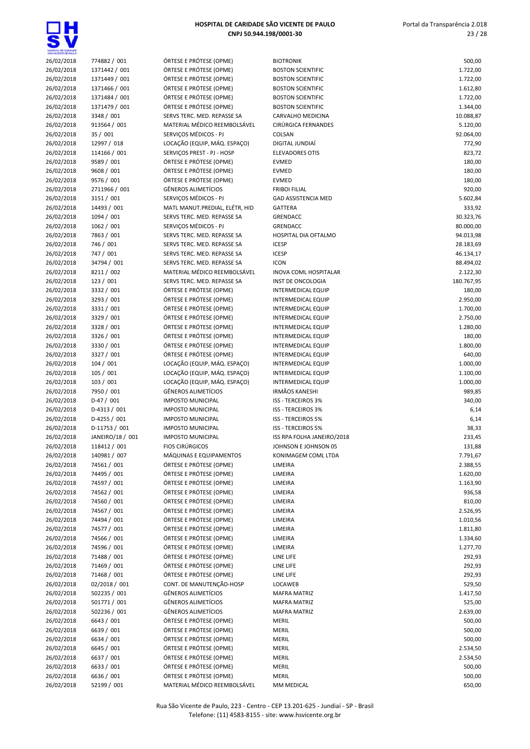| | | | | |
|---|---|---|---|---|
| 26/02/2018 | 774882 / 001 | ÓRTESE E PRÓTESE (OPME) | BIOTRONIK | 500,00 |
| 26/02/2018 | 1371442 / 001 | ÓRTESE E PRÓTESE (OPME) | BOSTON SCIENTIFIC | 1.722,00 |
| 26/02/2018 | 1371449 / 001 | ÓRTESE E PRÓTESE (OPME) | BOSTON SCIENTIFIC | 1.722,00 |
| 26/02/2018 | 1371466 / 001 | ÓRTESE E PRÓTESE (OPME) | BOSTON SCIENTIFIC | 1.612,80 |
| 26/02/2018 | 1371484 / 001 | ÓRTESE E PRÓTESE (OPME) | BOSTON SCIENTIFIC | 1.722,00 |
| 26/02/2018 | 1371479 / 001 | ÓRTESE E PRÓTESE (OPME) | BOSTON SCIENTIFIC | 1.344,00 |
| 26/02/2018 | 3348 / 001 | SERVS TERC. MED. REPASSE SA | CARVALHO MEDICINA | 10.088,87 |
| 26/02/2018 | 913564 / 001 | MATERIAL MÉDICO REEMBOLSÁVEL | CIRÚRGICA FERNANDES | 5.120,00 |
| 26/02/2018 | 35 / 001 | SERVIÇOS MÉDICOS - PJ | COLSAN | 92.064,00 |
| 26/02/2018 | 12997 / 018 | LOCAÇÃO (EQUIP, MÁQ. ESPAÇO) | DIGITAL JUNDIAÍ | 772,90 |
| 26/02/2018 | 114166 / 001 | SERVIÇOS PREST - PJ - HOSP | ELEVADORES OTIS | 823,72 |
| 26/02/2018 | 9589 / 001 | ÓRTESE E PRÓTESE (OPME) | EVMED | 180,00 |
| 26/02/2018 | 9608 / 001 | ÓRTESE E PRÓTESE (OPME) | EVMED | 180,00 |
| 26/02/2018 | 9576 / 001 | ÓRTESE E PRÓTESE (OPME) | EVMED | 180,00 |
| 26/02/2018 | 2711966 / 001 | GÊNEROS ALIMETÍCIOS | FRIBOI FILIAL | 920,00 |
| 26/02/2018 | 3151 / 001 | SERVIÇOS MÉDICOS - PJ | GAD ASSISTENCIA MED | 5.602,84 |
| 26/02/2018 | 14493 / 001 | MATL MANUT.PREDIAL, ELÉTR, HID | GATTERA | 333,92 |
| 26/02/2018 | 1094 / 001 | SERVS TERC. MED. REPASSE SA | GRENDACC | 30.323,76 |
| 26/02/2018 | 1062 / 001 | SERVIÇOS MÉDICOS - PJ | GRENDACC | 80.000,00 |
| 26/02/2018 | 7863 / 001 | SERVS TERC. MED. REPASSE SA | HOSPITAL DIA OFTALMO | 94.013,98 |
| 26/02/2018 | 746 / 001 | SERVS TERC. MED. REPASSE SA | ICESP | 28.183,69 |
| 26/02/2018 | 747 / 001 | SERVS TERC. MED. REPASSE SA | ICESP | 46.134,17 |
| 26/02/2018 | 34794 / 001 | SERVS TERC. MED. REPASSE SA | ICON | 88.494,02 |
| 26/02/2018 | 8211 / 002 | MATERIAL MÉDICO REEMBOLSÁVEL | INOVA COML HOSPITALAR | 2.122,30 |
| 26/02/2018 | 123 / 001 | SERVS TERC. MED. REPASSE SA | INST DE ONCOLOGIA | 180.767,95 |
| 26/02/2018 | 3332 / 001 | ÓRTESE E PRÓTESE (OPME) | INTERMEDICAL EQUIP | 180,00 |
| 26/02/2018 | 3293 / 001 | ÓRTESE E PRÓTESE (OPME) | INTERMEDICAL EQUIP | 2.950,00 |
| 26/02/2018 | 3331 / 001 | ÓRTESE E PRÓTESE (OPME) | INTERMEDICAL EQUIP | 1.700,00 |
| 26/02/2018 | 3329 / 001 | ÓRTESE E PRÓTESE (OPME) | INTERMEDICAL EQUIP | 2.750,00 |
| 26/02/2018 | 3328 / 001 | ÓRTESE E PRÓTESE (OPME) | INTERMEDICAL EQUIP | 1.280,00 |
| 26/02/2018 | 3326 / 001 | ÓRTESE E PRÓTESE (OPME) | INTERMEDICAL EQUIP | 180,00 |
| 26/02/2018 | 3330 / 001 | ÓRTESE E PRÓTESE (OPME) | INTERMEDICAL EQUIP | 1.800,00 |
| 26/02/2018 | 3327 / 001 | ÓRTESE E PRÓTESE (OPME) | INTERMEDICAL EQUIP | 640,00 |
| 26/02/2018 | 104 / 001 | LOCAÇÃO (EQUIP, MÁQ. ESPAÇO) | INTERMEDICAL EQUIP | 1.000,00 |
| 26/02/2018 | 105 / 001 | LOCAÇÃO (EQUIP, MÁQ. ESPAÇO) | INTERMEDICAL EQUIP | 1.100,00 |
| 26/02/2018 | 103 / 001 | LOCAÇÃO (EQUIP, MÁQ. ESPAÇO) | INTERMEDICAL EQUIP | 1.000,00 |
| 26/02/2018 | 7950 / 001 | GÊNEROS ALIMETÍCIOS | IRMÃOS KANESHI | 989,85 |
| 26/02/2018 | D-47 / 001 | IMPOSTO MUNICIPAL | ISS - TERCEIROS 3% | 340,00 |
| 26/02/2018 | D-4313 / 001 | IMPOSTO MUNICIPAL | ISS - TERCEIROS 3% | 6,14 |
| 26/02/2018 | D-4255 / 001 | IMPOSTO MUNICIPAL | ISS - TERCEIROS 5% | 6,14 |
| 26/02/2018 | D-11753 / 001 | IMPOSTO MUNICIPAL | ISS - TERCEIROS 5% | 38,33 |
| 26/02/2018 | JANEIRO/18 / 001 | IMPOSTO MUNICIPAL | ISS RPA FOLHA JANEIRO/2018 | 233,45 |
| 26/02/2018 | 118412 / 001 | FIOS CIRÚRGICOS | JOHNSON E JOHNSON 05 | 131,88 |
| 26/02/2018 | 140981 / 007 | MÁQUINAS E EQUIPAMENTOS | KONIMAGEM COML LTDA | 7.791,67 |
| 26/02/2018 | 74561 / 001 | ÓRTESE E PRÓTESE (OPME) | LIMEIRA | 2.388,55 |
| 26/02/2018 | 74495 / 001 | ÓRTESE E PRÓTESE (OPME) | LIMEIRA | 1.620,00 |
| 26/02/2018 | 74597 / 001 | ÓRTESE E PRÓTESE (OPME) | LIMEIRA | 1.163,90 |
| 26/02/2018 | 74562 / 001 | ÓRTESE E PRÓTESE (OPME) | LIMEIRA | 936,58 |
| 26/02/2018 | 74560 / 001 | ÓRTESE E PRÓTESE (OPME) | LIMEIRA | 810,00 |
| 26/02/2018 | 74567 / 001 | ÓRTESE E PRÓTESE (OPME) | LIMEIRA | 2.526,95 |
| 26/02/2018 | 74494 / 001 | ÓRTESE E PRÓTESE (OPME) | LIMEIRA | 1.010,56 |
| 26/02/2018 | 74577 / 001 | ÓRTESE E PRÓTESE (OPME) | LIMEIRA | 1.811,80 |
| 26/02/2018 | 74566 / 001 | ÓRTESE E PRÓTESE (OPME) | LIMEIRA | 1.334,60 |
| 26/02/2018 | 74596 / 001 | ÓRTESE E PRÓTESE (OPME) | LIMEIRA | 1.277,70 |
| 26/02/2018 | 71488 / 001 | ÓRTESE E PRÓTESE (OPME) | LINE LIFE | 292,93 |
| 26/02/2018 | 71469 / 001 | ÓRTESE E PRÓTESE (OPME) | LINE LIFE | 292,93 |
| 26/02/2018 | 71468 / 001 | ÓRTESE E PRÓTESE (OPME) | LINE LIFE | 292,93 |
| 26/02/2018 | 02/2018 / 001 | CONT. DE MANUTENÇÃO-HOSP | LOCAWEB | 529,50 |
| 26/02/2018 | 502235 / 001 | GÊNEROS ALIMETÍCIOS | MAFRA MATRIZ | 1.417,50 |
| 26/02/2018 | 501771 / 001 | GÊNEROS ALIMETÍCIOS | MAFRA MATRIZ | 525,00 |
| 26/02/2018 | 502236 / 001 | GÊNEROS ALIMETÍCIOS | MAFRA MATRIZ | 2.639,00 |
| 26/02/2018 | 6643 / 001 | ÓRTESE E PRÓTESE (OPME) | MERIL | 500,00 |
| 26/02/2018 | 6639 / 001 | ÓRTESE E PRÓTESE (OPME) | MERIL | 500,00 |
| 26/02/2018 | 6634 / 001 | ÓRTESE E PRÓTESE (OPME) | MERIL | 500,00 |
| 26/02/2018 | 6645 / 001 | ÓRTESE E PRÓTESE (OPME) | MERIL | 2.534,50 |
| 26/02/2018 | 6637 / 001 | ÓRTESE E PRÓTESE (OPME) | MERIL | 2.534,50 |
| 26/02/2018 | 6633 / 001 | ÓRTESE E PRÓTESE (OPME) | MERIL | 500,00 |
| 26/02/2018 | 6636 / 001 | ÓRTESE E PRÓTESE (OPME) | MERIL | 500,00 |
| 26/02/2018 | 52199 / 001 | MATERIAL MÉDICO REEMBOLSÁVEL | MM MEDICAL | 650,00 |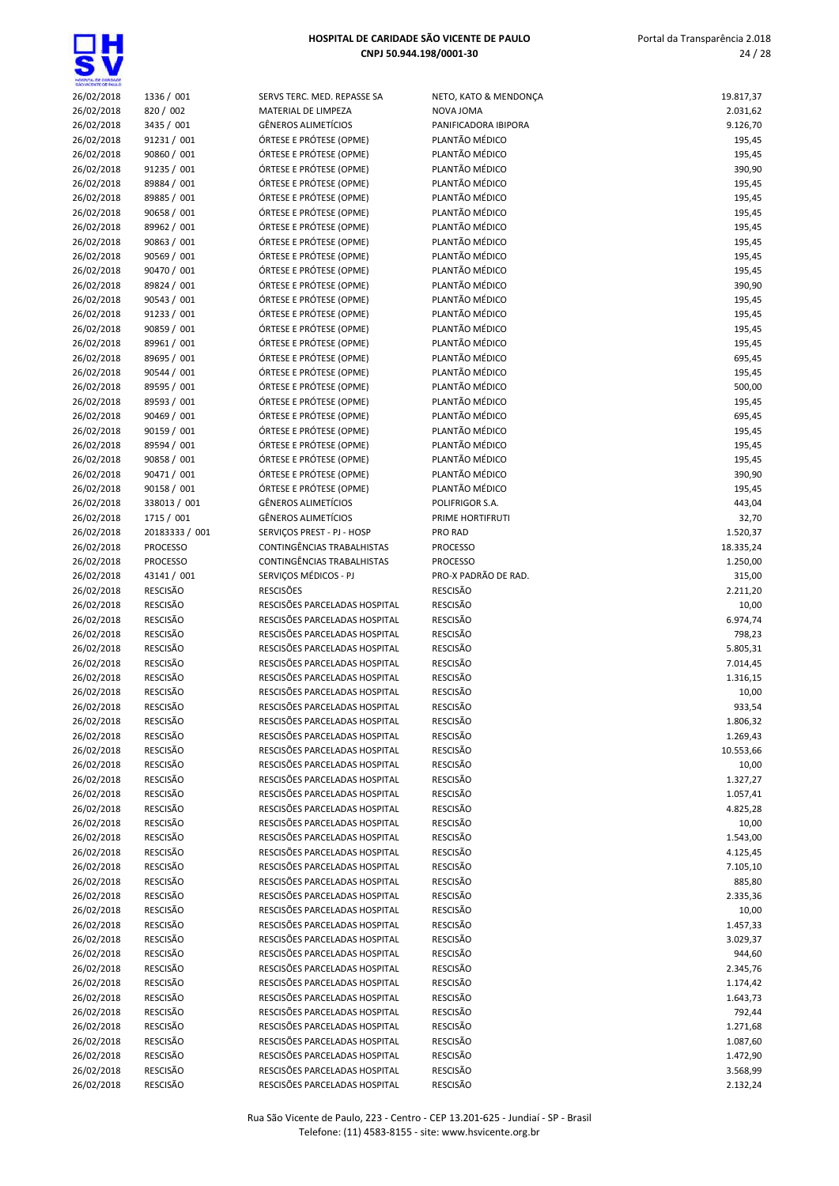| | | | | |
|---|---|---|---|---|
| 26/02/2018 | 1336 / 001 | SERVS TERC. MED. REPASSE SA | NETO, KATO & MENDONÇA | 19.817,37 |
| 26/02/2018 | 820 / 002 | MATERIAL DE LIMPEZA | NOVA JOMA | 2.031,62 |
| 26/02/2018 | 3435 / 001 | GÊNEROS ALIMETÍCIOS | PANIFICADORA IBIPORA | 9.126,70 |
| 26/02/2018 | 91231 / 001 | ÓRTESE E PRÓTESE (OPME) | PLANTÃO MÉDICO | 195,45 |
| 26/02/2018 | 90860 / 001 | ÓRTESE E PRÓTESE (OPME) | PLANTÃO MÉDICO | 195,45 |
| 26/02/2018 | 91235 / 001 | ÓRTESE E PRÓTESE (OPME) | PLANTÃO MÉDICO | 390,90 |
| 26/02/2018 | 89884 / 001 | ÓRTESE E PRÓTESE (OPME) | PLANTÃO MÉDICO | 195,45 |
| 26/02/2018 | 89885 / 001 | ÓRTESE E PRÓTESE (OPME) | PLANTÃO MÉDICO | 195,45 |
| 26/02/2018 | 90658 / 001 | ÓRTESE E PRÓTESE (OPME) | PLANTÃO MÉDICO | 195,45 |
| 26/02/2018 | 89962 / 001 | ÓRTESE E PRÓTESE (OPME) | PLANTÃO MÉDICO | 195,45 |
| 26/02/2018 | 90863 / 001 | ÓRTESE E PRÓTESE (OPME) | PLANTÃO MÉDICO | 195,45 |
| 26/02/2018 | 90569 / 001 | ÓRTESE E PRÓTESE (OPME) | PLANTÃO MÉDICO | 195,45 |
| 26/02/2018 | 90470 / 001 | ÓRTESE E PRÓTESE (OPME) | PLANTÃO MÉDICO | 195,45 |
| 26/02/2018 | 89824 / 001 | ÓRTESE E PRÓTESE (OPME) | PLANTÃO MÉDICO | 390,90 |
| 26/02/2018 | 90543 / 001 | ÓRTESE E PRÓTESE (OPME) | PLANTÃO MÉDICO | 195,45 |
| 26/02/2018 | 91233 / 001 | ÓRTESE E PRÓTESE (OPME) | PLANTÃO MÉDICO | 195,45 |
| 26/02/2018 | 90859 / 001 | ÓRTESE E PRÓTESE (OPME) | PLANTÃO MÉDICO | 195,45 |
| 26/02/2018 | 89961 / 001 | ÓRTESE E PRÓTESE (OPME) | PLANTÃO MÉDICO | 195,45 |
| 26/02/2018 | 89695 / 001 | ÓRTESE E PRÓTESE (OPME) | PLANTÃO MÉDICO | 695,45 |
| 26/02/2018 | 90544 / 001 | ÓRTESE E PRÓTESE (OPME) | PLANTÃO MÉDICO | 195,45 |
| 26/02/2018 | 89595 / 001 | ÓRTESE E PRÓTESE (OPME) | PLANTÃO MÉDICO | 500,00 |
| 26/02/2018 | 89593 / 001 | ÓRTESE E PRÓTESE (OPME) | PLANTÃO MÉDICO | 195,45 |
| 26/02/2018 | 90469 / 001 | ÓRTESE E PRÓTESE (OPME) | PLANTÃO MÉDICO | 695,45 |
| 26/02/2018 | 90159 / 001 | ÓRTESE E PRÓTESE (OPME) | PLANTÃO MÉDICO | 195,45 |
| 26/02/2018 | 89594 / 001 | ÓRTESE E PRÓTESE (OPME) | PLANTÃO MÉDICO | 195,45 |
| 26/02/2018 | 90858 / 001 | ÓRTESE E PRÓTESE (OPME) | PLANTÃO MÉDICO | 195,45 |
| 26/02/2018 | 90471 / 001 | ÓRTESE E PRÓTESE (OPME) | PLANTÃO MÉDICO | 390,90 |
| 26/02/2018 | 90158 / 001 | ÓRTESE E PRÓTESE (OPME) | PLANTÃO MÉDICO | 195,45 |
| 26/02/2018 | 338013 / 001 | GÊNEROS ALIMETÍCIOS | POLIFRIGOR S.A. | 443,04 |
| 26/02/2018 | 1715 / 001 | GÊNEROS ALIMETÍCIOS | PRIME HORTIFRUTI | 32,70 |
| 26/02/2018 | 20183333 / 001 | SERVIÇOS PREST - PJ - HOSP | PRO RAD | 1.520,37 |
| 26/02/2018 | PROCESSO | CONTINGÊNCIAS TRABALHISTAS | PROCESSO | 18.335,24 |
| 26/02/2018 | PROCESSO | CONTINGÊNCIAS TRABALHISTAS | PROCESSO | 1.250,00 |
| 26/02/2018 | 43141 / 001 | SERVIÇOS MÉDICOS - PJ | PRO-X PADRÃO DE RAD. | 315,00 |
| 26/02/2018 | RESCISÃO | RESCISÕES | RESCISÃO | 2.211,20 |
| 26/02/2018 | RESCISÃO | RESCISÕES PARCELADAS HOSPITAL | RESCISÃO | 10,00 |
| 26/02/2018 | RESCISÃO | RESCISÕES PARCELADAS HOSPITAL | RESCISÃO | 6.974,74 |
| 26/02/2018 | RESCISÃO | RESCISÕES PARCELADAS HOSPITAL | RESCISÃO | 798,23 |
| 26/02/2018 | RESCISÃO | RESCISÕES PARCELADAS HOSPITAL | RESCISÃO | 5.805,31 |
| 26/02/2018 | RESCISÃO | RESCISÕES PARCELADAS HOSPITAL | RESCISÃO | 7.014,45 |
| 26/02/2018 | RESCISÃO | RESCISÕES PARCELADAS HOSPITAL | RESCISÃO | 1.316,15 |
| 26/02/2018 | RESCISÃO | RESCISÕES PARCELADAS HOSPITAL | RESCISÃO | 10,00 |
| 26/02/2018 | RESCISÃO | RESCISÕES PARCELADAS HOSPITAL | RESCISÃO | 933,54 |
| 26/02/2018 | RESCISÃO | RESCISÕES PARCELADAS HOSPITAL | RESCISÃO | 1.806,32 |
| 26/02/2018 | RESCISÃO | RESCISÕES PARCELADAS HOSPITAL | RESCISÃO | 1.269,43 |
| 26/02/2018 | RESCISÃO | RESCISÕES PARCELADAS HOSPITAL | RESCISÃO | 10.553,66 |
| 26/02/2018 | RESCISÃO | RESCISÕES PARCELADAS HOSPITAL | RESCISÃO | 10,00 |
| 26/02/2018 | RESCISÃO | RESCISÕES PARCELADAS HOSPITAL | RESCISÃO | 1.327,27 |
| 26/02/2018 | RESCISÃO | RESCISÕES PARCELADAS HOSPITAL | RESCISÃO | 1.057,41 |
| 26/02/2018 | RESCISÃO | RESCISÕES PARCELADAS HOSPITAL | RESCISÃO | 4.825,28 |
| 26/02/2018 | RESCISÃO | RESCISÕES PARCELADAS HOSPITAL | RESCISÃO | 10,00 |
| 26/02/2018 | RESCISÃO | RESCISÕES PARCELADAS HOSPITAL | RESCISÃO | 1.543,00 |
| 26/02/2018 | RESCISÃO | RESCISÕES PARCELADAS HOSPITAL | RESCISÃO | 4.125,45 |
| 26/02/2018 | RESCISÃO | RESCISÕES PARCELADAS HOSPITAL | RESCISÃO | 7.105,10 |
| 26/02/2018 | RESCISÃO | RESCISÕES PARCELADAS HOSPITAL | RESCISÃO | 885,80 |
| 26/02/2018 | RESCISÃO | RESCISÕES PARCELADAS HOSPITAL | RESCISÃO | 2.335,36 |
| 26/02/2018 | RESCISÃO | RESCISÕES PARCELADAS HOSPITAL | RESCISÃO | 10,00 |
| 26/02/2018 | RESCISÃO | RESCISÕES PARCELADAS HOSPITAL | RESCISÃO | 1.457,33 |
| 26/02/2018 | RESCISÃO | RESCISÕES PARCELADAS HOSPITAL | RESCISÃO | 3.029,37 |
| 26/02/2018 | RESCISÃO | RESCISÕES PARCELADAS HOSPITAL | RESCISÃO | 944,60 |
| 26/02/2018 | RESCISÃO | RESCISÕES PARCELADAS HOSPITAL | RESCISÃO | 2.345,76 |
| 26/02/2018 | RESCISÃO | RESCISÕES PARCELADAS HOSPITAL | RESCISÃO | 1.174,42 |
| 26/02/2018 | RESCISÃO | RESCISÕES PARCELADAS HOSPITAL | RESCISÃO | 1.643,73 |
| 26/02/2018 | RESCISÃO | RESCISÕES PARCELADAS HOSPITAL | RESCISÃO | 792,44 |
| 26/02/2018 | RESCISÃO | RESCISÕES PARCELADAS HOSPITAL | RESCISÃO | 1.271,68 |
| 26/02/2018 | RESCISÃO | RESCISÕES PARCELADAS HOSPITAL | RESCISÃO | 1.087,60 |
| 26/02/2018 | RESCISÃO | RESCISÕES PARCELADAS HOSPITAL | RESCISÃO | 1.472,90 |
| 26/02/2018 | RESCISÃO | RESCISÕES PARCELADAS HOSPITAL | RESCISÃO | 3.568,99 |
| 26/02/2018 | RESCISÃO | RESCISÕES PARCELADAS HOSPITAL | RESCISÃO | 2.132,24 |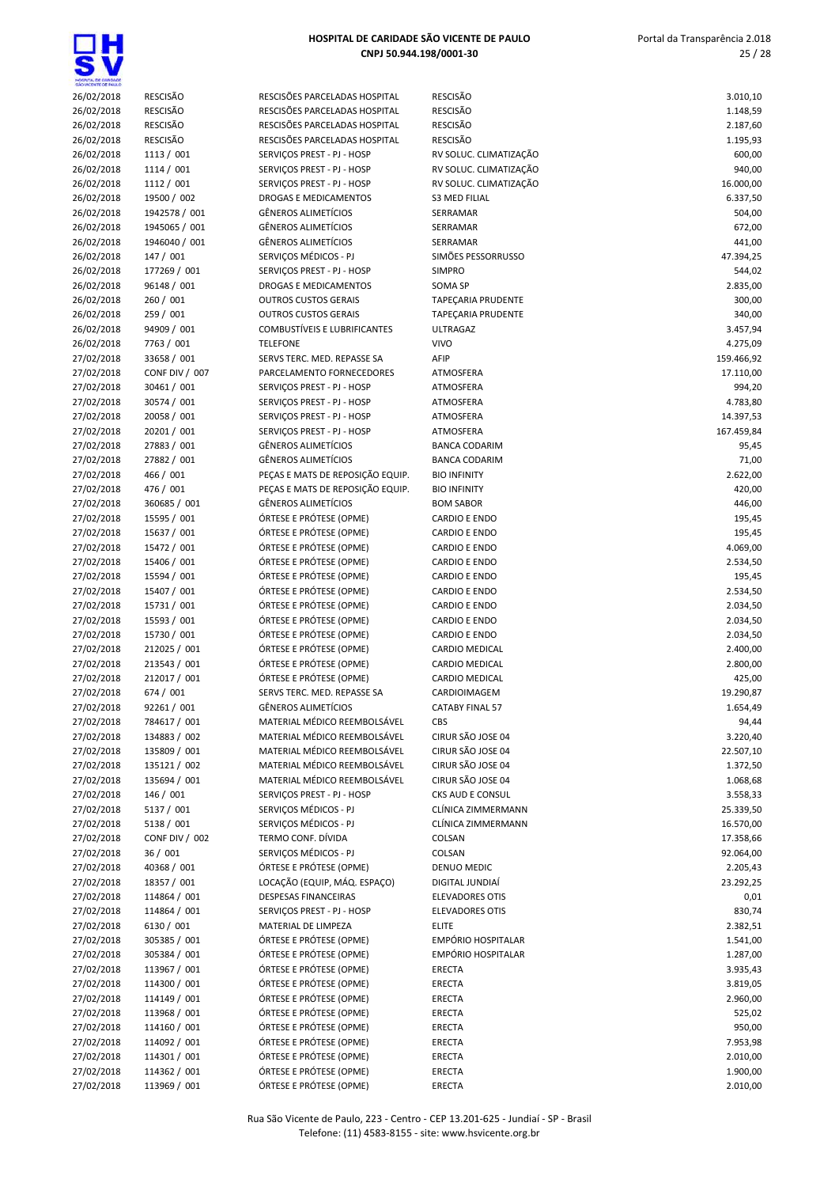| | | | | |
|---|---|---|---|---|
| 26/02/2018 | RESCISÃO | RESCISÕES PARCELADAS HOSPITAL | RESCISÃO | 3.010,10 |
| 26/02/2018 | RESCISÃO | RESCISÕES PARCELADAS HOSPITAL | RESCISÃO | 1.148,59 |
| 26/02/2018 | RESCISÃO | RESCISÕES PARCELADAS HOSPITAL | RESCISÃO | 2.187,60 |
| 26/02/2018 | RESCISÃO | RESCISÕES PARCELADAS HOSPITAL | RESCISÃO | 1.195,93 |
| 26/02/2018 | 1113 / 001 | SERVIÇOS PREST - PJ - HOSP | RV SOLUC. CLIMATIZAÇÃO | 600,00 |
| 26/02/2018 | 1114 / 001 | SERVIÇOS PREST - PJ - HOSP | RV SOLUC. CLIMATIZAÇÃO | 940,00 |
| 26/02/2018 | 1112 / 001 | SERVIÇOS PREST - PJ - HOSP | RV SOLUC. CLIMATIZAÇÃO | 16.000,00 |
| 26/02/2018 | 19500 / 002 | DROGAS E MEDICAMENTOS | S3 MED FILIAL | 6.337,50 |
| 26/02/2018 | 1942578 / 001 | GÊNEROS ALIMETÍCIOS | SERRAMAR | 504,00 |
| 26/02/2018 | 1945065 / 001 | GÊNEROS ALIMETÍCIOS | SERRAMAR | 672,00 |
| 26/02/2018 | 1946040 / 001 | GÊNEROS ALIMETÍCIOS | SERRAMAR | 441,00 |
| 26/02/2018 | 147 / 001 | SERVIÇOS MÉDICOS - PJ | SIMÕES PESSORRUSSO | 47.394,25 |
| 26/02/2018 | 177269 / 001 | SERVIÇOS PREST - PJ - HOSP | SIMPRO | 544,02 |
| 26/02/2018 | 96148 / 001 | DROGAS E MEDICAMENTOS | SOMA SP | 2.835,00 |
| 26/02/2018 | 260 / 001 | OUTROS CUSTOS GERAIS | TAPEÇARIA PRUDENTE | 300,00 |
| 26/02/2018 | 259 / 001 | OUTROS CUSTOS GERAIS | TAPEÇARIA PRUDENTE | 340,00 |
| 26/02/2018 | 94909 / 001 | COMBUSTÍVEIS E LUBRIFICANTES | ULTRAGAZ | 3.457,94 |
| 26/02/2018 | 7763 / 001 | TELEFONE | VIVO | 4.275,09 |
| 27/02/2018 | 33658 / 001 | SERVS TERC. MED. REPASSE SA | AFIP | 159.466,92 |
| 27/02/2018 | CONF DIV / 007 | PARCELAMENTO FORNECEDORES | ATMOSFERA | 17.110,00 |
| 27/02/2018 | 30461 / 001 | SERVIÇOS PREST - PJ - HOSP | ATMOSFERA | 994,20 |
| 27/02/2018 | 30574 / 001 | SERVIÇOS PREST - PJ - HOSP | ATMOSFERA | 4.783,80 |
| 27/02/2018 | 20058 / 001 | SERVIÇOS PREST - PJ - HOSP | ATMOSFERA | 14.397,53 |
| 27/02/2018 | 20201 / 001 | SERVIÇOS PREST - PJ - HOSP | ATMOSFERA | 167.459,84 |
| 27/02/2018 | 27883 / 001 | GÊNEROS ALIMETÍCIOS | BANCA CODARIM | 95,45 |
| 27/02/2018 | 27882 / 001 | GÊNEROS ALIMETÍCIOS | BANCA CODARIM | 71,00 |
| 27/02/2018 | 466 / 001 | PEÇAS E MATS DE REPOSIÇÃO EQUIP. | BIO INFINITY | 2.622,00 |
| 27/02/2018 | 476 / 001 | PEÇAS E MATS DE REPOSIÇÃO EQUIP. | BIO INFINITY | 420,00 |
| 27/02/2018 | 360685 / 001 | GÊNEROS ALIMETÍCIOS | BOM SABOR | 446,00 |
| 27/02/2018 | 15595 / 001 | ÓRTESE E PRÓTESE (OPME) | CARDIO E ENDO | 195,45 |
| 27/02/2018 | 15637 / 001 | ÓRTESE E PRÓTESE (OPME) | CARDIO E ENDO | 195,45 |
| 27/02/2018 | 15472 / 001 | ÓRTESE E PRÓTESE (OPME) | CARDIO E ENDO | 4.069,00 |
| 27/02/2018 | 15406 / 001 | ÓRTESE E PRÓTESE (OPME) | CARDIO E ENDO | 2.534,50 |
| 27/02/2018 | 15594 / 001 | ÓRTESE E PRÓTESE (OPME) | CARDIO E ENDO | 195,45 |
| 27/02/2018 | 15407 / 001 | ÓRTESE E PRÓTESE (OPME) | CARDIO E ENDO | 2.534,50 |
| 27/02/2018 | 15731 / 001 | ÓRTESE E PRÓTESE (OPME) | CARDIO E ENDO | 2.034,50 |
| 27/02/2018 | 15593 / 001 | ÓRTESE E PRÓTESE (OPME) | CARDIO E ENDO | 2.034,50 |
| 27/02/2018 | 15730 / 001 | ÓRTESE E PRÓTESE (OPME) | CARDIO E ENDO | 2.034,50 |
| 27/02/2018 | 212025 / 001 | ÓRTESE E PRÓTESE (OPME) | CARDIO MEDICAL | 2.400,00 |
| 27/02/2018 | 213543 / 001 | ÓRTESE E PRÓTESE (OPME) | CARDIO MEDICAL | 2.800,00 |
| 27/02/2018 | 212017 / 001 | ÓRTESE E PRÓTESE (OPME) | CARDIO MEDICAL | 425,00 |
| 27/02/2018 | 674 / 001 | SERVS TERC. MED. REPASSE SA | CARDIOIMAGEM | 19.290,87 |
| 27/02/2018 | 92261 / 001 | GÊNEROS ALIMETÍCIOS | CATABY FINAL 57 | 1.654,49 |
| 27/02/2018 | 784617 / 001 | MATERIAL MÉDICO REEMBOLSÁVEL | CBS | 94,44 |
| 27/02/2018 | 134883 / 002 | MATERIAL MÉDICO REEMBOLSÁVEL | CIRUR SÃO JOSE 04 | 3.220,40 |
| 27/02/2018 | 135809 / 001 | MATERIAL MÉDICO REEMBOLSÁVEL | CIRUR SÃO JOSE 04 | 22.507,10 |
| 27/02/2018 | 135121 / 002 | MATERIAL MÉDICO REEMBOLSÁVEL | CIRUR SÃO JOSE 04 | 1.372,50 |
| 27/02/2018 | 135694 / 001 | MATERIAL MÉDICO REEMBOLSÁVEL | CIRUR SÃO JOSE 04 | 1.068,68 |
| 27/02/2018 | 146 / 001 | SERVIÇOS PREST - PJ - HOSP | CKS AUD E CONSUL | 3.558,33 |
| 27/02/2018 | 5137 / 001 | SERVIÇOS MÉDICOS - PJ | CLÍNICA ZIMMERMANN | 25.339,50 |
| 27/02/2018 | 5138 / 001 | SERVIÇOS MÉDICOS - PJ | CLÍNICA ZIMMERMANN | 16.570,00 |
| 27/02/2018 | CONF DIV / 002 | TERMO CONF. DÍVIDA | COLSAN | 17.358,66 |
| 27/02/2018 | 36 / 001 | SERVIÇOS MÉDICOS - PJ | COLSAN | 92.064,00 |
| 27/02/2018 | 40368 / 001 | ÓRTESE E PRÓTESE (OPME) | DENUO MEDIC | 2.205,43 |
| 27/02/2018 | 18357 / 001 | LOCAÇÃO (EQUIP, MÁQ. ESPAÇO) | DIGITAL JUNDIAÍ | 23.292,25 |
| 27/02/2018 | 114864 / 001 | DESPESAS FINANCEIRAS | ELEVADORES OTIS | 0,01 |
| 27/02/2018 | 114864 / 001 | SERVIÇOS PREST - PJ - HOSP | ELEVADORES OTIS | 830,74 |
| 27/02/2018 | 6130 / 001 | MATERIAL DE LIMPEZA | ELITE | 2.382,51 |
| 27/02/2018 | 305385 / 001 | ÓRTESE E PRÓTESE (OPME) | EMPÓRIO HOSPITALAR | 1.541,00 |
| 27/02/2018 | 305384 / 001 | ÓRTESE E PRÓTESE (OPME) | EMPÓRIO HOSPITALAR | 1.287,00 |
| 27/02/2018 | 113967 / 001 | ÓRTESE E PRÓTESE (OPME) | ERECTA | 3.935,43 |
| 27/02/2018 | 114300 / 001 | ÓRTESE E PRÓTESE (OPME) | ERECTA | 3.819,05 |
| 27/02/2018 | 114149 / 001 | ÓRTESE E PRÓTESE (OPME) | ERECTA | 2.960,00 |
| 27/02/2018 | 113968 / 001 | ÓRTESE E PRÓTESE (OPME) | ERECTA | 525,02 |
| 27/02/2018 | 114160 / 001 | ÓRTESE E PRÓTESE (OPME) | ERECTA | 950,00 |
| 27/02/2018 | 114092 / 001 | ÓRTESE E PRÓTESE (OPME) | ERECTA | 7.953,98 |
| 27/02/2018 | 114301 / 001 | ÓRTESE E PRÓTESE (OPME) | ERECTA | 2.010,00 |
| 27/02/2018 | 114362 / 001 | ÓRTESE E PRÓTESE (OPME) | ERECTA | 1.900,00 |
| 27/02/2018 | 113969 / 001 | ÓRTESE E PRÓTESE (OPME) | ERECTA | 2.010,00 |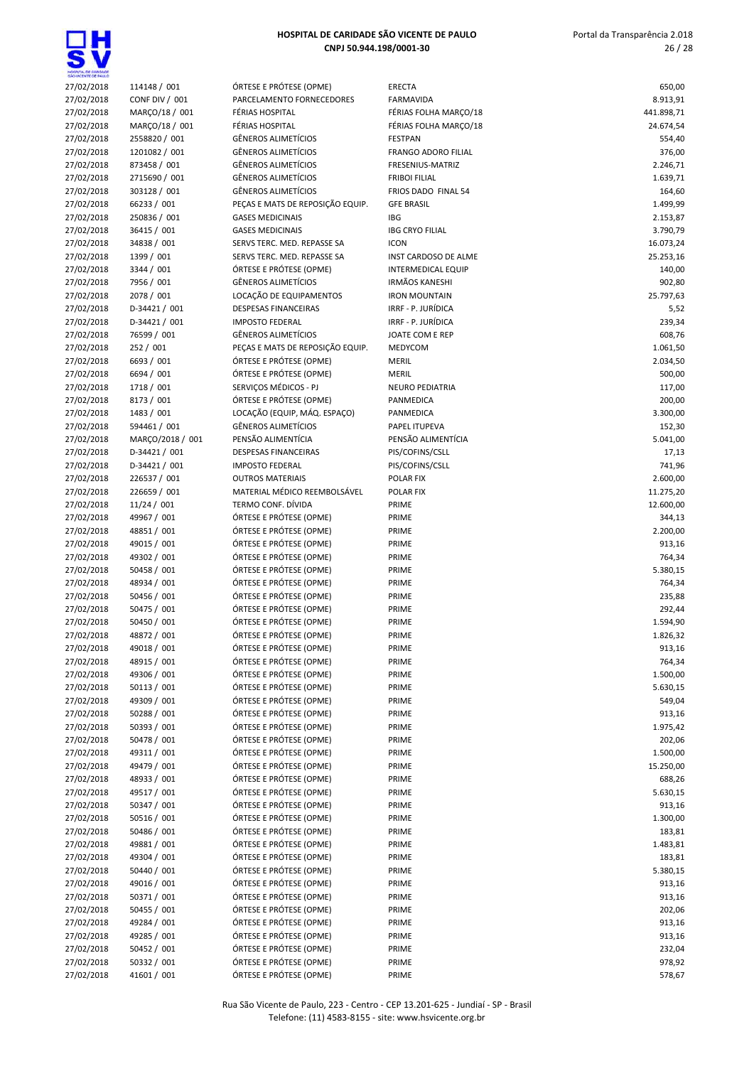| | | | | |
|---|---|---|---|---|
| 27/02/2018 | 114148 / 001 | ÓRTESE E PRÓTESE (OPME) | ERECTA | 650,00 |
| 27/02/2018 | CONF DIV / 001 | PARCELAMENTO FORNECEDORES | FARMAVIDA | 8.913,91 |
| 27/02/2018 | MARÇO/18 / 001 | FÉRIAS HOSPITAL | FÉRIAS FOLHA MARÇO/18 | 441.898,71 |
| 27/02/2018 | MARÇO/18 / 001 | FÉRIAS HOSPITAL | FÉRIAS FOLHA MARÇO/18 | 24.674,54 |
| 27/02/2018 | 2558820 / 001 | GÊNEROS ALIMETÍCIOS | FESTPAN | 554,40 |
| 27/02/2018 | 1201082 / 001 | GÊNEROS ALIMETÍCIOS | FRANGO ADORO FILIAL | 376,00 |
| 27/02/2018 | 873458 / 001 | GÊNEROS ALIMETÍCIOS | FRESENIUS-MATRIZ | 2.246,71 |
| 27/02/2018 | 2715690 / 001 | GÊNEROS ALIMETÍCIOS | FRIBOI FILIAL | 1.639,71 |
| 27/02/2018 | 303128 / 001 | GÊNEROS ALIMETÍCIOS | FRIOS DADO FINAL 54 | 164,60 |
| 27/02/2018 | 66233 / 001 | PEÇAS E MATS DE REPOSIÇÃO EQUIP. | GFE BRASIL | 1.499,99 |
| 27/02/2018 | 250836 / 001 | GASES MEDICINAIS | IBG | 2.153,87 |
| 27/02/2018 | 36415 / 001 | GASES MEDICINAIS | IBG CRYO FILIAL | 3.790,79 |
| 27/02/2018 | 34838 / 001 | SERVS TERC. MED. REPASSE SA | ICON | 16.073,24 |
| 27/02/2018 | 1399 / 001 | SERVS TERC. MED. REPASSE SA | INST CARDOSO DE ALME | 25.253,16 |
| 27/02/2018 | 3344 / 001 | ÓRTESE E PRÓTESE (OPME) | INTERMEDICAL EQUIP | 140,00 |
| 27/02/2018 | 7956 / 001 | GÊNEROS ALIMETÍCIOS | IRMÃOS KANESHI | 902,80 |
| 27/02/2018 | 2078 / 001 | LOCAÇÃO DE EQUIPAMENTOS | IRON MOUNTAIN | 25.797,63 |
| 27/02/2018 | D-34421 / 001 | DESPESAS FINANCEIRAS | IRRF - P. JURÍDICA | 5,52 |
| 27/02/2018 | D-34421 / 001 | IMPOSTO FEDERAL | IRRF - P. JURÍDICA | 239,34 |
| 27/02/2018 | 76599 / 001 | GÊNEROS ALIMETÍCIOS | JOATE COM E REP | 608,76 |
| 27/02/2018 | 252 / 001 | PEÇAS E MATS DE REPOSIÇÃO EQUIP. | MEDYCOM | 1.061,50 |
| 27/02/2018 | 6693 / 001 | ÓRTESE E PRÓTESE (OPME) | MERIL | 2.034,50 |
| 27/02/2018 | 6694 / 001 | ÓRTESE E PRÓTESE (OPME) | MERIL | 500,00 |
| 27/02/2018 | 1718 / 001 | SERVIÇOS MÉDICOS - PJ | NEURO PEDIATRIA | 117,00 |
| 27/02/2018 | 8173 / 001 | ÓRTESE E PRÓTESE (OPME) | PANMEDICA | 200,00 |
| 27/02/2018 | 1483 / 001 | LOCAÇÃO (EQUIP, MÁQ. ESPAÇO) | PANMEDICA | 3.300,00 |
| 27/02/2018 | 594461 / 001 | GÊNEROS ALIMETÍCIOS | PAPEL ITUPEVA | 152,30 |
| 27/02/2018 | MARÇO/2018 / 001 | PENSÃO ALIMENTÍCIA | PENSÃO ALIMENTÍCIA | 5.041,00 |
| 27/02/2018 | D-34421 / 001 | DESPESAS FINANCEIRAS | PIS/COFINS/CSLL | 17,13 |
| 27/02/2018 | D-34421 / 001 | IMPOSTO FEDERAL | PIS/COFINS/CSLL | 741,96 |
| 27/02/2018 | 226537 / 001 | OUTROS MATERIAIS | POLAR FIX | 2.600,00 |
| 27/02/2018 | 226659 / 001 | MATERIAL MÉDICO REEMBOLSÁVEL | POLAR FIX | 11.275,20 |
| 27/02/2018 | 11/24 / 001 | TERMO CONF. DÍVIDA | PRIME | 12.600,00 |
| 27/02/2018 | 49967 / 001 | ÓRTESE E PRÓTESE (OPME) | PRIME | 344,13 |
| 27/02/2018 | 48851 / 001 | ÓRTESE E PRÓTESE (OPME) | PRIME | 2.200,00 |
| 27/02/2018 | 49015 / 001 | ÓRTESE E PRÓTESE (OPME) | PRIME | 913,16 |
| 27/02/2018 | 49302 / 001 | ÓRTESE E PRÓTESE (OPME) | PRIME | 764,34 |
| 27/02/2018 | 50458 / 001 | ÓRTESE E PRÓTESE (OPME) | PRIME | 5.380,15 |
| 27/02/2018 | 48934 / 001 | ÓRTESE E PRÓTESE (OPME) | PRIME | 764,34 |
| 27/02/2018 | 50456 / 001 | ÓRTESE E PRÓTESE (OPME) | PRIME | 235,88 |
| 27/02/2018 | 50475 / 001 | ÓRTESE E PRÓTESE (OPME) | PRIME | 292,44 |
| 27/02/2018 | 50450 / 001 | ÓRTESE E PRÓTESE (OPME) | PRIME | 1.594,90 |
| 27/02/2018 | 48872 / 001 | ÓRTESE E PRÓTESE (OPME) | PRIME | 1.826,32 |
| 27/02/2018 | 49018 / 001 | ÓRTESE E PRÓTESE (OPME) | PRIME | 913,16 |
| 27/02/2018 | 48915 / 001 | ÓRTESE E PRÓTESE (OPME) | PRIME | 764,34 |
| 27/02/2018 | 49306 / 001 | ÓRTESE E PRÓTESE (OPME) | PRIME | 1.500,00 |
| 27/02/2018 | 50113 / 001 | ÓRTESE E PRÓTESE (OPME) | PRIME | 5.630,15 |
| 27/02/2018 | 49309 / 001 | ÓRTESE E PRÓTESE (OPME) | PRIME | 549,04 |
| 27/02/2018 | 50288 / 001 | ÓRTESE E PRÓTESE (OPME) | PRIME | 913,16 |
| 27/02/2018 | 50393 / 001 | ÓRTESE E PRÓTESE (OPME) | PRIME | 1.975,42 |
| 27/02/2018 | 50478 / 001 | ÓRTESE E PRÓTESE (OPME) | PRIME | 202,06 |
| 27/02/2018 | 49311 / 001 | ÓRTESE E PRÓTESE (OPME) | PRIME | 1.500,00 |
| 27/02/2018 | 49479 / 001 | ÓRTESE E PRÓTESE (OPME) | PRIME | 15.250,00 |
| 27/02/2018 | 48933 / 001 | ÓRTESE E PRÓTESE (OPME) | PRIME | 688,26 |
| 27/02/2018 | 49517 / 001 | ÓRTESE E PRÓTESE (OPME) | PRIME | 5.630,15 |
| 27/02/2018 | 50347 / 001 | ÓRTESE E PRÓTESE (OPME) | PRIME | 913,16 |
| 27/02/2018 | 50516 / 001 | ÓRTESE E PRÓTESE (OPME) | PRIME | 1.300,00 |
| 27/02/2018 | 50486 / 001 | ÓRTESE E PRÓTESE (OPME) | PRIME | 183,81 |
| 27/02/2018 | 49881 / 001 | ÓRTESE E PRÓTESE (OPME) | PRIME | 1.483,81 |
| 27/02/2018 | 49304 / 001 | ÓRTESE E PRÓTESE (OPME) | PRIME | 183,81 |
| 27/02/2018 | 50440 / 001 | ÓRTESE E PRÓTESE (OPME) | PRIME | 5.380,15 |
| 27/02/2018 | 49016 / 001 | ÓRTESE E PRÓTESE (OPME) | PRIME | 913,16 |
| 27/02/2018 | 50371 / 001 | ÓRTESE E PRÓTESE (OPME) | PRIME | 913,16 |
| 27/02/2018 | 50455 / 001 | ÓRTESE E PRÓTESE (OPME) | PRIME | 202,06 |
| 27/02/2018 | 49284 / 001 | ÓRTESE E PRÓTESE (OPME) | PRIME | 913,16 |
| 27/02/2018 | 49285 / 001 | ÓRTESE E PRÓTESE (OPME) | PRIME | 913,16 |
| 27/02/2018 | 50452 / 001 | ÓRTESE E PRÓTESE (OPME) | PRIME | 232,04 |
| 27/02/2018 | 50332 / 001 | ÓRTESE E PRÓTESE (OPME) | PRIME | 978,92 |
| 27/02/2018 | 41601 / 001 | ÓRTESE E PRÓTESE (OPME) | PRIME | 578,67 |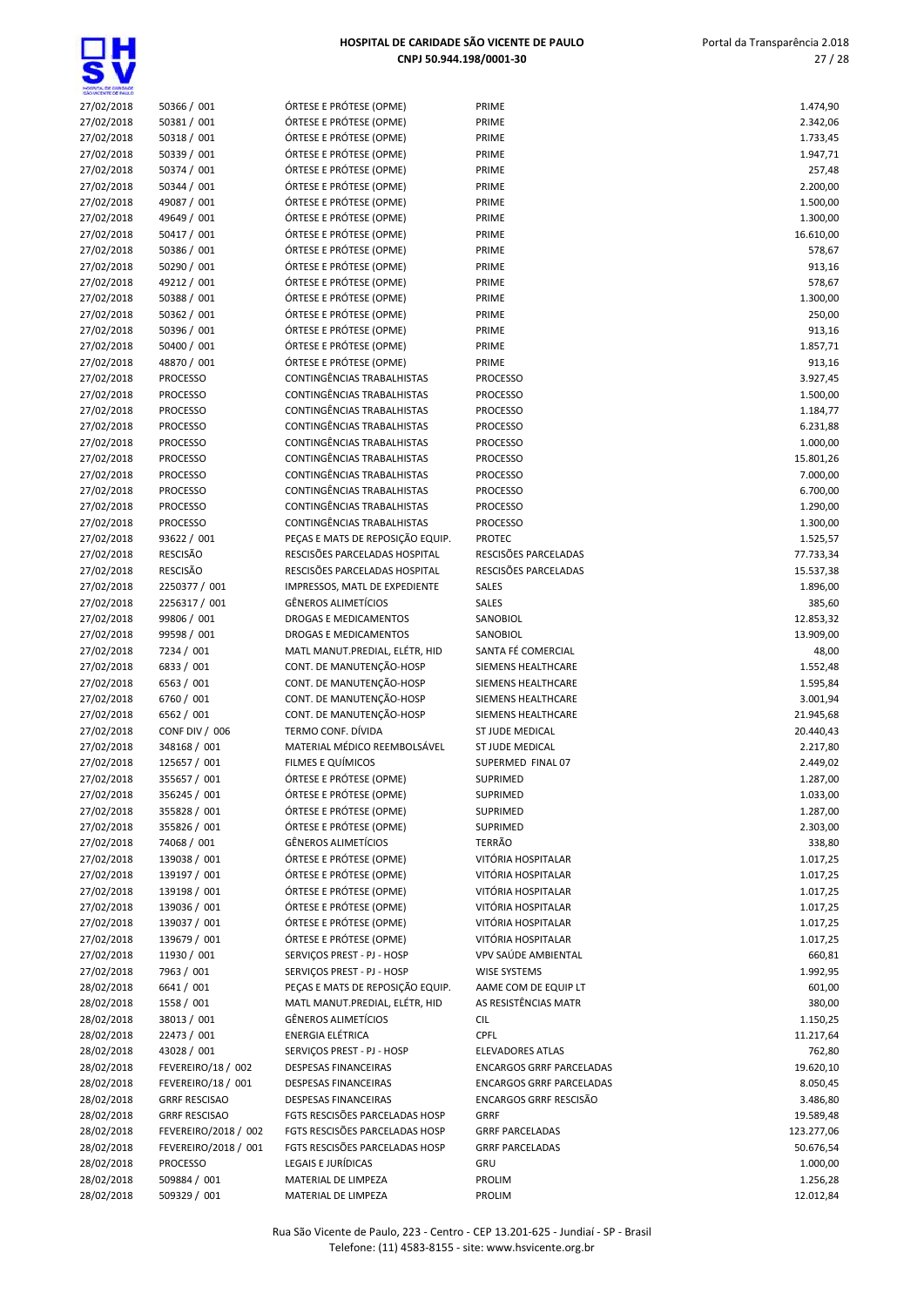# HOSPITAL DE CARIDADE SÃO VICENTE DE PAULO
**CNPJ 50.944.198/0001-30**

| | | | | |
|---|---|---|---|---|
| 27/02/2018 | 50366 / 001 | ÓRTESE E PRÓTESE (OPME) | PRIME | 1.474,90 |
| 27/02/2018 | 50381 / 001 | ÓRTESE E PRÓTESE (OPME) | PRIME | 2.342,06 |
| 27/02/2018 | 50318 / 001 | ÓRTESE E PRÓTESE (OPME) | PRIME | 1.733,45 |
| 27/02/2018 | 50339 / 001 | ÓRTESE E PRÓTESE (OPME) | PRIME | 1.947,71 |
| 27/02/2018 | 50374 / 001 | ÓRTESE E PRÓTESE (OPME) | PRIME | 257,48 |
| 27/02/2018 | 50344 / 001 | ÓRTESE E PRÓTESE (OPME) | PRIME | 2.200,00 |
| 27/02/2018 | 49087 / 001 | ÓRTESE E PRÓTESE (OPME) | PRIME | 1.500,00 |
| 27/02/2018 | 49649 / 001 | ÓRTESE E PRÓTESE (OPME) | PRIME | 1.300,00 |
| 27/02/2018 | 50417 / 001 | ÓRTESE E PRÓTESE (OPME) | PRIME | 16.610,00 |
| 27/02/2018 | 50386 / 001 | ÓRTESE E PRÓTESE (OPME) | PRIME | 578,67 |
| 27/02/2018 | 50290 / 001 | ÓRTESE E PRÓTESE (OPME) | PRIME | 913,16 |
| 27/02/2018 | 49212 / 001 | ÓRTESE E PRÓTESE (OPME) | PRIME | 578,67 |
| 27/02/2018 | 50388 / 001 | ÓRTESE E PRÓTESE (OPME) | PRIME | 1.300,00 |
| 27/02/2018 | 50362 / 001 | ÓRTESE E PRÓTESE (OPME) | PRIME | 250,00 |
| 27/02/2018 | 50396 / 001 | ÓRTESE E PRÓTESE (OPME) | PRIME | 913,16 |
| 27/02/2018 | 50400 / 001 | ÓRTESE E PRÓTESE (OPME) | PRIME | 1.857,71 |
| 27/02/2018 | 48870 / 001 | ÓRTESE E PRÓTESE (OPME) | PRIME | 913,16 |
| 27/02/2018 | PROCESSO | CONTINGÊNCIAS TRABALHISTAS | PROCESSO | 3.927,45 |
| 27/02/2018 | PROCESSO | CONTINGÊNCIAS TRABALHISTAS | PROCESSO | 1.500,00 |
| 27/02/2018 | PROCESSO | CONTINGÊNCIAS TRABALHISTAS | PROCESSO | 1.184,77 |
| 27/02/2018 | PROCESSO | CONTINGÊNCIAS TRABALHISTAS | PROCESSO | 6.231,88 |
| 27/02/2018 | PROCESSO | CONTINGÊNCIAS TRABALHISTAS | PROCESSO | 1.000,00 |
| 27/02/2018 | PROCESSO | CONTINGÊNCIAS TRABALHISTAS | PROCESSO | 15.801,26 |
| 27/02/2018 | PROCESSO | CONTINGÊNCIAS TRABALHISTAS | PROCESSO | 7.000,00 |
| 27/02/2018 | PROCESSO | CONTINGÊNCIAS TRABALHISTAS | PROCESSO | 6.700,00 |
| 27/02/2018 | PROCESSO | CONTINGÊNCIAS TRABALHISTAS | PROCESSO | 1.290,00 |
| 27/02/2018 | PROCESSO | CONTINGÊNCIAS TRABALHISTAS | PROCESSO | 1.300,00 |
| 27/02/2018 | 93622 / 001 | PEÇAS E MATS DE REPOSIÇÃO EQUIP. | PROTEC | 1.525,57 |
| 27/02/2018 | RESCISÃO | RESCISÕES PARCELADAS HOSPITAL | RESCISÕES PARCELADAS | 77.733,34 |
| 27/02/2018 | RESCISÃO | RESCISÕES PARCELADAS HOSPITAL | RESCISÕES PARCELADAS | 15.537,38 |
| 27/02/2018 | 2250377 / 001 | IMPRESSOS, MATL DE EXPEDIENTE | SALES | 1.896,00 |
| 27/02/2018 | 2256317 / 001 | GÊNEROS ALIMETÍCIOS | SALES | 385,60 |
| 27/02/2018 | 99806 / 001 | DROGAS E MEDICAMENTOS | SANOBIOL | 12.853,32 |
| 27/02/2018 | 99598 / 001 | DROGAS E MEDICAMENTOS | SANOBIOL | 13.909,00 |
| 27/02/2018 | 7234 / 001 | MATL MANUT.PREDIAL, ELÉTR, HID | SANTA FÉ COMERCIAL | 48,00 |
| 27/02/2018 | 6833 / 001 | CONT. DE MANUTENÇÃO-HOSP | SIEMENS HEALTHCARE | 1.552,48 |
| 27/02/2018 | 6563 / 001 | CONT. DE MANUTENÇÃO-HOSP | SIEMENS HEALTHCARE | 1.595,84 |
| 27/02/2018 | 6760 / 001 | CONT. DE MANUTENÇÃO-HOSP | SIEMENS HEALTHCARE | 3.001,94 |
| 27/02/2018 | 6562 / 001 | CONT. DE MANUTENÇÃO-HOSP | SIEMENS HEALTHCARE | 21.945,68 |
| 27/02/2018 | CONF DIV / 006 | TERMO CONF. DÍVIDA | ST JUDE MEDICAL | 20.440,43 |
| 27/02/2018 | 348168 / 001 | MATERIAL MÉDICO REEMBOLSÁVEL | ST JUDE MEDICAL | 2.217,80 |
| 27/02/2018 | 125657 / 001 | FILMES E QUÍMICOS | SUPERMED FINAL 07 | 2.449,02 |
| 27/02/2018 | 355657 / 001 | ÓRTESE E PRÓTESE (OPME) | SUPRIMED | 1.287,00 |
| 27/02/2018 | 356245 / 001 | ÓRTESE E PRÓTESE (OPME) | SUPRIMED | 1.033,00 |
| 27/02/2018 | 355828 / 001 | ÓRTESE E PRÓTESE (OPME) | SUPRIMED | 1.287,00 |
| 27/02/2018 | 355826 / 001 | ÓRTESE E PRÓTESE (OPME) | SUPRIMED | 2.303,00 |
| 27/02/2018 | 74068 / 001 | GÊNEROS ALIMETÍCIOS | TERRÃO | 338,80 |
| 27/02/2018 | 139038 / 001 | ÓRTESE E PRÓTESE (OPME) | VITÓRIA HOSPITALAR | 1.017,25 |
| 27/02/2018 | 139197 / 001 | ÓRTESE E PRÓTESE (OPME) | VITÓRIA HOSPITALAR | 1.017,25 |
| 27/02/2018 | 139198 / 001 | ÓRTESE E PRÓTESE (OPME) | VITÓRIA HOSPITALAR | 1.017,25 |
| 27/02/2018 | 139036 / 001 | ÓRTESE E PRÓTESE (OPME) | VITÓRIA HOSPITALAR | 1.017,25 |
| 27/02/2018 | 139037 / 001 | ÓRTESE E PRÓTESE (OPME) | VITÓRIA HOSPITALAR | 1.017,25 |
| 27/02/2018 | 139679 / 001 | ÓRTESE E PRÓTESE (OPME) | VITÓRIA HOSPITALAR | 1.017,25 |
| 27/02/2018 | 11930 / 001 | SERVIÇOS PREST - PJ - HOSP | VPV SAÚDE AMBIENTAL | 660,81 |
| 27/02/2018 | 7963 / 001 | SERVIÇOS PREST - PJ - HOSP | WISE SYSTEMS | 1.992,95 |
| 28/02/2018 | 6641 / 001 | PEÇAS E MATS DE REPOSIÇÃO EQUIP. | AAME COM DE EQUIP LT | 601,00 |
| 28/02/2018 | 1558 / 001 | MATL MANUT.PREDIAL, ELÉTR, HID | AS RESISTÊNCIAS MATR | 380,00 |
| 28/02/2018 | 38013 / 001 | GÊNEROS ALIMETÍCIOS | CIL | 1.150,25 |
| 28/02/2018 | 22473 / 001 | ENERGIA ELÉTRICA | CPFL | 11.217,64 |
| 28/02/2018 | 43028 / 001 | SERVIÇOS PREST - PJ - HOSP | ELEVADORES ATLAS | 762,80 |
| 28/02/2018 | FEVEREIRO/18 / 002 | DESPESAS FINANCEIRAS | ENCARGOS GRRF PARCELADAS | 19.620,10 |
| 28/02/2018 | FEVEREIRO/18 / 001 | DESPESAS FINANCEIRAS | ENCARGOS GRRF PARCELADAS | 8.050,45 |
| 28/02/2018 | GRRF RESCISAO | DESPESAS FINANCEIRAS | ENCARGOS GRRF RESCISÃO | 3.486,80 |
| 28/02/2018 | GRRF RESCISAO | FGTS RESCISÕES PARCELADAS HOSP | GRRF | 19.589,48 |
| 28/02/2018 | FEVEREIRO/2018 / 002 | FGTS RESCISÕES PARCELADAS HOSP | GRRF PARCELADAS | 123.277,06 |
| 28/02/2018 | FEVEREIRO/2018 / 001 | FGTS RESCISÕES PARCELADAS HOSP | GRRF PARCELADAS | 50.676,54 |
| 28/02/2018 | PROCESSO | LEGAIS E JURÍDICAS | GRU | 1.000,00 |
| 28/02/2018 | 509884 / 001 | MATERIAL DE LIMPEZA | PROLIM | 1.256,28 |
| 28/02/2018 | 509329 / 001 | MATERIAL DE LIMPEZA | PROLIM | 12.012,84 |

Rua São Vicente de Paulo, 223 - Centro - CEP 13.201-625 - Jundiaí - SP - Brasil
Telefone: (11) 4583-8155 - site: www.hsvicente.org.br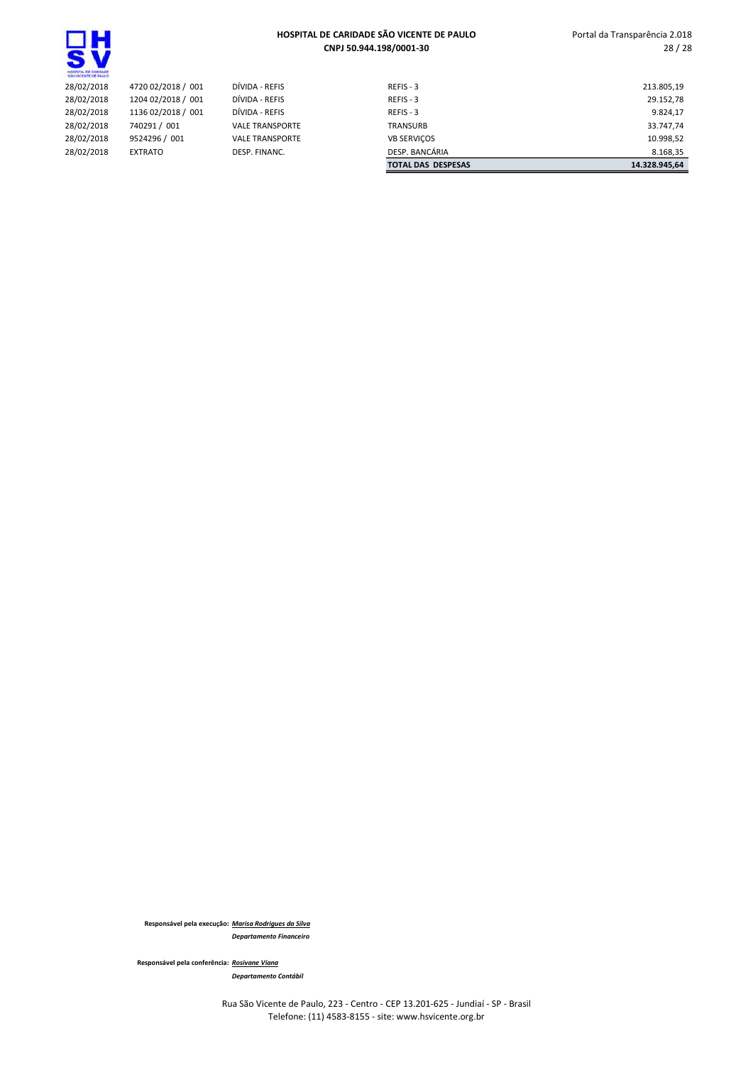| | | | | |
|---|---|---|---|---|
| 28/02/2018 | 4720 02/2018 / 001 | DÍVIDA - REFIS | REFIS - 3 | 213.805,19 |
| 28/02/2018 | 1204 02/2018 / 001 | DÍVIDA - REFIS | REFIS - 3 | 29.152,78 |
| 28/02/2018 | 1136 02/2018 / 001 | DÍVIDA - REFIS | REFIS - 3 | 9.824,17 |
| 28/02/2018 | 740291 / 001 | VALE TRANSPORTE | TRANSURB | 33.747,74 |
| 28/02/2018 | 9524296 / 001 | VALE TRANSPORTE | VB SERVIÇOS | 10.998,52 |
| 28/02/2018 | EXTRATO | DESP. FINANC. | DESP. BANCÁRIA | 8.168,35 |
| | | | **TOTAL DAS DESPESAS** | **14.328.945,64** |

**Responsável pela execução:** ***Marisa Rodrigues da Silva***
***Departamento Financeiro***

**Responsável pela conferência:** ***Rosivane Viana***
***Departamento Contábil***

Rua São Vicente de Paulo, 223 - Centro - CEP 13.201-625 - Jundiaí - SP - Brasil
Telefone: (11) 4583-8155 - site: www.hsvicente.org.br